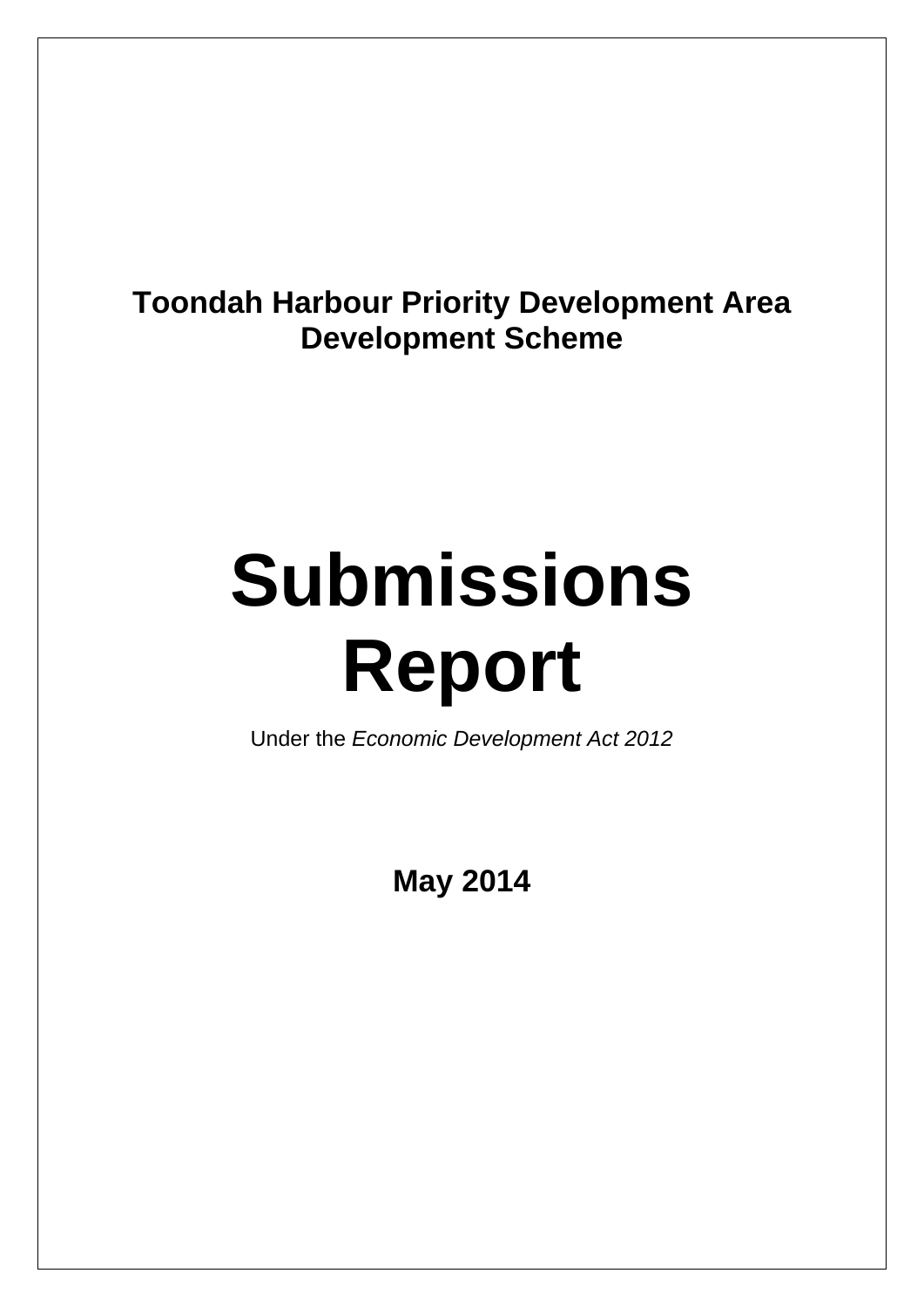**Toondah Harbour Priority Development Area Development Scheme**

# Submissions Report

Under the *Economic Development Act 2012*

**May 2014**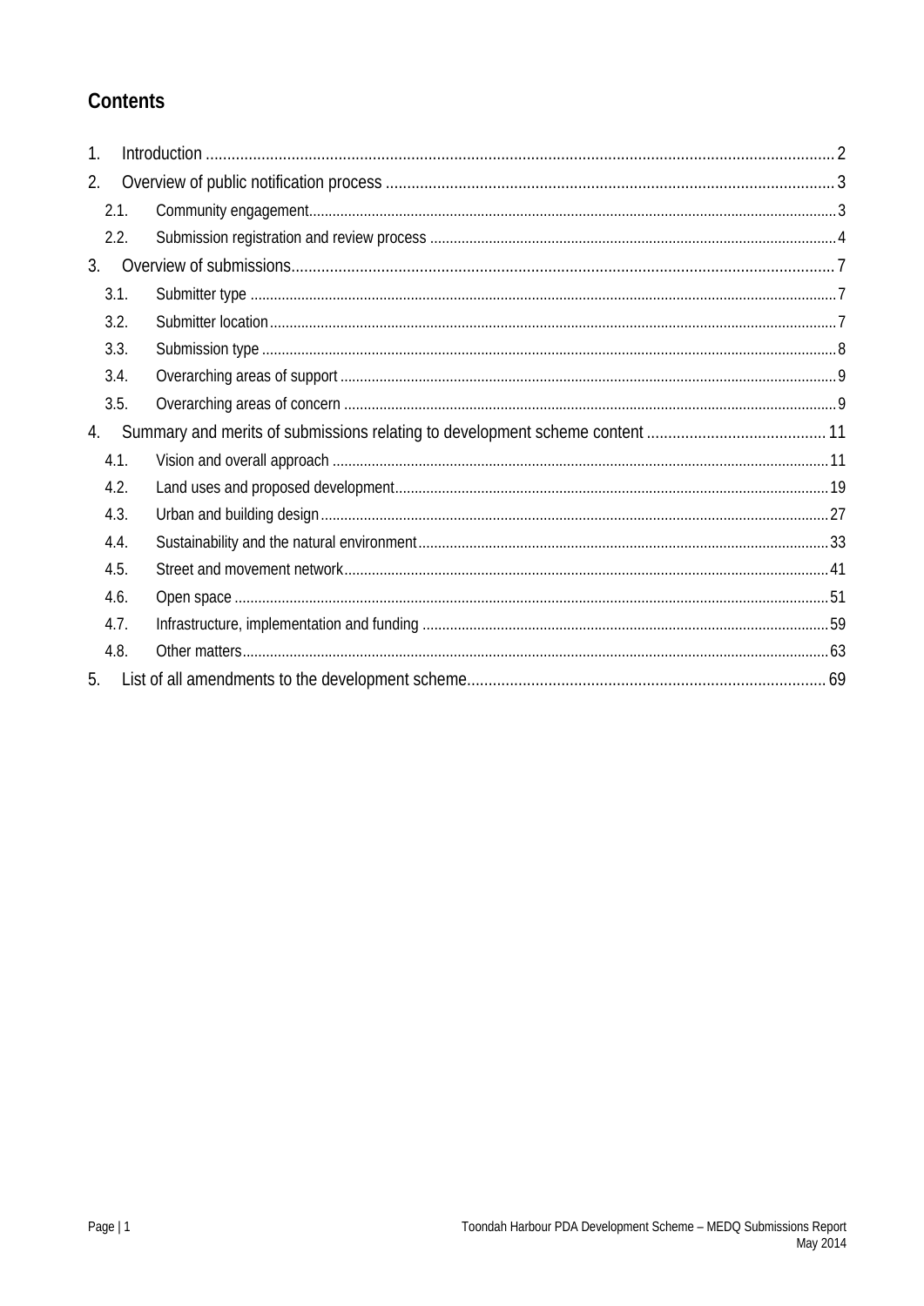# Contents

1. Introduction ... 2
2. Overview of public notification process ... 3
   - 2.1. Community engagement ... 3
   - 2.2. Submission registration and review process ... 4
3. Overview of submissions ... 7
   - 3.1. Submitter type ... 7
   - 3.2. Submitter location ... 7
   - 3.3. Submission type ... 8
   - 3.4. Overarching areas of support ... 9
   - 3.5. Overarching areas of concern ... 9
4. Summary and merits of submissions relating to development scheme content ... 11
   - 4.1. Vision and overall approach ... 11
   - 4.2. Land uses and proposed development ... 19
   - 4.3. Urban and building design ... 27
   - 4.4. Sustainability and the natural environment ... 33
   - 4.5. Street and movement network ... 41
   - 4.6. Open space ... 51
   - 4.7. Infrastructure, implementation and funding ... 59
   - 4.8. Other matters ... 63
5. List of all amendments to the development scheme ... 69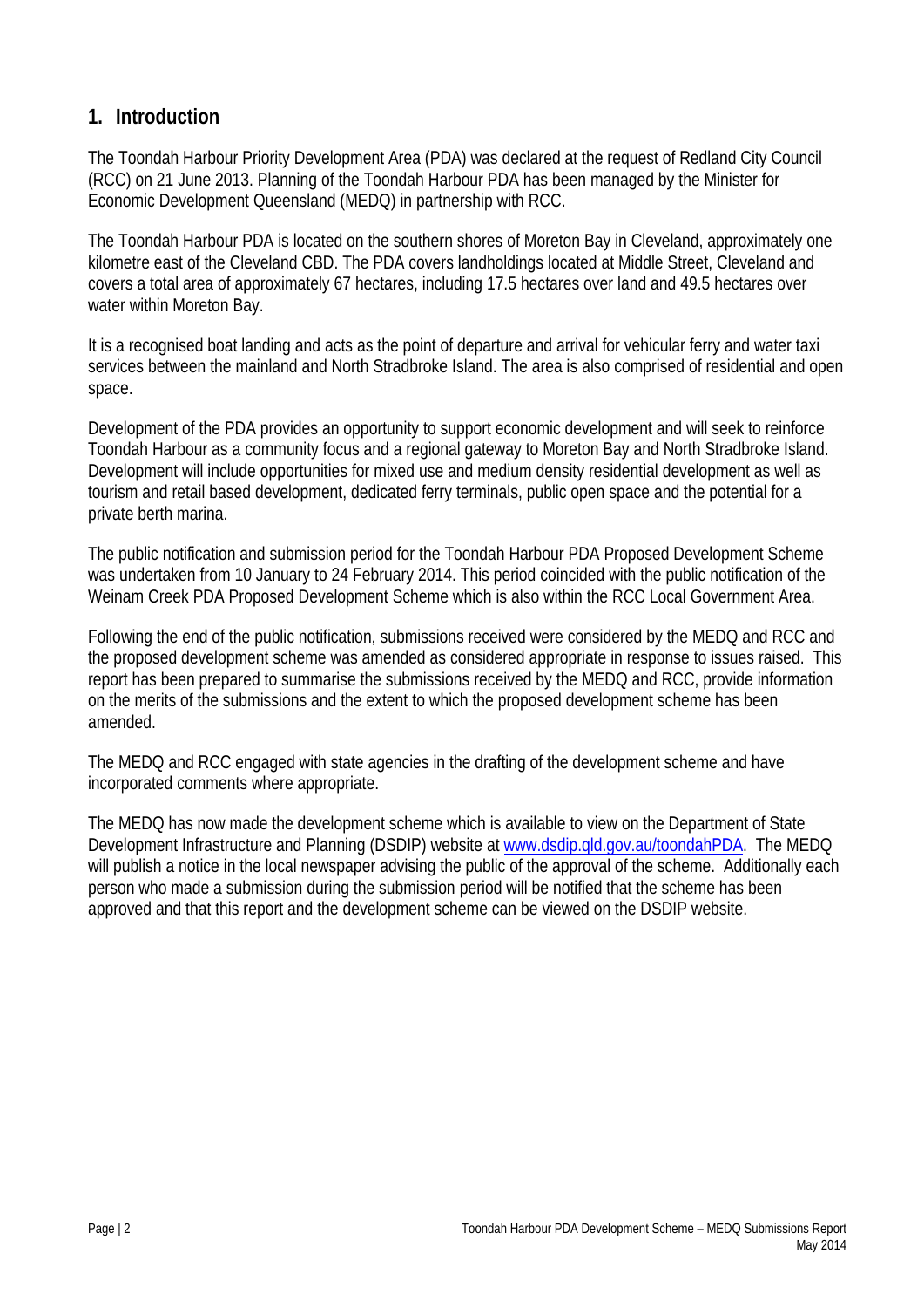## 1. Introduction

The Toondah Harbour Priority Development Area (PDA) was declared at the request of Redland City Council (RCC) on 21 June 2013. Planning of the Toondah Harbour PDA has been managed by the Minister for Economic Development Queensland (MEDQ) in partnership with RCC.

The Toondah Harbour PDA is located on the southern shores of Moreton Bay in Cleveland, approximately one kilometre east of the Cleveland CBD. The PDA covers landholdings located at Middle Street, Cleveland and covers a total area of approximately 67 hectares, including 17.5 hectares over land and 49.5 hectares over water within Moreton Bay.

It is a recognised boat landing and acts as the point of departure and arrival for vehicular ferry and water taxi services between the mainland and North Stradbroke Island. The area is also comprised of residential and open space.

Development of the PDA provides an opportunity to support economic development and will seek to reinforce Toondah Harbour as a community focus and a regional gateway to Moreton Bay and North Stradbroke Island. Development will include opportunities for mixed use and medium density residential development as well as tourism and retail based development, dedicated ferry terminals, public open space and the potential for a private berth marina.

The public notification and submission period for the Toondah Harbour PDA Proposed Development Scheme was undertaken from 10 January to 24 February 2014. This period coincided with the public notification of the Weinam Creek PDA Proposed Development Scheme which is also within the RCC Local Government Area.

Following the end of the public notification, submissions received were considered by the MEDQ and RCC and the proposed development scheme was amended as considered appropriate in response to issues raised. This report has been prepared to summarise the submissions received by the MEDQ and RCC, provide information on the merits of the submissions and the extent to which the proposed development scheme has been amended.

The MEDQ and RCC engaged with state agencies in the drafting of the development scheme and have incorporated comments where appropriate.

The MEDQ has now made the development scheme which is available to view on the Department of State Development Infrastructure and Planning (DSDIP) website at www.dsdip.qld.gov.au/toondahPDA. The MEDQ will publish a notice in the local newspaper advising the public of the approval of the scheme. Additionally each person who made a submission during the submission period will be notified that the scheme has been approved and that this report and the development scheme can be viewed on the DSDIP website.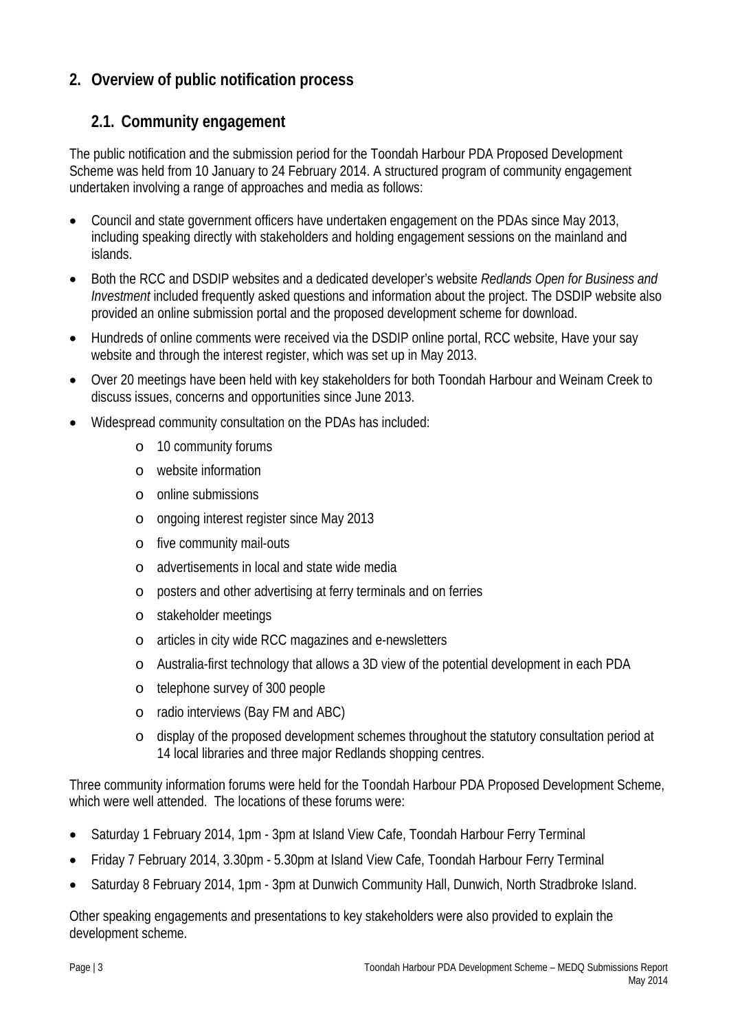## 2. Overview of public notification process

### 2.1. Community engagement

The public notification and the submission period for the Toondah Harbour PDA Proposed Development Scheme was held from 10 January to 24 February 2014. A structured program of community engagement undertaken involving a range of approaches and media as follows:

- Council and state government officers have undertaken engagement on the PDAs since May 2013, including speaking directly with stakeholders and holding engagement sessions on the mainland and islands.
- Both the RCC and DSDIP websites and a dedicated developer's website *Redlands Open for Business and Investment* included frequently asked questions and information about the project. The DSDIP website also provided an online submission portal and the proposed development scheme for download.
- Hundreds of online comments were received via the DSDIP online portal, RCC website, Have your say website and through the interest register, which was set up in May 2013.
- Over 20 meetings have been held with key stakeholders for both Toondah Harbour and Weinam Creek to discuss issues, concerns and opportunities since June 2013.
- Widespread community consultation on the PDAs has included:
  - 10 community forums
  - website information
  - online submissions
  - ongoing interest register since May 2013
  - five community mail-outs
  - advertisements in local and state wide media
  - posters and other advertising at ferry terminals and on ferries
  - stakeholder meetings
  - articles in city wide RCC magazines and e-newsletters
  - Australia-first technology that allows a 3D view of the potential development in each PDA
  - telephone survey of 300 people
  - radio interviews (Bay FM and ABC)
  - display of the proposed development schemes throughout the statutory consultation period at 14 local libraries and three major Redlands shopping centres.

Three community information forums were held for the Toondah Harbour PDA Proposed Development Scheme, which were well attended. The locations of these forums were:

- Saturday 1 February 2014, 1pm - 3pm at Island View Cafe, Toondah Harbour Ferry Terminal
- Friday 7 February 2014, 3.30pm - 5.30pm at Island View Cafe, Toondah Harbour Ferry Terminal
- Saturday 8 February 2014, 1pm - 3pm at Dunwich Community Hall, Dunwich, North Stradbroke Island.

Other speaking engagements and presentations to key stakeholders were also provided to explain the development scheme.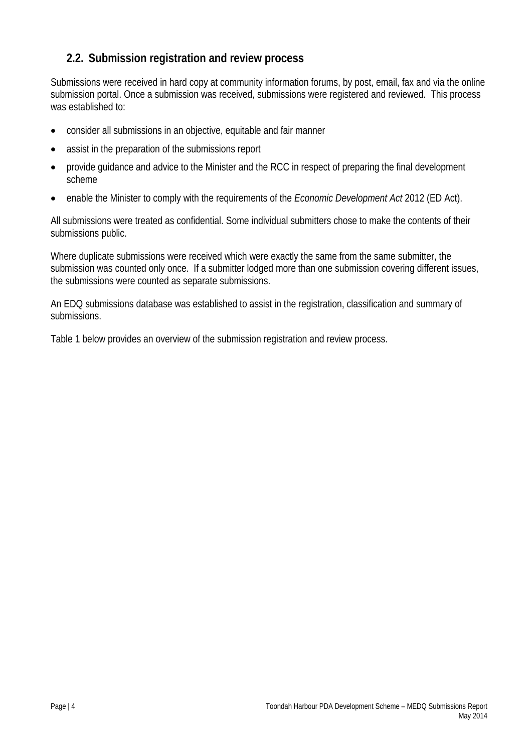## 2.2. Submission registration and review process

Submissions were received in hard copy at community information forums, by post, email, fax and via the online submission portal. Once a submission was received, submissions were registered and reviewed. This process was established to:

- consider all submissions in an objective, equitable and fair manner
- assist in the preparation of the submissions report
- provide guidance and advice to the Minister and the RCC in respect of preparing the final development scheme
- enable the Minister to comply with the requirements of the *Economic Development Act* 2012 (ED Act).

All submissions were treated as confidential. Some individual submitters chose to make the contents of their submissions public.

Where duplicate submissions were received which were exactly the same from the same submitter, the submission was counted only once. If a submitter lodged more than one submission covering different issues, the submissions were counted as separate submissions.

An EDQ submissions database was established to assist in the registration, classification and summary of submissions.

Table 1 below provides an overview of the submission registration and review process.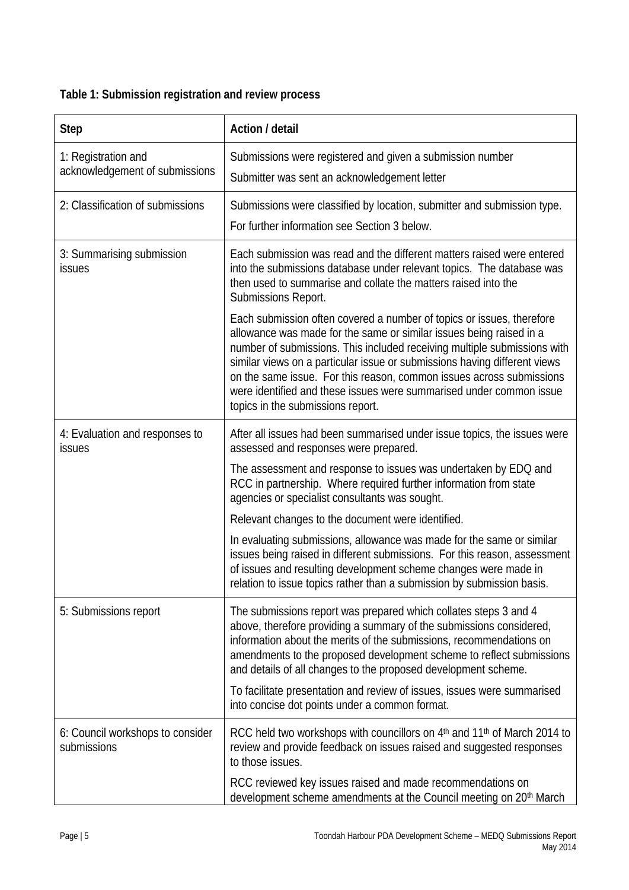**Table 1: Submission registration and review process**

| Step | Action / detail |
|---|---|
| 1: Registration and acknowledgement of submissions | Submissions were registered and given a submission number<br>Submitter was sent an acknowledgement letter |
| 2: Classification of submissions | Submissions were classified by location, submitter and submission type.<br>For further information see Section 3 below. |
| 3: Summarising submission issues | Each submission was read and the different matters raised were entered into the submissions database under relevant topics. The database was then used to summarise and collate the matters raised into the Submissions Report.<br>Each submission often covered a number of topics or issues, therefore allowance was made for the same or similar issues being raised in a number of submissions. This included receiving multiple submissions with similar views on a particular issue or submissions having different views on the same issue. For this reason, common issues across submissions were identified and these issues were summarised under common issue topics in the submissions report. |
| 4: Evaluation and responses to issues | After all issues had been summarised under issue topics, the issues were assessed and responses were prepared.<br>The assessment and response to issues was undertaken by EDQ and RCC in partnership. Where required further information from state agencies or specialist consultants was sought.<br>Relevant changes to the document were identified.<br>In evaluating submissions, allowance was made for the same or similar issues being raised in different submissions. For this reason, assessment of issues and resulting development scheme changes were made in relation to issue topics rather than a submission by submission basis. |
| 5: Submissions report | The submissions report was prepared which collates steps 3 and 4 above, therefore providing a summary of the submissions considered, information about the merits of the submissions, recommendations on amendments to the proposed development scheme to reflect submissions and details of all changes to the proposed development scheme.<br>To facilitate presentation and review of issues, issues were summarised into concise dot points under a common format. |
| 6: Council workshops to consider submissions | RCC held two workshops with councillors on 4th and 11th of March 2014 to review and provide feedback on issues raised and suggested responses to those issues.<br>RCC reviewed key issues raised and made recommendations on development scheme amendments at the Council meeting on 20th March |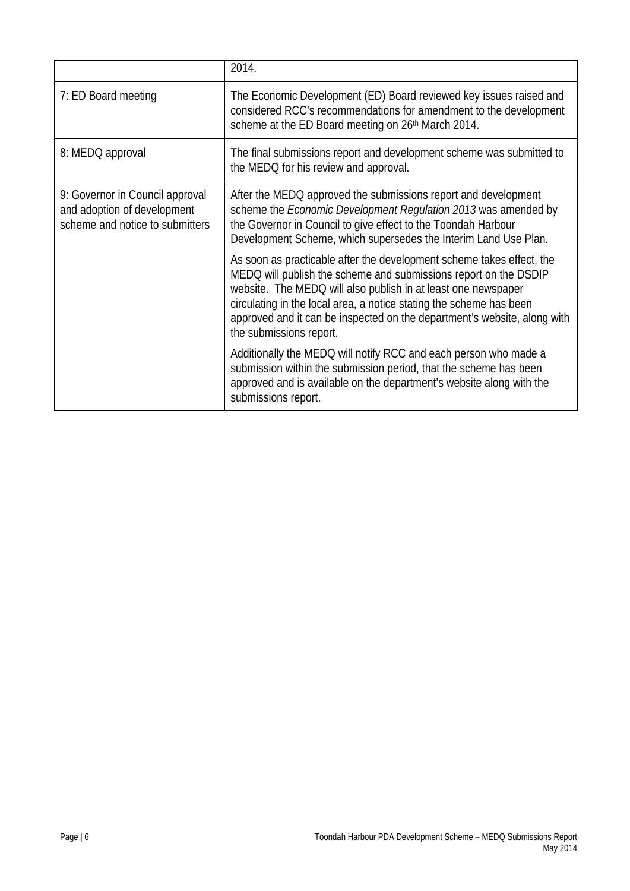|  |  |
| --- | --- |
|  | 2014. |
| 7: ED Board meeting | The Economic Development (ED) Board reviewed key issues raised and considered RCC's recommendations for amendment to the development scheme at the ED Board meeting on 26th March 2014. |
| 8: MEDQ approval | The final submissions report and development scheme was submitted to the MEDQ for his review and approval. |
| 9: Governor in Council approval and adoption of development scheme and notice to submitters | After the MEDQ approved the submissions report and development scheme the *Economic Development Regulation 2013* was amended by the Governor in Council to give effect to the Toondah Harbour Development Scheme, which supersedes the Interim Land Use Plan.<br><br>As soon as practicable after the development scheme takes effect, the MEDQ will publish the scheme and submissions report on the DSDIP website. The MEDQ will also publish in at least one newspaper circulating in the local area, a notice stating the scheme has been approved and it can be inspected on the department's website, along with the submissions report.<br><br>Additionally the MEDQ will notify RCC and each person who made a submission within the submission period, that the scheme has been approved and is available on the department's website along with the submissions report. |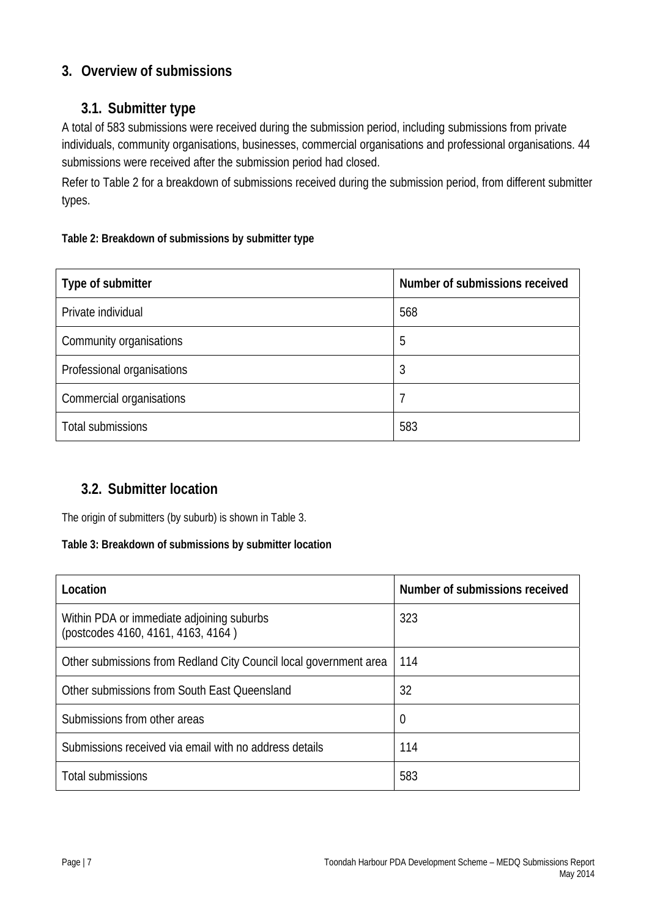## 3. Overview of submissions

### 3.1. Submitter type

A total of 583 submissions were received during the submission period, including submissions from private individuals, community organisations, businesses, commercial organisations and professional organisations. 44 submissions were received after the submission period had closed.

Refer to Table 2 for a breakdown of submissions received during the submission period, from different submitter types.

**Table 2: Breakdown of submissions by submitter type**

| Type of submitter | Number of submissions received |
|---|---|
| Private individual | 568 |
| Community organisations | 5 |
| Professional organisations | 3 |
| Commercial organisations | 7 |
| Total submissions | 583 |

### 3.2. Submitter location

The origin of submitters (by suburb) is shown in Table 3.

**Table 3: Breakdown of submissions by submitter location**

| Location | Number of submissions received |
|---|---|
| Within PDA or immediate adjoining suburbs (postcodes 4160, 4161, 4163, 4164 ) | 323 |
| Other submissions from Redland City Council local government area | 114 |
| Other submissions from South East Queensland | 32 |
| Submissions from other areas | 0 |
| Submissions received via email with no address details | 114 |
| Total submissions | 583 |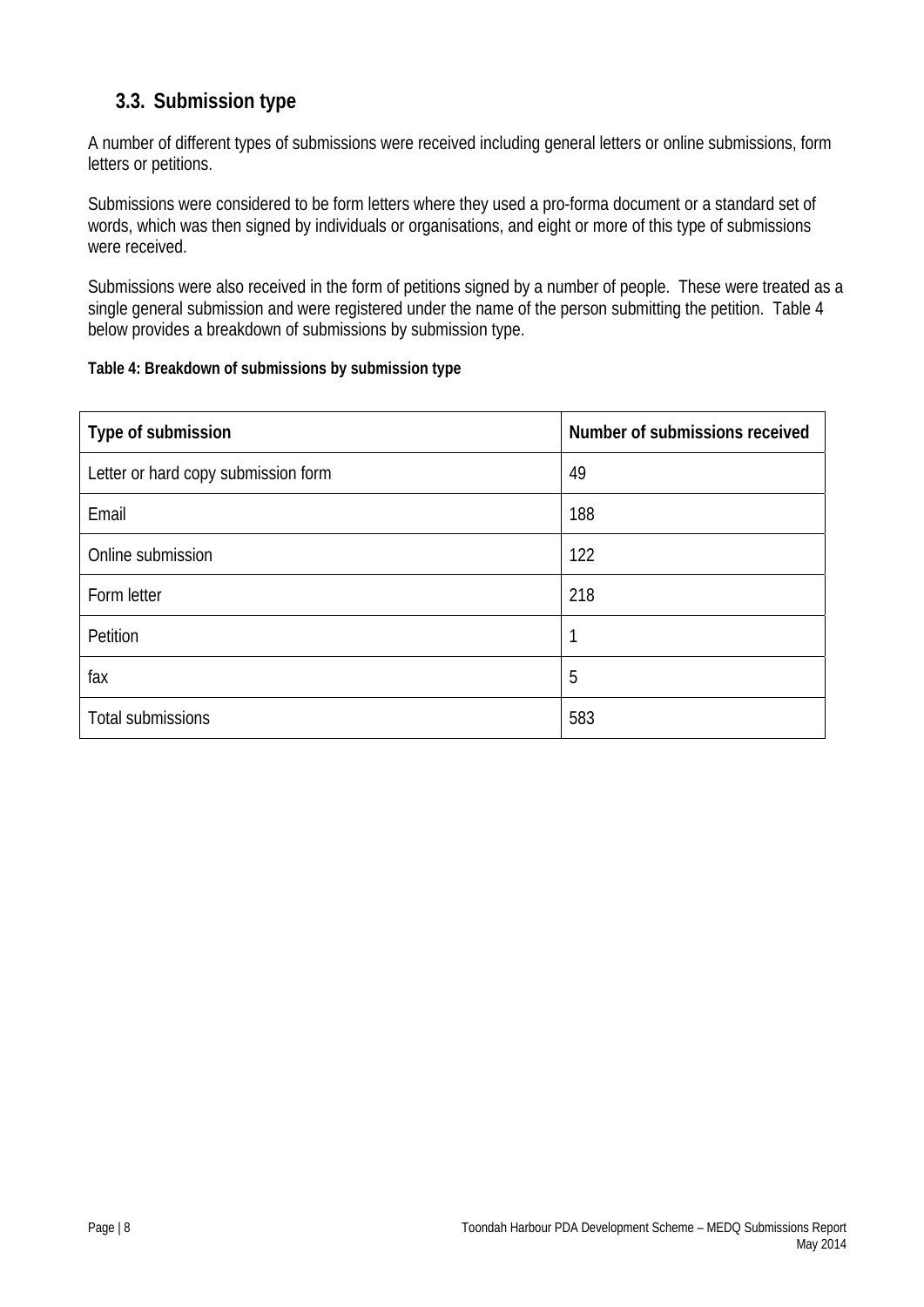## 3.3. Submission type

A number of different types of submissions were received including general letters or online submissions, form letters or petitions.

Submissions were considered to be form letters where they used a pro-forma document or a standard set of words, which was then signed by individuals or organisations, and eight or more of this type of submissions were received.

Submissions were also received in the form of petitions signed by a number of people. These were treated as a single general submission and were registered under the name of the person submitting the petition. Table 4 below provides a breakdown of submissions by submission type.

**Table 4: Breakdown of submissions by submission type**

| Type of submission | Number of submissions received |
| --- | --- |
| Letter or hard copy submission form | 49 |
| Email | 188 |
| Online submission | 122 |
| Form letter | 218 |
| Petition | 1 |
| fax | 5 |
| Total submissions | 583 |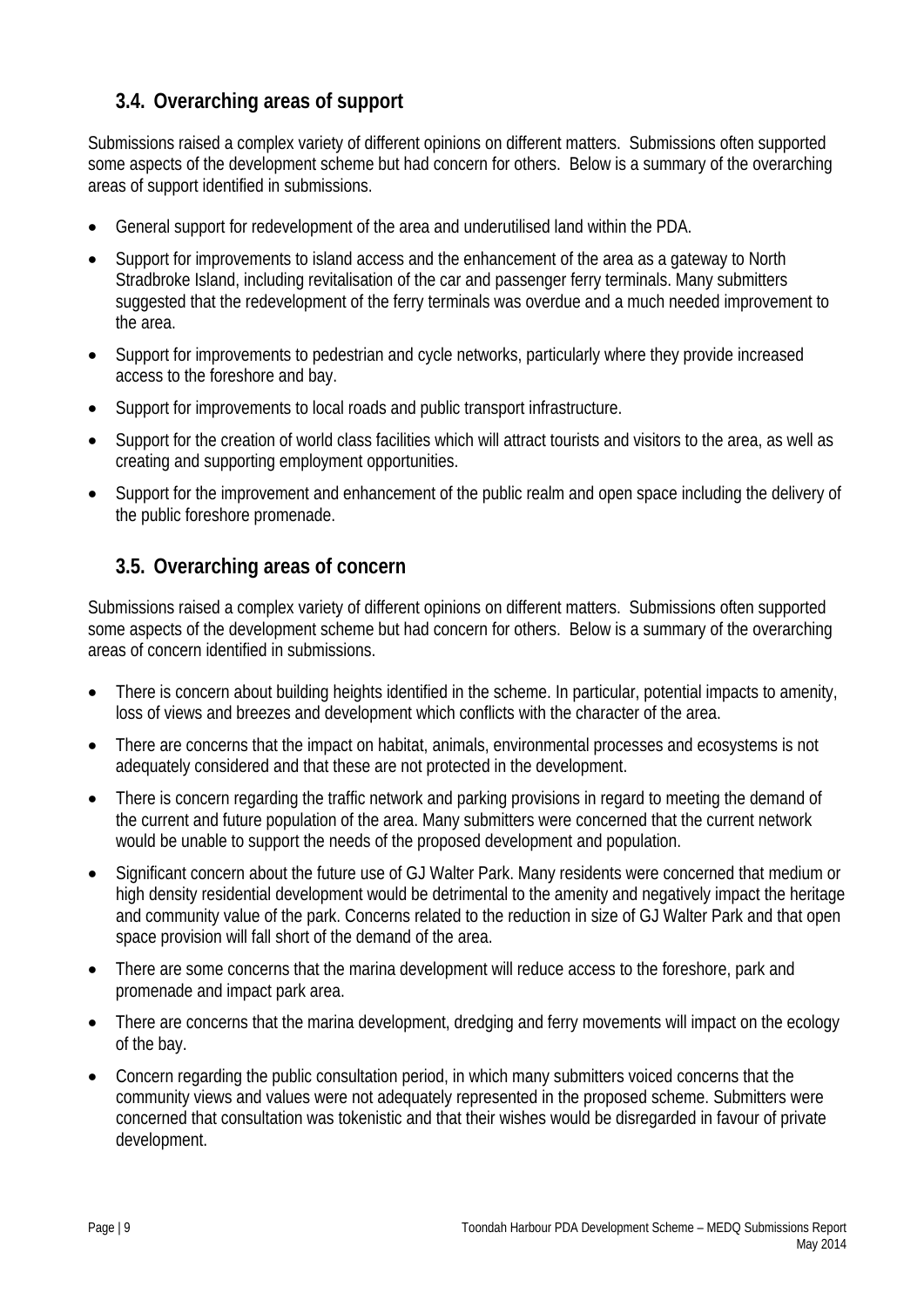### 3.4. Overarching areas of support

Submissions raised a complex variety of different opinions on different matters. Submissions often supported some aspects of the development scheme but had concern for others. Below is a summary of the overarching areas of support identified in submissions.

- General support for redevelopment of the area and underutilised land within the PDA.
- Support for improvements to island access and the enhancement of the area as a gateway to North Stradbroke Island, including revitalisation of the car and passenger ferry terminals. Many submitters suggested that the redevelopment of the ferry terminals was overdue and a much needed improvement to the area.
- Support for improvements to pedestrian and cycle networks, particularly where they provide increased access to the foreshore and bay.
- Support for improvements to local roads and public transport infrastructure.
- Support for the creation of world class facilities which will attract tourists and visitors to the area, as well as creating and supporting employment opportunities.
- Support for the improvement and enhancement of the public realm and open space including the delivery of the public foreshore promenade.

### 3.5. Overarching areas of concern

Submissions raised a complex variety of different opinions on different matters. Submissions often supported some aspects of the development scheme but had concern for others. Below is a summary of the overarching areas of concern identified in submissions.

- There is concern about building heights identified in the scheme. In particular, potential impacts to amenity, loss of views and breezes and development which conflicts with the character of the area.
- There are concerns that the impact on habitat, animals, environmental processes and ecosystems is not adequately considered and that these are not protected in the development.
- There is concern regarding the traffic network and parking provisions in regard to meeting the demand of the current and future population of the area. Many submitters were concerned that the current network would be unable to support the needs of the proposed development and population.
- Significant concern about the future use of GJ Walter Park. Many residents were concerned that medium or high density residential development would be detrimental to the amenity and negatively impact the heritage and community value of the park. Concerns related to the reduction in size of GJ Walter Park and that open space provision will fall short of the demand of the area.
- There are some concerns that the marina development will reduce access to the foreshore, park and promenade and impact park area.
- There are concerns that the marina development, dredging and ferry movements will impact on the ecology of the bay.
- Concern regarding the public consultation period, in which many submitters voiced concerns that the community views and values were not adequately represented in the proposed scheme. Submitters were concerned that consultation was tokenistic and that their wishes would be disregarded in favour of private development.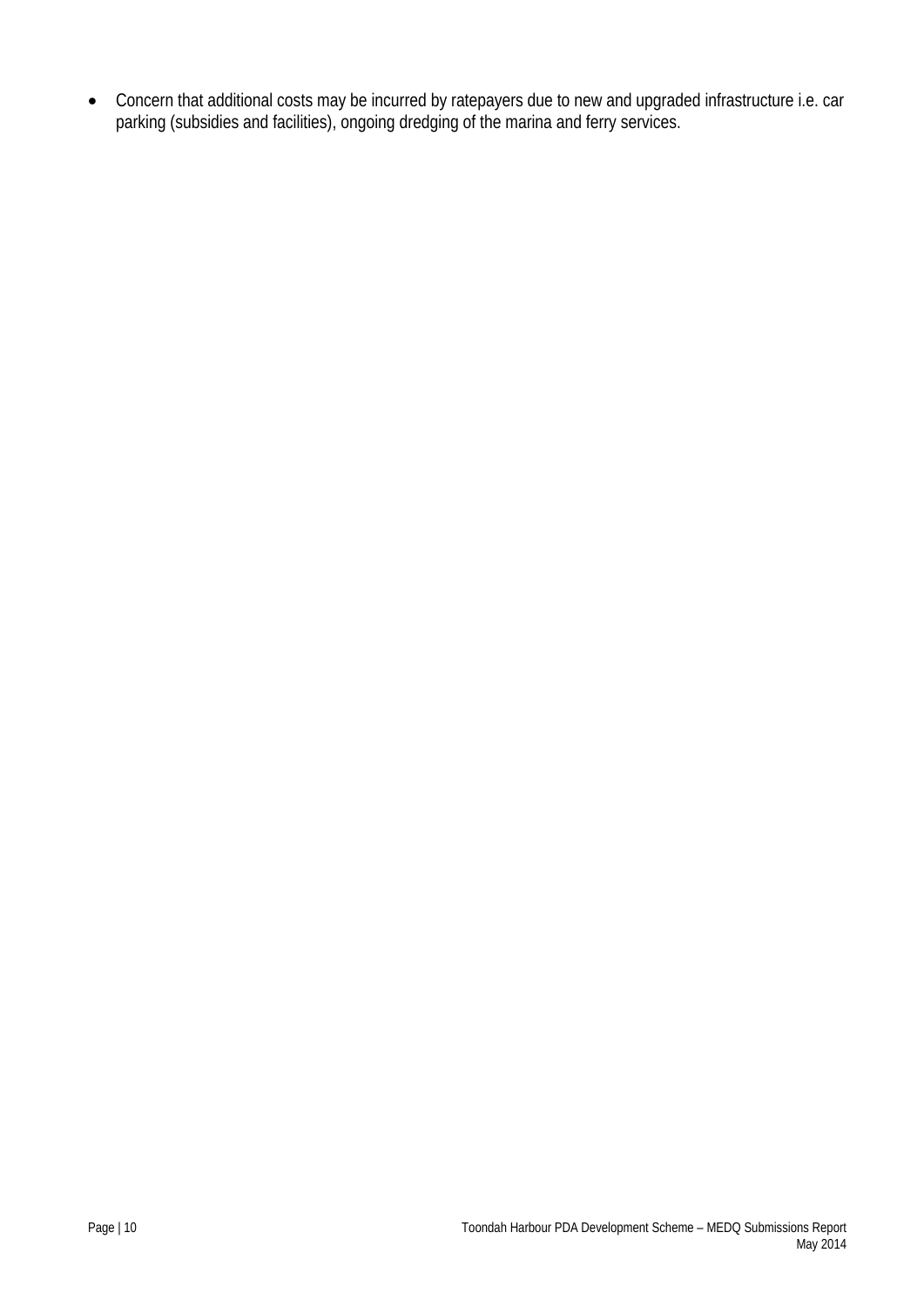- Concern that additional costs may be incurred by ratepayers due to new and upgraded infrastructure i.e. car parking (subsidies and facilities), ongoing dredging of the marina and ferry services.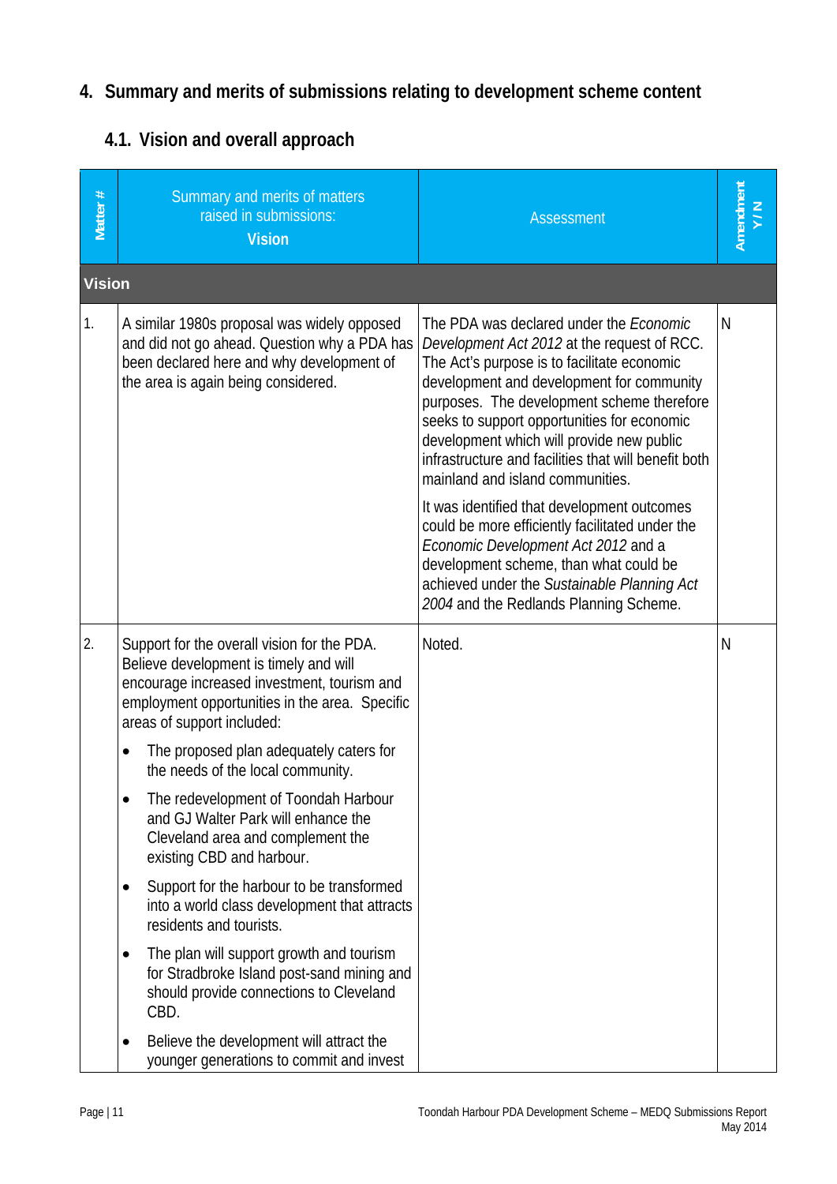## 4. Summary and merits of submissions relating to development scheme content

### 4.1. Vision and overall approach

| Matter # | Summary and merits of matters raised in submissions: **Vision** | Assessment | Amendment Y / N |
|---|---|---|---|
| **Vision** | | | |
| 1. | A similar 1980s proposal was widely opposed and did not go ahead. Question why a PDA has been declared here and why development of the area is again being considered. | The PDA was declared under the *Economic Development Act 2012* at the request of RCC. The Act's purpose is to facilitate economic development and development for community purposes. The development scheme therefore seeks to support opportunities for economic development which will provide new public infrastructure and facilities that will benefit both mainland and island communities.<br><br>It was identified that development outcomes could be more efficiently facilitated under the *Economic Development Act 2012* and a development scheme, than what could be achieved under the *Sustainable Planning Act 2004* and the Redlands Planning Scheme. | N |
| 2. | Support for the overall vision for the PDA. Believe development is timely and will encourage increased investment, tourism and employment opportunities in the area. Specific areas of support included:<br><br>• The proposed plan adequately caters for the needs of the local community.<br>• The redevelopment of Toondah Harbour and GJ Walter Park will enhance the Cleveland area and complement the existing CBD and harbour.<br>• Support for the harbour to be transformed into a world class development that attracts residents and tourists.<br>• The plan will support growth and tourism for Stradbroke Island post-sand mining and should provide connections to Cleveland CBD.<br>• Believe the development will attract the younger generations to commit and invest | Noted. | N |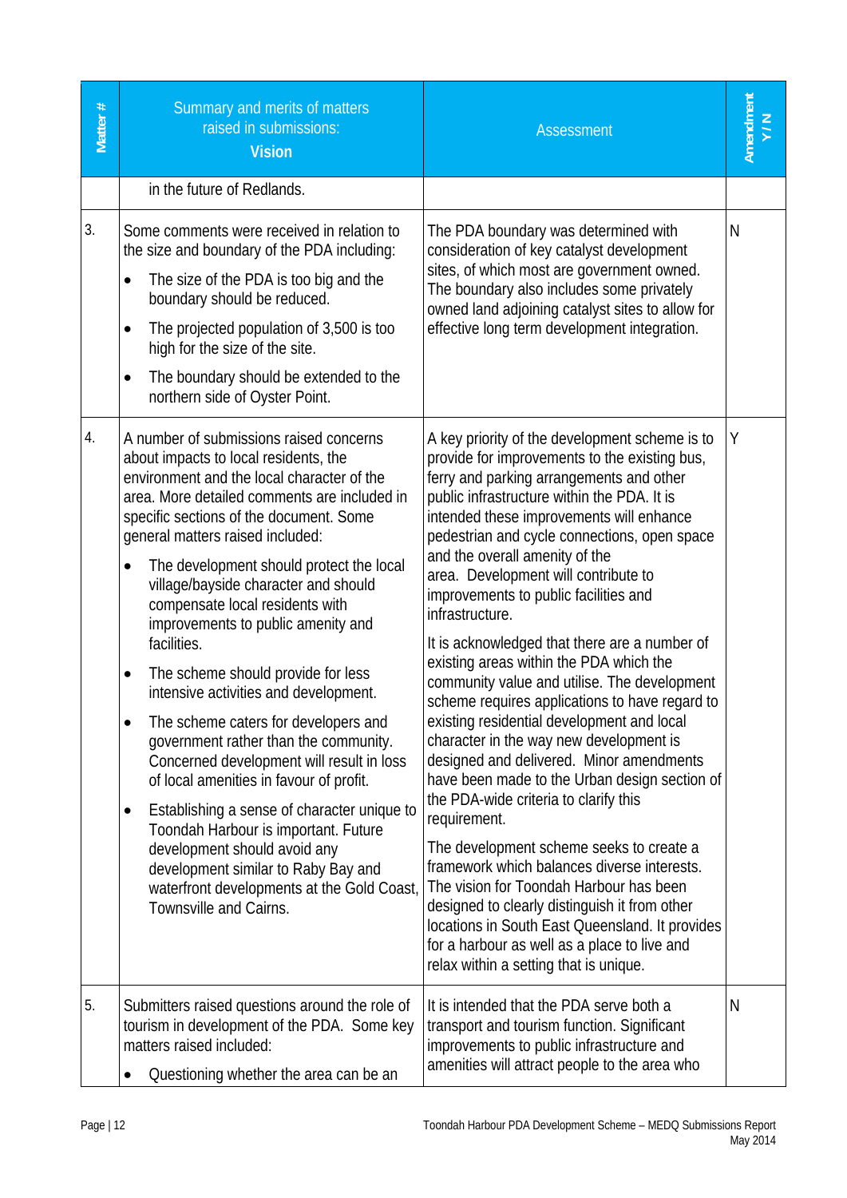| Matter # | Summary and merits of matters raised in submissions: **Vision** | Assessment | Amendment Y / N |
|---|---|---|---|
| | in the future of Redlands. | | |
| 3. | Some comments were received in relation to the size and boundary of the PDA including:<br>• The size of the PDA is too big and the boundary should be reduced.<br>• The projected population of 3,500 is too high for the size of the site.<br>• The boundary should be extended to the northern side of Oyster Point. | The PDA boundary was determined with consideration of key catalyst development sites, of which most are government owned. The boundary also includes some privately owned land adjoining catalyst sites to allow for effective long term development integration. | N |
| 4. | A number of submissions raised concerns about impacts to local residents, the environment and the local character of the area. More detailed comments were included in specific sections of the document. Some general matters raised included:<br>• The development should protect the local village/bayside character and should compensate local residents with improvements to public amenity and facilities.<br>• The scheme should provide for less intensive activities and development.<br>• The scheme caters for developers and government rather than the community. Concerned development will result in loss of local amenities in favour of profit.<br>• Establishing a sense of character unique to Toondah Harbour is important. Future development should avoid any development similar to Raby Bay and waterfront developments at the Gold Coast, Townsville and Cairns. | A key priority of the development scheme is to provide for improvements to the existing bus, ferry and parking arrangements and other public infrastructure within the PDA. It is intended these improvements will enhance pedestrian and cycle connections, open space and the overall amenity of the area. Development will contribute to improvements to public facilities and infrastructure.<br><br>It is acknowledged that there are a number of existing areas within the PDA which the community value and utilise. The development scheme requires applications to have regard to existing residential development and local character in the way new development is designed and delivered. Minor amendments have been made to the Urban design section of the PDA-wide criteria to clarify this requirement.<br><br>The development scheme seeks to create a framework which balances diverse interests. The vision for Toondah Harbour has been designed to clearly distinguish it from other locations in South East Queensland. It provides for a harbour as well as a place to live and relax within a setting that is unique. | Y |
| 5. | Submitters raised questions around the role of tourism in development of the PDA. Some key matters raised included:<br>• Questioning whether the area can be an | It is intended that the PDA serve both a transport and tourism function. Significant improvements to public infrastructure and amenities will attract people to the area who | N |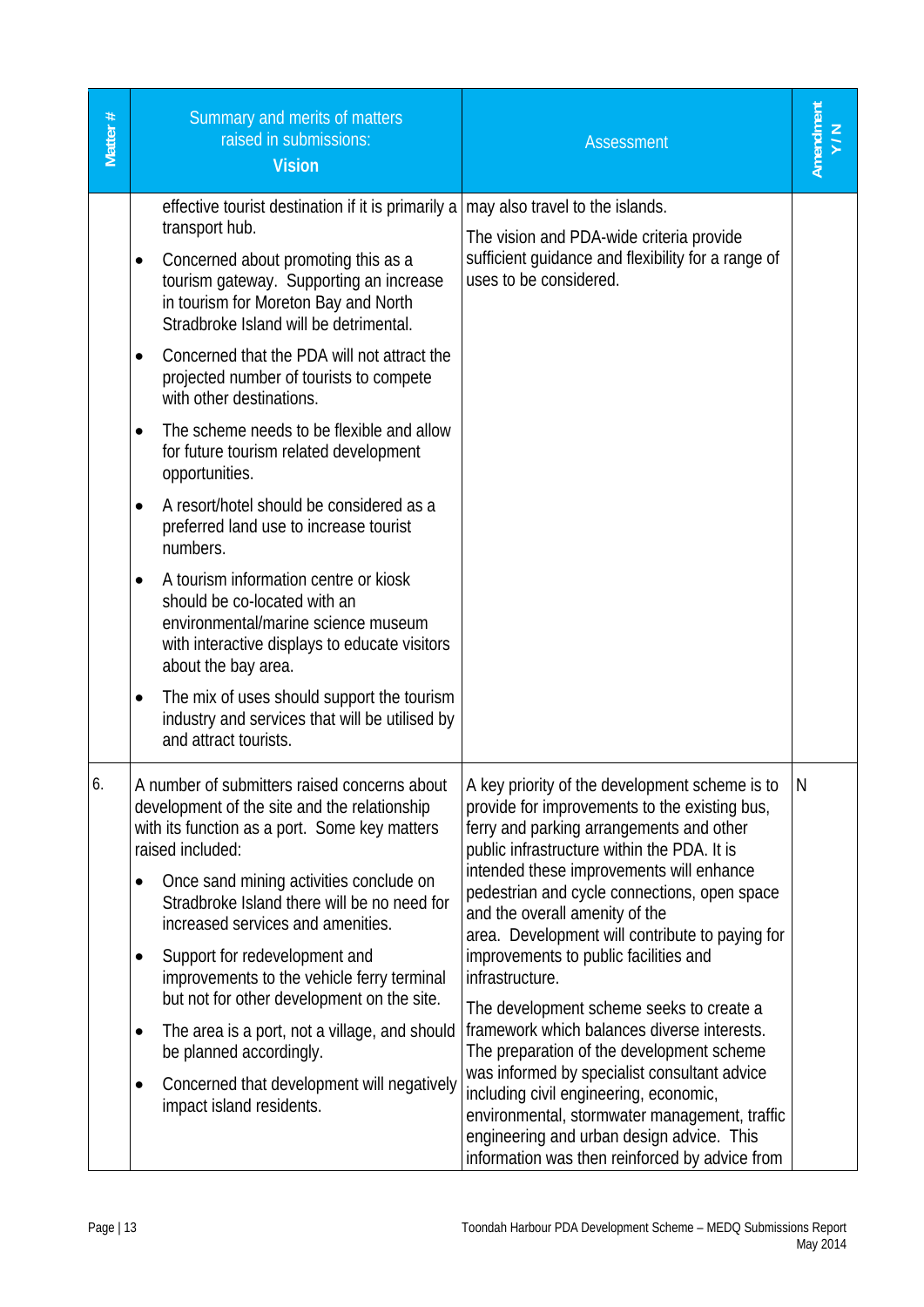| Matter # | Summary and merits of matters raised in submissions: **Vision** | Assessment | Amendment Y / N |
|---|---|---|---|
| | effective tourist destination if it is primarily a transport hub.<br>• Concerned about promoting this as a tourism gateway. Supporting an increase in tourism for Moreton Bay and North Stradbroke Island will be detrimental.<br>• Concerned that the PDA will not attract the projected number of tourists to compete with other destinations.<br>• The scheme needs to be flexible and allow for future tourism related development opportunities.<br>• A resort/hotel should be considered as a preferred land use to increase tourist numbers.<br>• A tourism information centre or kiosk should be co-located with an environmental/marine science museum with interactive displays to educate visitors about the bay area.<br>• The mix of uses should support the tourism industry and services that will be utilised by and attract tourists. | may also travel to the islands.<br>The vision and PDA-wide criteria provide sufficient guidance and flexibility for a range of uses to be considered. | |
| 6. | A number of submitters raised concerns about development of the site and the relationship with its function as a port. Some key matters raised included:<br>• Once sand mining activities conclude on Stradbroke Island there will be no need for increased services and amenities.<br>• Support for redevelopment and improvements to the vehicle ferry terminal but not for other development on the site.<br>• The area is a port, not a village, and should be planned accordingly.<br>• Concerned that development will negatively impact island residents. | A key priority of the development scheme is to provide for improvements to the existing bus, ferry and parking arrangements and other public infrastructure within the PDA. It is intended these improvements will enhance pedestrian and cycle connections, open space and the overall amenity of the area. Development will contribute to paying for improvements to public facilities and infrastructure.<br>The development scheme seeks to create a framework which balances diverse interests. The preparation of the development scheme was informed by specialist consultant advice including civil engineering, economic, environmental, stormwater management, traffic engineering and urban design advice. This information was then reinforced by advice from | N |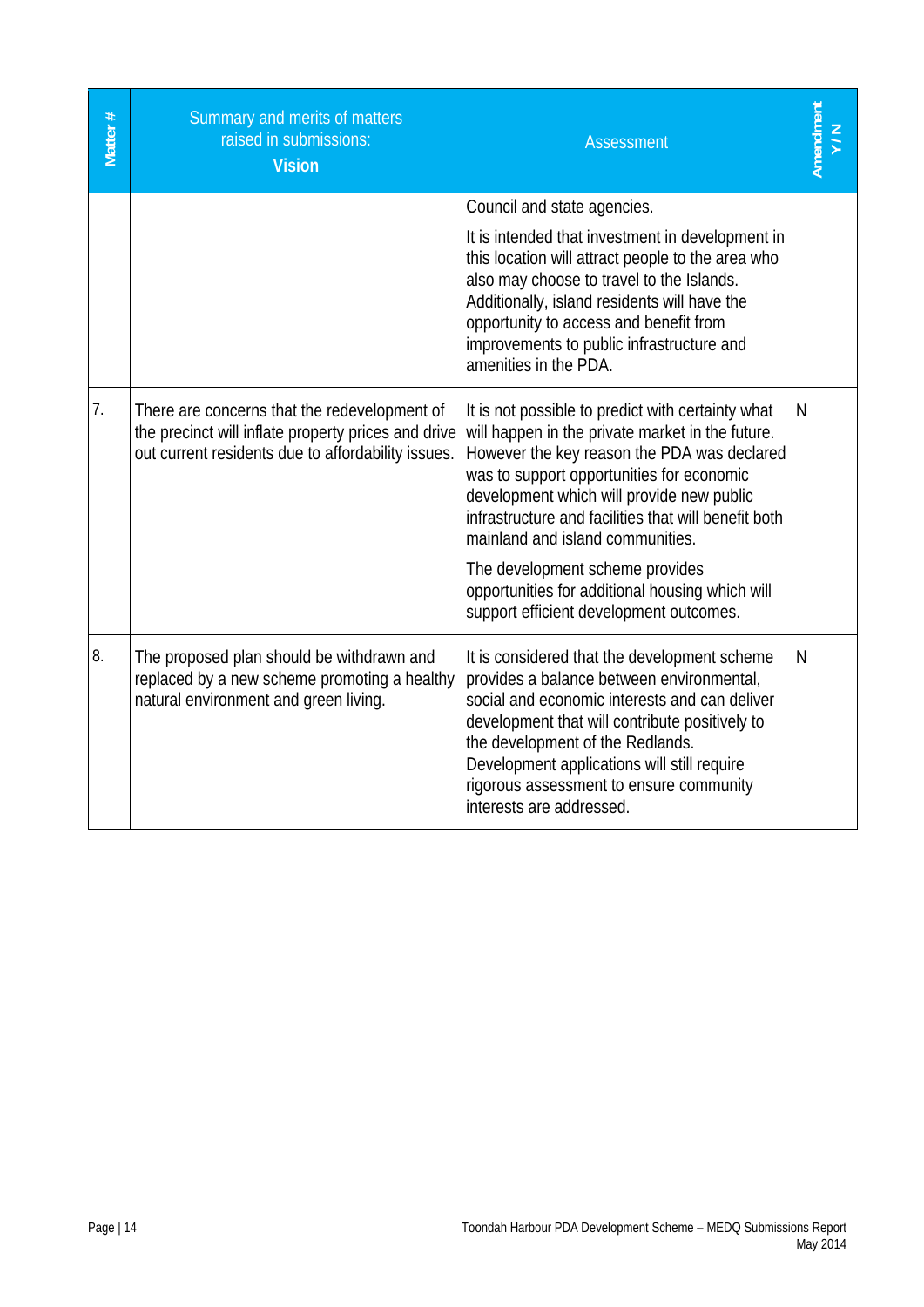| Matter # | Summary and merits of matters raised in submissions: **Vision** | Assessment | Amendment Y / N |
|---|---|---|---|
| | | Council and state agencies.<br><br>It is intended that investment in development in this location will attract people to the area who also may choose to travel to the Islands. Additionally, island residents will have the opportunity to access and benefit from improvements to public infrastructure and amenities in the PDA. | |
| 7. | There are concerns that the redevelopment of the precinct will inflate property prices and drive out current residents due to affordability issues. | It is not possible to predict with certainty what will happen in the private market in the future. However the key reason the PDA was declared was to support opportunities for economic development which will provide new public infrastructure and facilities that will benefit both mainland and island communities.<br><br>The development scheme provides opportunities for additional housing which will support efficient development outcomes. | N |
| 8. | The proposed plan should be withdrawn and replaced by a new scheme promoting a healthy natural environment and green living. | It is considered that the development scheme provides a balance between environmental, social and economic interests and can deliver development that will contribute positively to the development of the Redlands. Development applications will still require rigorous assessment to ensure community interests are addressed. | N |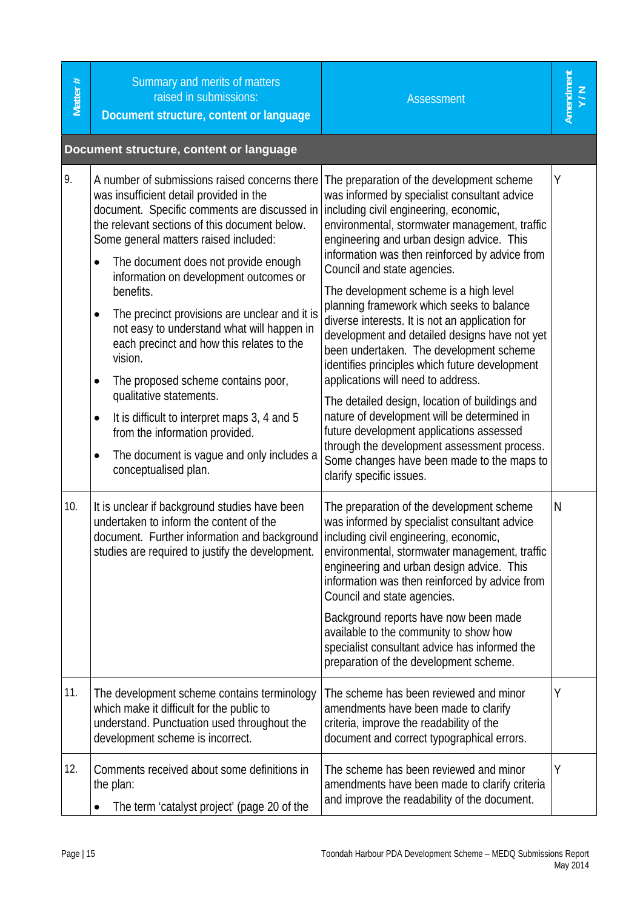| Matter # | Summary and merits of matters raised in submissions: **Document structure, content or language** | Assessment | Amendment Y / N |
|---|---|---|---|
| **Document structure, content or language** | | | |
| 9. | A number of submissions raised concerns there was insufficient detail provided in the document. Specific comments are discussed in the relevant sections of this document below. Some general matters raised included:<br>• The document does not provide enough information on development outcomes or benefits.<br>• The precinct provisions are unclear and it is not easy to understand what will happen in each precinct and how this relates to the vision.<br>• The proposed scheme contains poor, qualitative statements.<br>• It is difficult to interpret maps 3, 4 and 5 from the information provided.<br>• The document is vague and only includes a conceptualised plan. | The preparation of the development scheme was informed by specialist consultant advice including civil engineering, economic, environmental, stormwater management, traffic engineering and urban design advice. This information was then reinforced by advice from Council and state agencies.<br><br>The development scheme is a high level planning framework which seeks to balance diverse interests. It is not an application for development and detailed designs have not yet been undertaken. The development scheme identifies principles which future development applications will need to address.<br><br>The detailed design, location of buildings and nature of development will be determined in future development applications assessed through the development assessment process. Some changes have been made to the maps to clarify specific issues. | Y |
| 10. | It is unclear if background studies have been undertaken to inform the content of the document. Further information and background studies are required to justify the development. | The preparation of the development scheme was informed by specialist consultant advice including civil engineering, economic, environmental, stormwater management, traffic engineering and urban design advice. This information was then reinforced by advice from Council and state agencies.<br><br>Background reports have now been made available to the community to show how specialist consultant advice has informed the preparation of the development scheme. | N |
| 11. | The development scheme contains terminology which make it difficult for the public to understand. Punctuation used throughout the development scheme is incorrect. | The scheme has been reviewed and minor amendments have been made to clarify criteria, improve the readability of the document and correct typographical errors. | Y |
| 12. | Comments received about some definitions in the plan:<br>• The term 'catalyst project' (page 20 of the | The scheme has been reviewed and minor amendments have been made to clarify criteria and improve the readability of the document. | Y |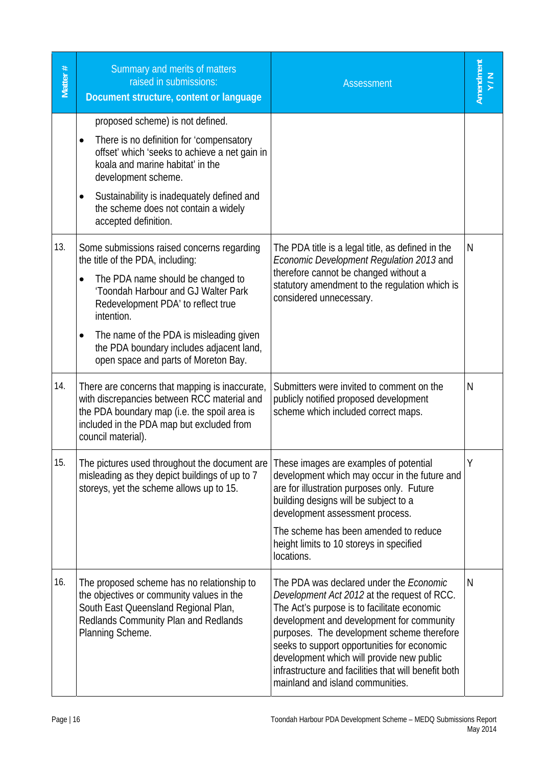| Matter # | Summary and merits of matters raised in submissions: **Document structure, content or language** | Assessment | Amendment Y / N |
|---|---|---|---|
| | proposed scheme) is not defined.<br>• There is no definition for 'compensatory offset' which 'seeks to achieve a net gain in koala and marine habitat' in the development scheme.<br>• Sustainability is inadequately defined and the scheme does not contain a widely accepted definition. | | |
| 13. | Some submissions raised concerns regarding the title of the PDA, including:<br>• The PDA name should be changed to 'Toondah Harbour and GJ Walter Park Redevelopment PDA' to reflect true intention.<br>• The name of the PDA is misleading given the PDA boundary includes adjacent land, open space and parts of Moreton Bay. | The PDA title is a legal title, as defined in the *Economic Development Regulation 2013* and therefore cannot be changed without a statutory amendment to the regulation which is considered unnecessary. | N |
| 14. | There are concerns that mapping is inaccurate, with discrepancies between RCC material and the PDA boundary map (i.e. the spoil area is included in the PDA map but excluded from council material). | Submitters were invited to comment on the publicly notified proposed development scheme which included correct maps. | N |
| 15. | The pictures used throughout the document are misleading as they depict buildings of up to 7 storeys, yet the scheme allows up to 15. | These images are examples of potential development which may occur in the future and are for illustration purposes only. Future building designs will be subject to a development assessment process.<br>The scheme has been amended to reduce height limits to 10 storeys in specified locations. | Y |
| 16. | The proposed scheme has no relationship to the objectives or community values in the South East Queensland Regional Plan, Redlands Community Plan and Redlands Planning Scheme. | The PDA was declared under the *Economic Development Act 2012* at the request of RCC. The Act's purpose is to facilitate economic development and development for community purposes. The development scheme therefore seeks to support opportunities for economic development which will provide new public infrastructure and facilities that will benefit both mainland and island communities. | N |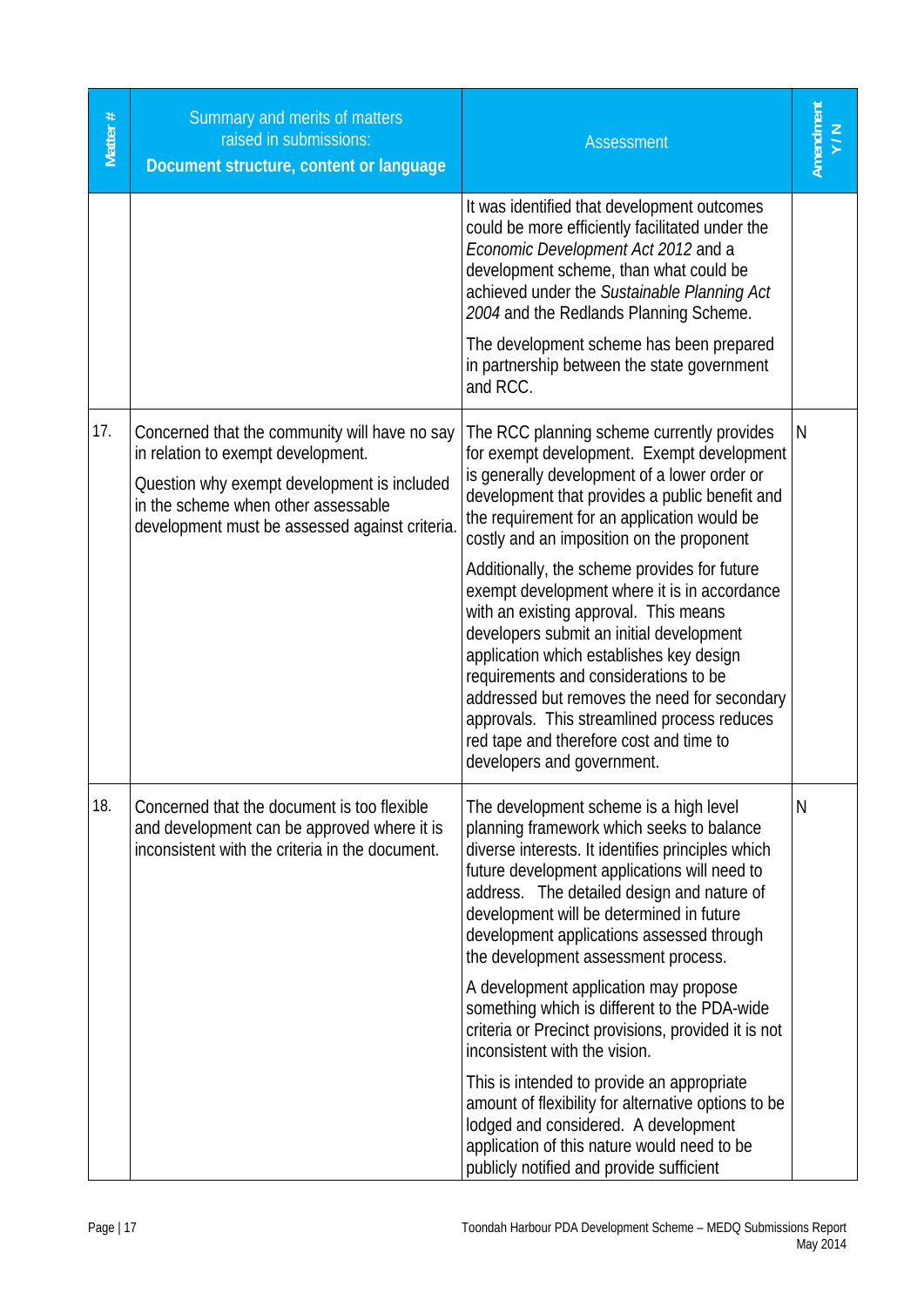| Matter # | Summary and merits of matters raised in submissions: **Document structure, content or language** | Assessment | Amendment Y / N |
|---|---|---|---|
| | | It was identified that development outcomes could be more efficiently facilitated under the *Economic Development Act 2012* and a development scheme, than what could be achieved under the *Sustainable Planning Act 2004* and the Redlands Planning Scheme.<br><br>The development scheme has been prepared in partnership between the state government and RCC. | |
| 17. | Concerned that the community will have no say in relation to exempt development.<br><br>Question why exempt development is included in the scheme when other assessable development must be assessed against criteria. | The RCC planning scheme currently provides for exempt development. Exempt development is generally development of a lower order or development that provides a public benefit and the requirement for an application would be costly and an imposition on the proponent<br><br>Additionally, the scheme provides for future exempt development where it is in accordance with an existing approval. This means developers submit an initial development application which establishes key design requirements and considerations to be addressed but removes the need for secondary approvals. This streamlined process reduces red tape and therefore cost and time to developers and government. | N |
| 18. | Concerned that the document is too flexible and development can be approved where it is inconsistent with the criteria in the document. | The development scheme is a high level planning framework which seeks to balance diverse interests. It identifies principles which future development applications will need to address. The detailed design and nature of development will be determined in future development applications assessed through the development assessment process.<br><br>A development application may propose something which is different to the PDA-wide criteria or Precinct provisions, provided it is not inconsistent with the vision.<br><br>This is intended to provide an appropriate amount of flexibility for alternative options to be lodged and considered. A development application of this nature would need to be publicly notified and provide sufficient | N |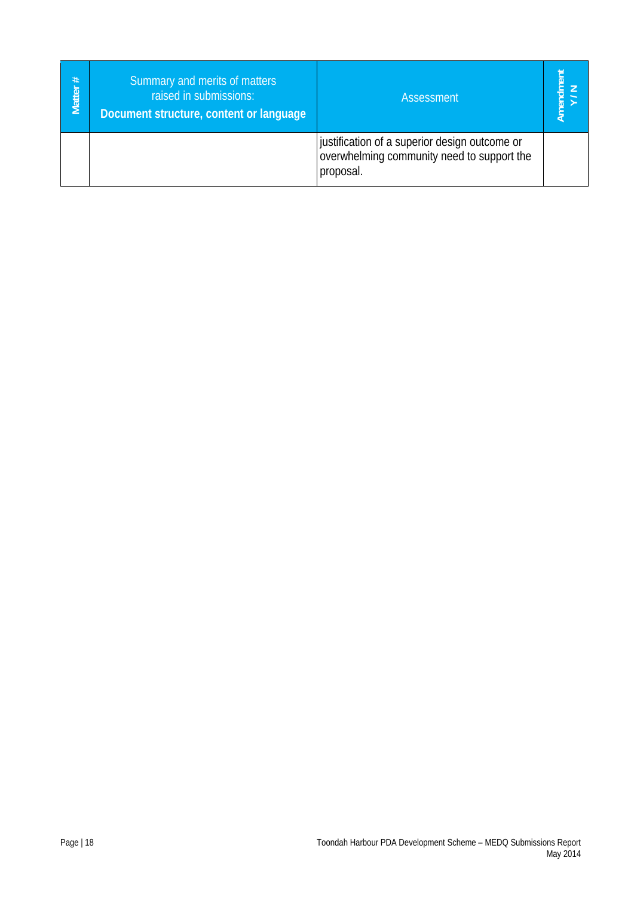| Matter # | Summary and merits of matters raised in submissions: **Document structure, content or language** | Assessment | Amendment Y / N |
|---|---|---|---|
| | | justification of a superior design outcome or overwhelming community need to support the proposal. | |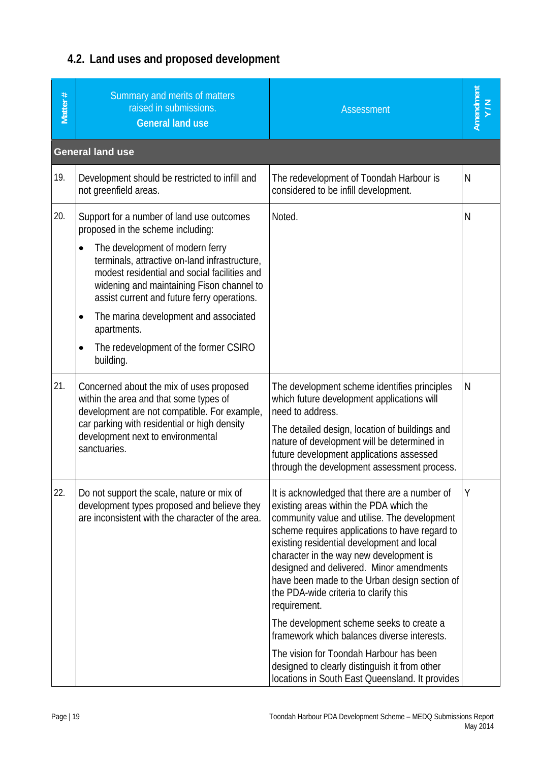## 4.2. Land uses and proposed development

| Matter # | Summary and merits of matters raised in submissions. **General land use** | Assessment | Amendment Y / N |
|---|---|---|---|
| **General land use** | | | |
| 19. | Development should be restricted to infill and not greenfield areas. | The redevelopment of Toondah Harbour is considered to be infill development. | N |
| 20. | Support for a number of land use outcomes proposed in the scheme including:<br>• The development of modern ferry terminals, attractive on-land infrastructure, modest residential and social facilities and widening and maintaining Fison channel to assist current and future ferry operations.<br>• The marina development and associated apartments.<br>• The redevelopment of the former CSIRO building. | Noted. | N |
| 21. | Concerned about the mix of uses proposed within the area and that some types of development are not compatible. For example, car parking with residential or high density development next to environmental sanctuaries. | The development scheme identifies principles which future development applications will need to address.<br>The detailed design, location of buildings and nature of development will be determined in future development applications assessed through the development assessment process. | N |
| 22. | Do not support the scale, nature or mix of development types proposed and believe they are inconsistent with the character of the area. | It is acknowledged that there are a number of existing areas within the PDA which the community value and utilise. The development scheme requires applications to have regard to existing residential development and local character in the way new development is designed and delivered. Minor amendments have been made to the Urban design section of the PDA-wide criteria to clarify this requirement.<br>The development scheme seeks to create a framework which balances diverse interests.<br>The vision for Toondah Harbour has been designed to clearly distinguish it from other locations in South East Queensland. It provides | Y |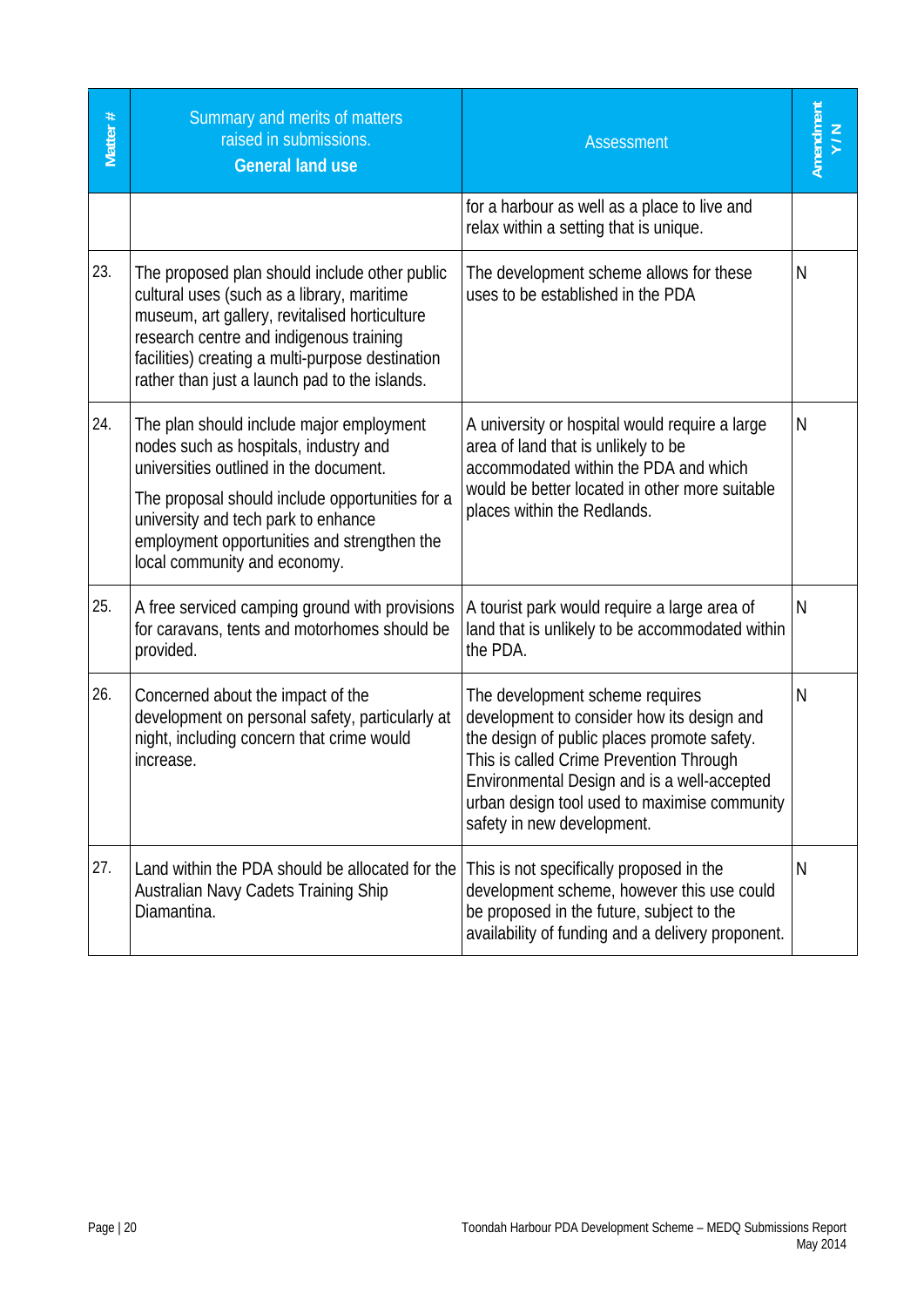| Matter # | Summary and merits of matters raised in submissions. **General land use** | Assessment | Amendment Y / N |
|---|---|---|---|
| | | for a harbour as well as a place to live and relax within a setting that is unique. | |
| 23. | The proposed plan should include other public cultural uses (such as a library, maritime museum, art gallery, revitalised horticulture research centre and indigenous training facilities) creating a multi-purpose destination rather than just a launch pad to the islands. | The development scheme allows for these uses to be established in the PDA | N |
| 24. | The plan should include major employment nodes such as hospitals, industry and universities outlined in the document.<br><br>The proposal should include opportunities for a university and tech park to enhance employment opportunities and strengthen the local community and economy. | A university or hospital would require a large area of land that is unlikely to be accommodated within the PDA and which would be better located in other more suitable places within the Redlands. | N |
| 25. | A free serviced camping ground with provisions for caravans, tents and motorhomes should be provided. | A tourist park would require a large area of land that is unlikely to be accommodated within the PDA. | N |
| 26. | Concerned about the impact of the development on personal safety, particularly at night, including concern that crime would increase. | The development scheme requires development to consider how its design and the design of public places promote safety. This is called Crime Prevention Through Environmental Design and is a well-accepted urban design tool used to maximise community safety in new development. | N |
| 27. | Land within the PDA should be allocated for the Australian Navy Cadets Training Ship Diamantina. | This is not specifically proposed in the development scheme, however this use could be proposed in the future, subject to the availability of funding and a delivery proponent. | N |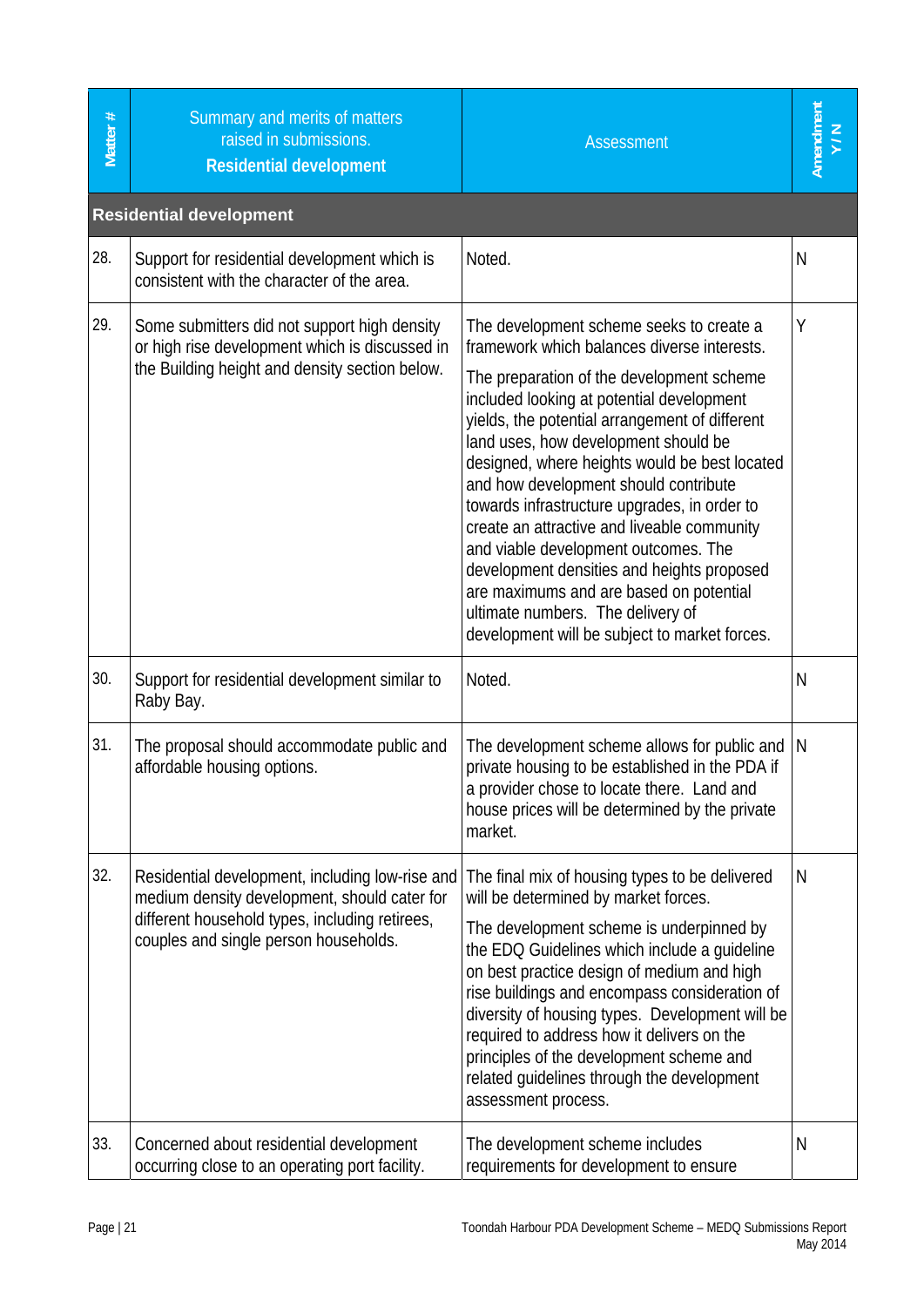| Matter # | Summary and merits of matters raised in submissions. **Residential development** | Assessment | Amendment Y / N |
|---|---|---|---|
| **Residential development** | | | |
| 28. | Support for residential development which is consistent with the character of the area. | Noted. | N |
| 29. | Some submitters did not support high density or high rise development which is discussed in the Building height and density section below. | The development scheme seeks to create a framework which balances diverse interests.<br><br>The preparation of the development scheme included looking at potential development yields, the potential arrangement of different land uses, how development should be designed, where heights would be best located and how development should contribute towards infrastructure upgrades, in order to create an attractive and liveable community and viable development outcomes. The development densities and heights proposed are maximums and are based on potential ultimate numbers. The delivery of development will be subject to market forces. | Y |
| 30. | Support for residential development similar to Raby Bay. | Noted. | N |
| 31. | The proposal should accommodate public and affordable housing options. | The development scheme allows for public and private housing to be established in the PDA if a provider chose to locate there. Land and house prices will be determined by the private market. | N |
| 32. | Residential development, including low-rise and medium density development, should cater for different household types, including retirees, couples and single person households. | The final mix of housing types to be delivered will be determined by market forces.<br><br>The development scheme is underpinned by the EDQ Guidelines which include a guideline on best practice design of medium and high rise buildings and encompass consideration of diversity of housing types. Development will be required to address how it delivers on the principles of the development scheme and related guidelines through the development assessment process. | N |
| 33. | Concerned about residential development occurring close to an operating port facility. | The development scheme includes requirements for development to ensure | N |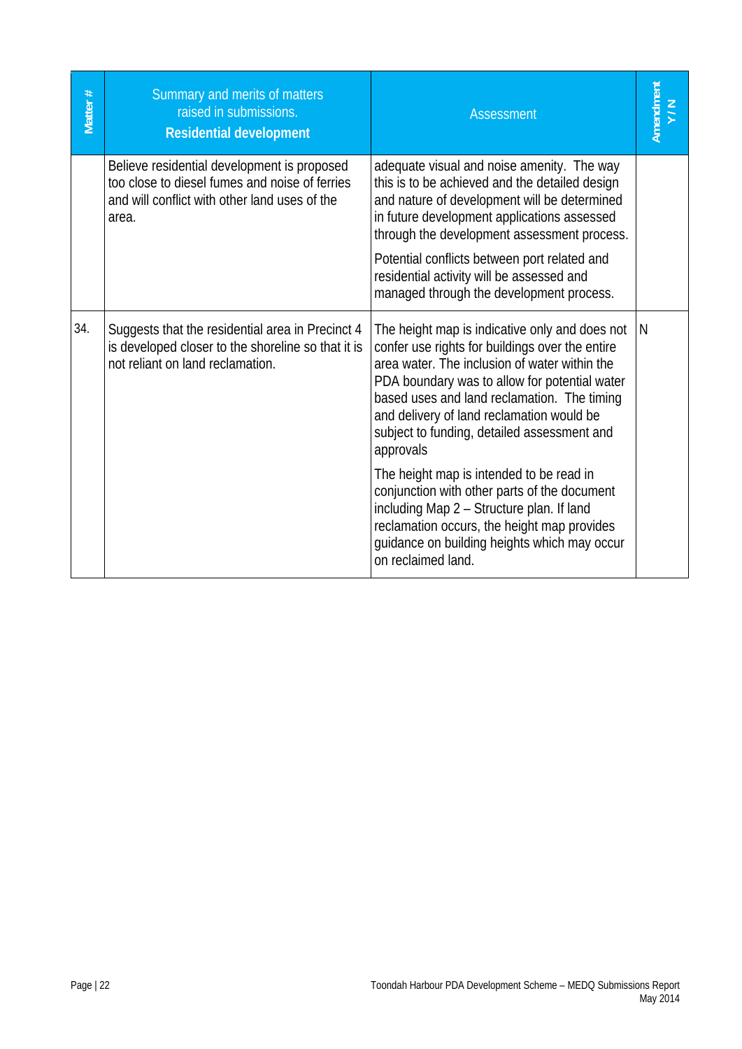| Matter # | Summary and merits of matters raised in submissions. **Residential development** | Assessment | Amendment Y / N |
|---|---|---|---|
| | Believe residential development is proposed too close to diesel fumes and noise of ferries and will conflict with other land uses of the area. | adequate visual and noise amenity. The way this is to be achieved and the detailed design and nature of development will be determined in future development applications assessed through the development assessment process.<br><br>Potential conflicts between port related and residential activity will be assessed and managed through the development process. | |
| 34. | Suggests that the residential area in Precinct 4 is developed closer to the shoreline so that it is not reliant on land reclamation. | The height map is indicative only and does not confer use rights for buildings over the entire area water. The inclusion of water within the PDA boundary was to allow for potential water based uses and land reclamation. The timing and delivery of land reclamation would be subject to funding, detailed assessment and approvals<br><br>The height map is intended to be read in conjunction with other parts of the document including Map 2 – Structure plan. If land reclamation occurs, the height map provides guidance on building heights which may occur on reclaimed land. | N |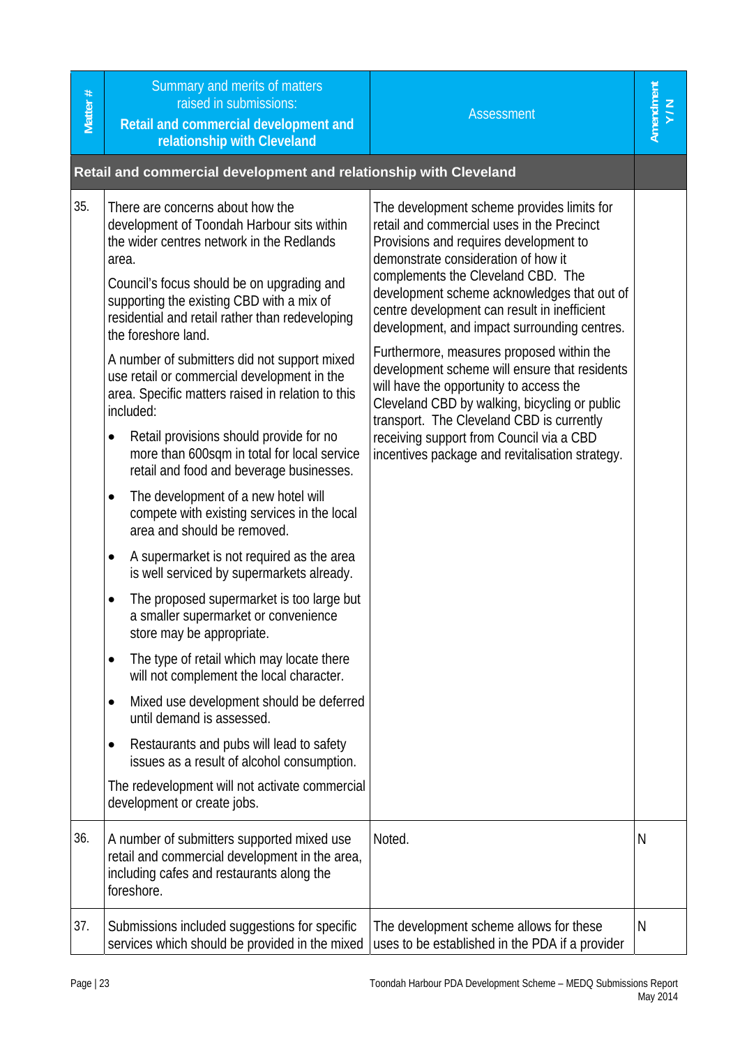| Matter # | Summary and merits of matters raised in submissions: **Retail and commercial development and relationship with Cleveland** | Assessment | Amendment Y / N |
|---|---|---|---|
| **Retail and commercial development and relationship with Cleveland** | | | |
| 35. | There are concerns about how the development of Toondah Harbour sits within the wider centres network in the Redlands area.<br><br>Council's focus should be on upgrading and supporting the existing CBD with a mix of residential and retail rather than redeveloping the foreshore land.<br><br>A number of submitters did not support mixed use retail or commercial development in the area. Specific matters raised in relation to this included:<br><br>• Retail provisions should provide for no more than 600sqm in total for local service retail and food and beverage businesses.<br>• The development of a new hotel will compete with existing services in the local area and should be removed.<br>• A supermarket is not required as the area is well serviced by supermarkets already.<br>• The proposed supermarket is too large but a smaller supermarket or convenience store may be appropriate.<br>• The type of retail which may locate there will not complement the local character.<br>• Mixed use development should be deferred until demand is assessed.<br>• Restaurants and pubs will lead to safety issues as a result of alcohol consumption.<br><br>The redevelopment will not activate commercial development or create jobs. | The development scheme provides limits for retail and commercial uses in the Precinct Provisions and requires development to demonstrate consideration of how it complements the Cleveland CBD. The development scheme acknowledges that out of centre development can result in inefficient development, and impact surrounding centres.<br><br>Furthermore, measures proposed within the development scheme will ensure that residents will have the opportunity to access the Cleveland CBD by walking, bicycling or public transport. The Cleveland CBD is currently receiving support from Council via a CBD incentives package and revitalisation strategy. | |
| 36. | A number of submitters supported mixed use retail and commercial development in the area, including cafes and restaurants along the foreshore. | Noted. | N |
| 37. | Submissions included suggestions for specific services which should be provided in the mixed | The development scheme allows for these uses to be established in the PDA if a provider | N |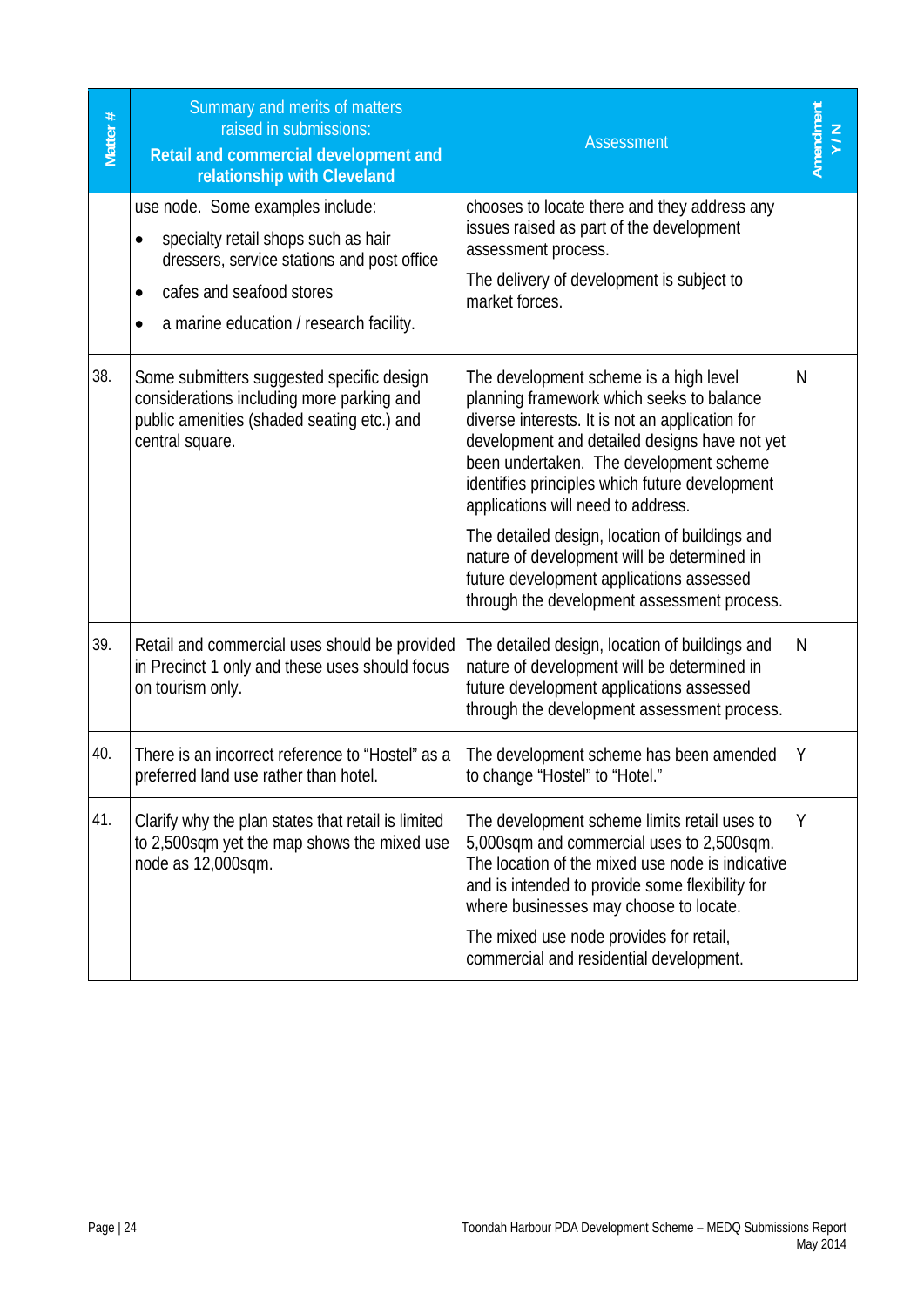| Matter # | Summary and merits of matters raised in submissions: **Retail and commercial development and relationship with Cleveland** | Assessment | Amendment Y / N |
|---|---|---|---|
| | use node. Some examples include:<br>• specialty retail shops such as hair dressers, service stations and post office<br>• cafes and seafood stores<br>• a marine education / research facility. | chooses to locate there and they address any issues raised as part of the development assessment process.<br>The delivery of development is subject to market forces. | |
| 38. | Some submitters suggested specific design considerations including more parking and public amenities (shaded seating etc.) and central square. | The development scheme is a high level planning framework which seeks to balance diverse interests. It is not an application for development and detailed designs have not yet been undertaken. The development scheme identifies principles which future development applications will need to address.<br>The detailed design, location of buildings and nature of development will be determined in future development applications assessed through the development assessment process. | N |
| 39. | Retail and commercial uses should be provided in Precinct 1 only and these uses should focus on tourism only. | The detailed design, location of buildings and nature of development will be determined in future development applications assessed through the development assessment process. | N |
| 40. | There is an incorrect reference to "Hostel" as a preferred land use rather than hotel. | The development scheme has been amended to change "Hostel" to "Hotel." | Y |
| 41. | Clarify why the plan states that retail is limited to 2,500sqm yet the map shows the mixed use node as 12,000sqm. | The development scheme limits retail uses to 5,000sqm and commercial uses to 2,500sqm. The location of the mixed use node is indicative and is intended to provide some flexibility for where businesses may choose to locate.<br>The mixed use node provides for retail, commercial and residential development. | Y |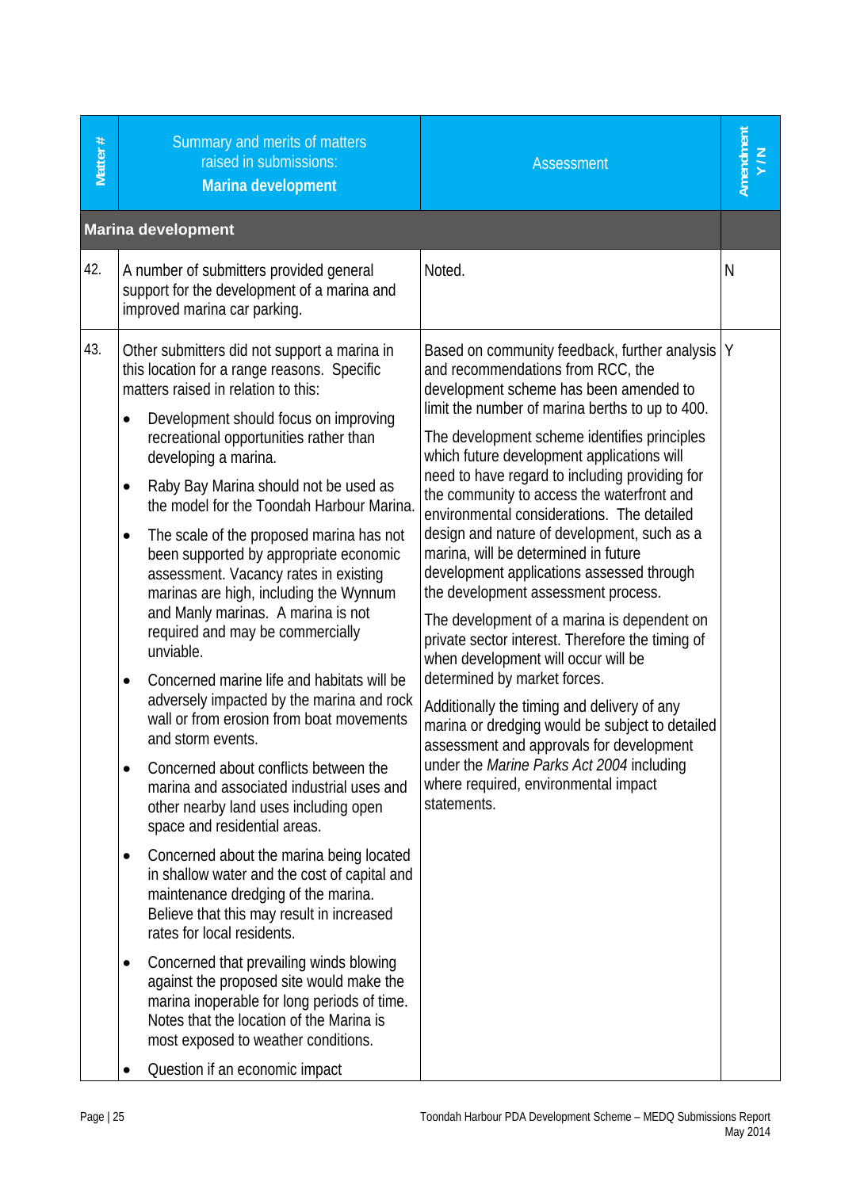| Matter # | Summary and merits of matters raised in submissions: **Marina development** | Assessment | Amendment Y / N |
|---|---|---|---|
| **Marina development** | | | |
| 42. | A number of submitters provided general support for the development of a marina and improved marina car parking. | Noted. | N |
| 43. | Other submitters did not support a marina in this location for a range reasons. Specific matters raised in relation to this:<br>• Development should focus on improving recreational opportunities rather than developing a marina.<br>• Raby Bay Marina should not be used as the model for the Toondah Harbour Marina.<br>• The scale of the proposed marina has not been supported by appropriate economic assessment. Vacancy rates in existing marinas are high, including the Wynnum and Manly marinas. A marina is not required and may be commercially unviable.<br>• Concerned marine life and habitats will be adversely impacted by the marina and rock wall or from erosion from boat movements and storm events.<br>• Concerned about conflicts between the marina and associated industrial uses and other nearby land uses including open space and residential areas.<br>• Concerned about the marina being located in shallow water and the cost of capital and maintenance dredging of the marina. Believe that this may result in increased rates for local residents.<br>• Concerned that prevailing winds blowing against the proposed site would make the marina inoperable for long periods of time. Notes that the location of the Marina is most exposed to weather conditions.<br>• Question if an economic impact | Based on community feedback, further analysis and recommendations from RCC, the development scheme has been amended to limit the number of marina berths to up to 400.<br><br>The development scheme identifies principles which future development applications will need to have regard to including providing for the community to access the waterfront and environmental considerations. The detailed design and nature of development, such as a marina, will be determined in future development applications assessed through the development assessment process.<br><br>The development of a marina is dependent on private sector interest. Therefore the timing of when development will occur will be determined by market forces.<br><br>Additionally the timing and delivery of any marina or dredging would be subject to detailed assessment and approvals for development under the *Marine Parks Act 2004* including where required, environmental impact statements. | Y |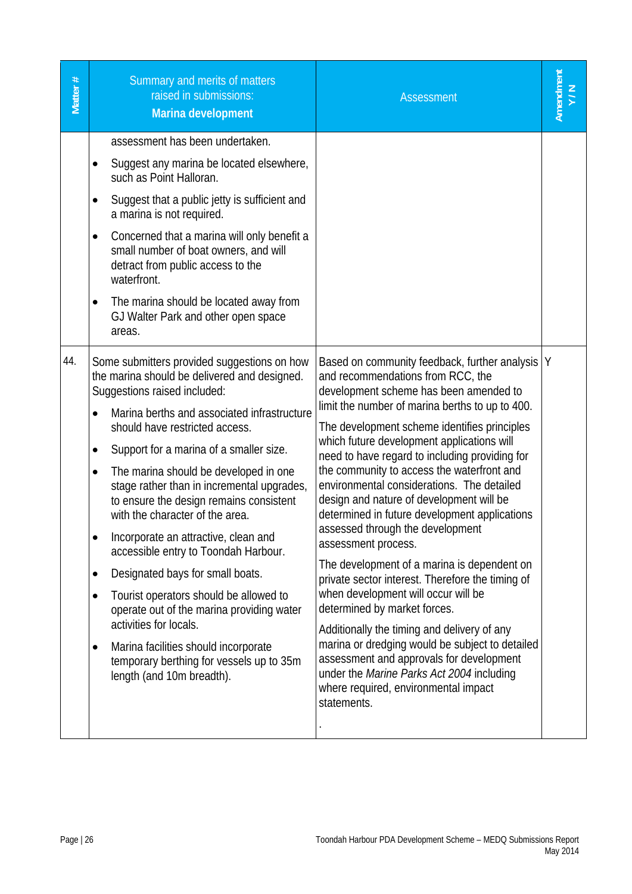| Matter # | Summary and merits of matters raised in submissions: **Marina development** | Assessment | Amendment Y / N |
|---|---|---|---|
| | assessment has been undertaken.<br>• Suggest any marina be located elsewhere, such as Point Halloran.<br>• Suggest that a public jetty is sufficient and a marina is not required.<br>• Concerned that a marina will only benefit a small number of boat owners, and will detract from public access to the waterfront.<br>• The marina should be located away from GJ Walter Park and other open space areas. | | |
| 44. | Some submitters provided suggestions on how the marina should be delivered and designed. Suggestions raised included:<br>• Marina berths and associated infrastructure should have restricted access.<br>• Support for a marina of a smaller size.<br>• The marina should be developed in one stage rather than in incremental upgrades, to ensure the design remains consistent with the character of the area.<br>• Incorporate an attractive, clean and accessible entry to Toondah Harbour.<br>• Designated bays for small boats.<br>• Tourist operators should be allowed to operate out of the marina providing water activities for locals.<br>• Marina facilities should incorporate temporary berthing for vessels up to 35m length (and 10m breadth). | Based on community feedback, further analysis and recommendations from RCC, the development scheme has been amended to limit the number of marina berths to up to 400.<br>The development scheme identifies principles which future development applications will need to have regard to including providing for the community to access the waterfront and environmental considerations. The detailed design and nature of development will be determined in future development applications assessed through the development assessment process.<br>The development of a marina is dependent on private sector interest. Therefore the timing of when development will occur will be determined by market forces.<br>Additionally the timing and delivery of any marina or dredging would be subject to detailed assessment and approvals for development under the *Marine Parks Act 2004* including where required, environmental impact statements.<br>. | Y |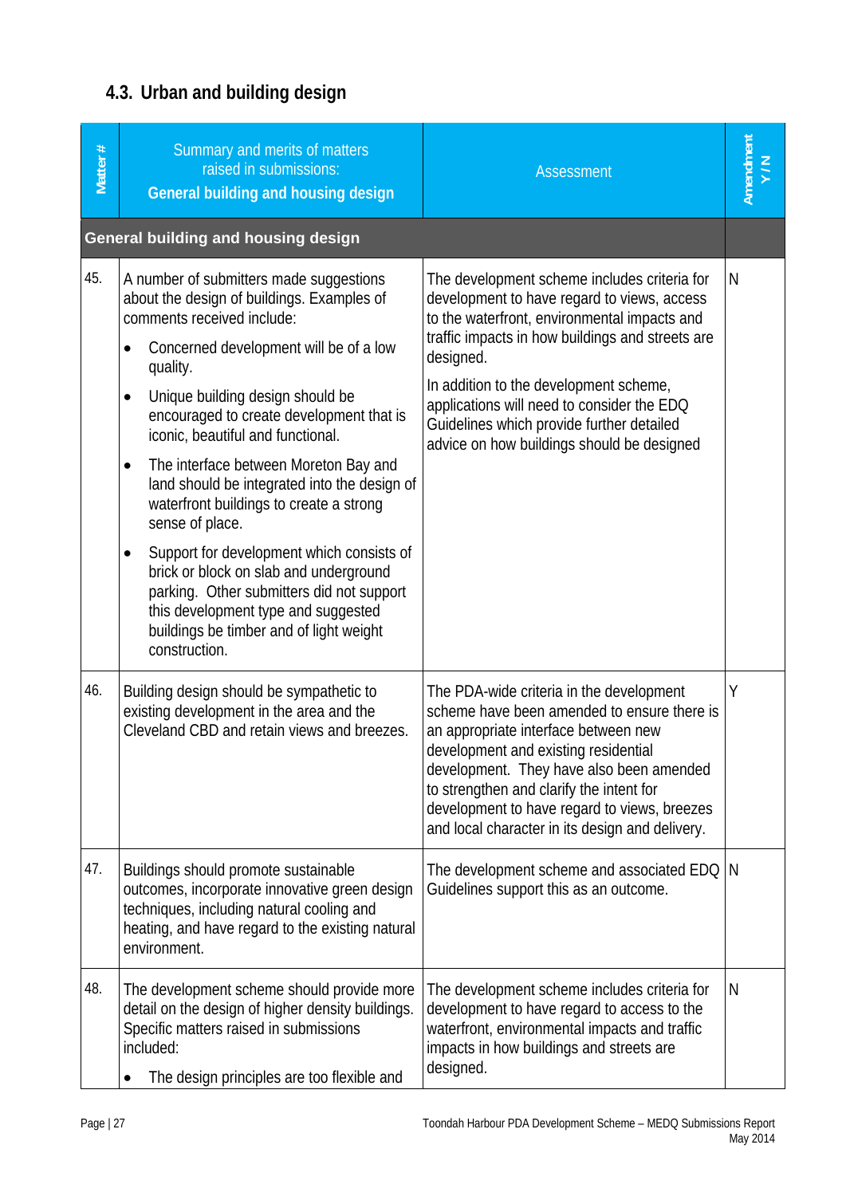## 4.3. Urban and building design

| Matter # | Summary and merits of matters raised in submissions: **General building and housing design** | Assessment | Amendment Y / N |
|---|---|---|---|
| **General building and housing design** | | | |
| 45. | A number of submitters made suggestions about the design of buildings. Examples of comments received include:<br>• Concerned development will be of a low quality.<br>• Unique building design should be encouraged to create development that is iconic, beautiful and functional.<br>• The interface between Moreton Bay and land should be integrated into the design of waterfront buildings to create a strong sense of place.<br>• Support for development which consists of brick or block on slab and underground parking. Other submitters did not support this development type and suggested buildings be timber and of light weight construction. | The development scheme includes criteria for development to have regard to views, access to the waterfront, environmental impacts and traffic impacts in how buildings and streets are designed.<br>In addition to the development scheme, applications will need to consider the EDQ Guidelines which provide further detailed advice on how buildings should be designed | N |
| 46. | Building design should be sympathetic to existing development in the area and the Cleveland CBD and retain views and breezes. | The PDA-wide criteria in the development scheme have been amended to ensure there is an appropriate interface between new development and existing residential development. They have also been amended to strengthen and clarify the intent for development to have regard to views, breezes and local character in its design and delivery. | Y |
| 47. | Buildings should promote sustainable outcomes, incorporate innovative green design techniques, including natural cooling and heating, and have regard to the existing natural environment. | The development scheme and associated EDQ Guidelines support this as an outcome. | N |
| 48. | The development scheme should provide more detail on the design of higher density buildings. Specific matters raised in submissions included:<br>• The design principles are too flexible and | The development scheme includes criteria for development to have regard to access to the waterfront, environmental impacts and traffic impacts in how buildings and streets are designed. | N |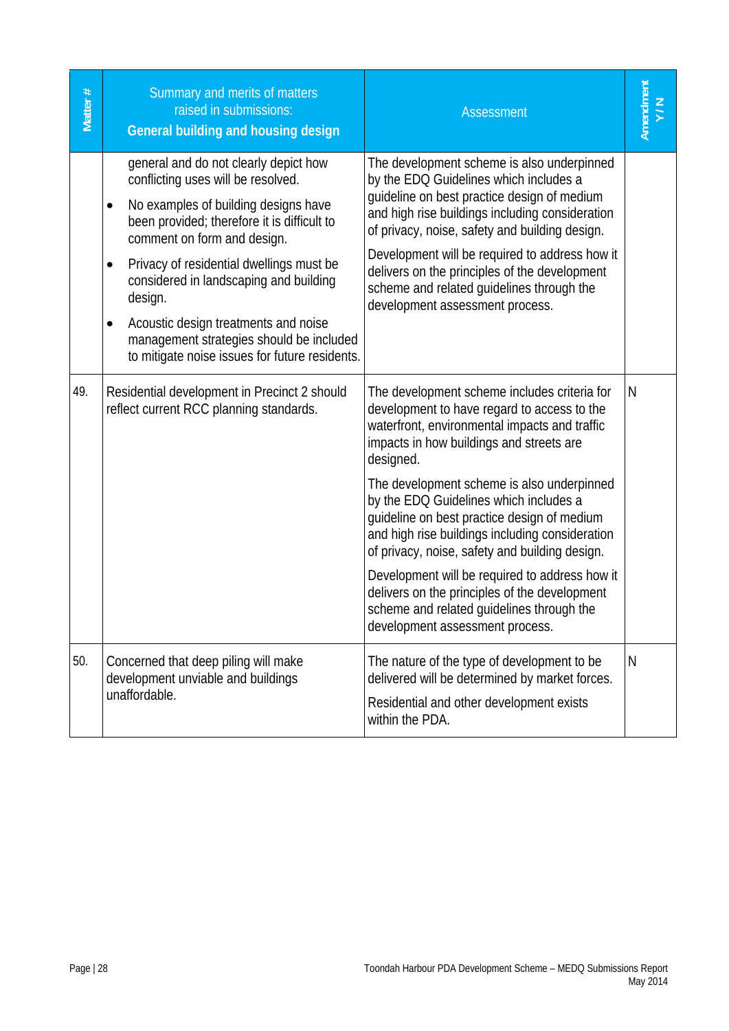| Matter # | Summary and merits of matters raised in submissions: **General building and housing design** | Assessment | Amendment Y / N |
|---|---|---|---|
| | general and do not clearly depict how conflicting uses will be resolved.<br>• No examples of building designs have been provided; therefore it is difficult to comment on form and design.<br>• Privacy of residential dwellings must be considered in landscaping and building design.<br>• Acoustic design treatments and noise management strategies should be included to mitigate noise issues for future residents. | The development scheme is also underpinned by the EDQ Guidelines which includes a guideline on best practice design of medium and high rise buildings including consideration of privacy, noise, safety and building design.<br><br>Development will be required to address how it delivers on the principles of the development scheme and related guidelines through the development assessment process. | |
| 49. | Residential development in Precinct 2 should reflect current RCC planning standards. | The development scheme includes criteria for development to have regard to access to the waterfront, environmental impacts and traffic impacts in how buildings and streets are designed.<br><br>The development scheme is also underpinned by the EDQ Guidelines which includes a guideline on best practice design of medium and high rise buildings including consideration of privacy, noise, safety and building design.<br><br>Development will be required to address how it delivers on the principles of the development scheme and related guidelines through the development assessment process. | N |
| 50. | Concerned that deep piling will make development unviable and buildings unaffordable. | The nature of the type of development to be delivered will be determined by market forces.<br><br>Residential and other development exists within the PDA. | N |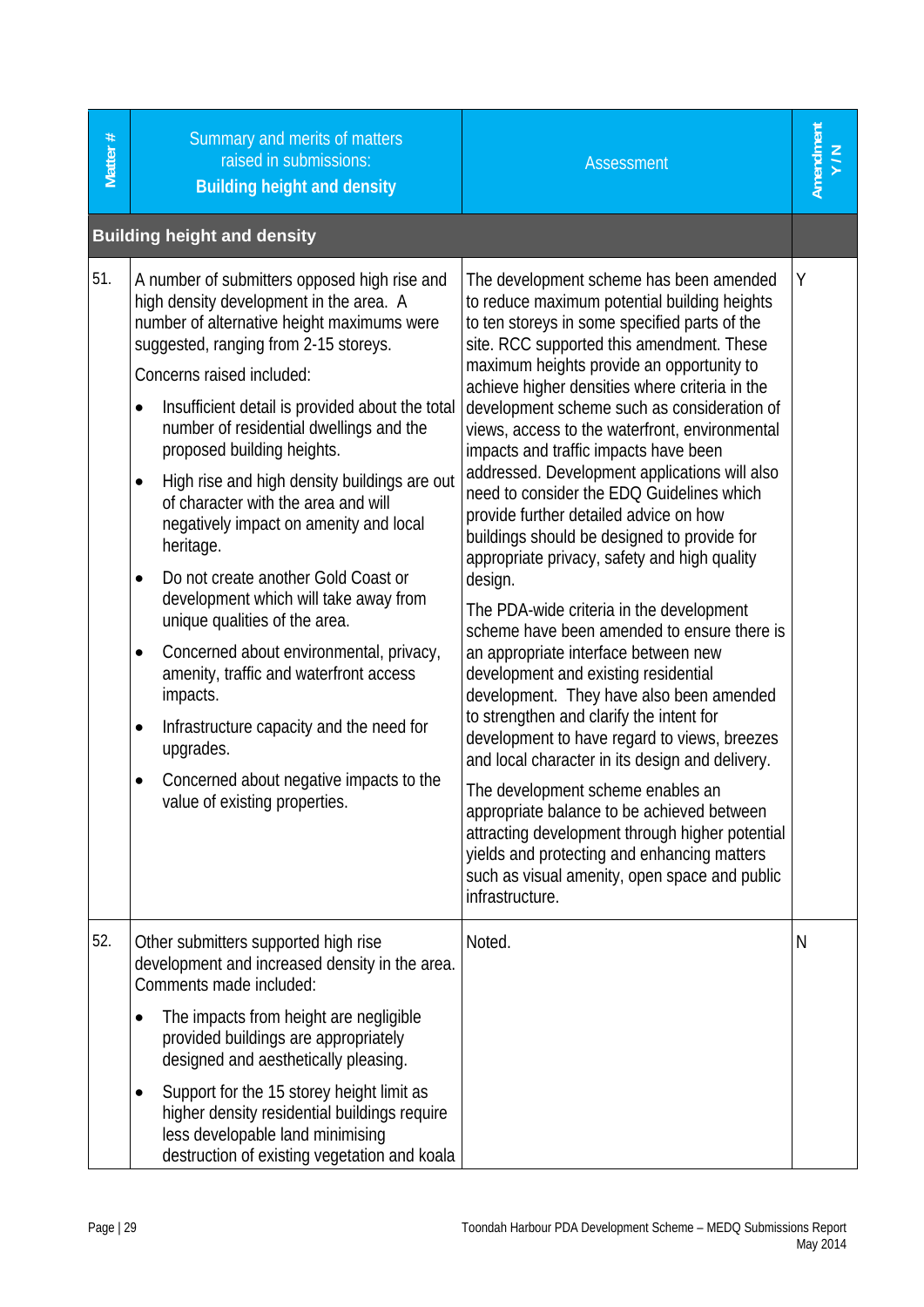| Matter # | Summary and merits of matters raised in submissions: **Building height and density** | Assessment | Amendment Y / N |
|---|---|---|---|
| **Building height and density** | | | |
| 51. | A number of submitters opposed high rise and high density development in the area. A number of alternative height maximums were suggested, ranging from 2-15 storeys.<br><br>Concerns raised included:<br><br>• Insufficient detail is provided about the total number of residential dwellings and the proposed building heights.<br>• High rise and high density buildings are out of character with the area and will negatively impact on amenity and local heritage.<br>• Do not create another Gold Coast or development which will take away from unique qualities of the area.<br>• Concerned about environmental, privacy, amenity, traffic and waterfront access impacts.<br>• Infrastructure capacity and the need for upgrades.<br>• Concerned about negative impacts to the value of existing properties. | The development scheme has been amended to reduce maximum potential building heights to ten storeys in some specified parts of the site. RCC supported this amendment. These maximum heights provide an opportunity to achieve higher densities where criteria in the development scheme such as consideration of views, access to the waterfront, environmental impacts and traffic impacts have been addressed. Development applications will also need to consider the EDQ Guidelines which provide further detailed advice on how buildings should be designed to provide for appropriate privacy, safety and high quality design.<br><br>The PDA-wide criteria in the development scheme have been amended to ensure there is an appropriate interface between new development and existing residential development. They have also been amended to strengthen and clarify the intent for development to have regard to views, breezes and local character in its design and delivery.<br><br>The development scheme enables an appropriate balance to be achieved between attracting development through higher potential yields and protecting and enhancing matters such as visual amenity, open space and public infrastructure. | Y |
| 52. | Other submitters supported high rise development and increased density in the area. Comments made included:<br><br>• The impacts from height are negligible provided buildings are appropriately designed and aesthetically pleasing.<br>• Support for the 15 storey height limit as higher density residential buildings require less developable land minimising destruction of existing vegetation and koala | Noted. | N |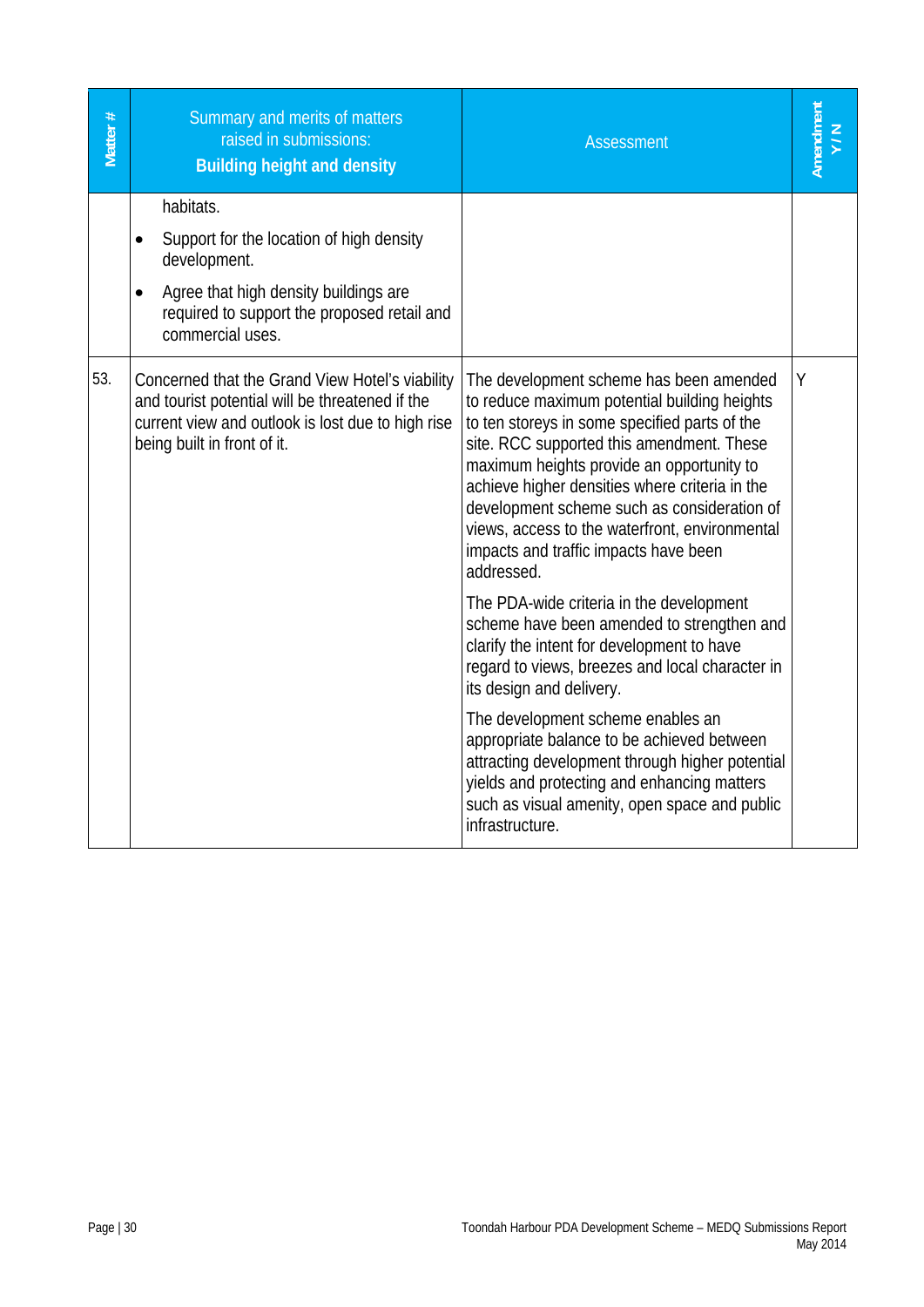| Matter # | Summary and merits of matters raised in submissions: **Building height and density** | Assessment | Amendment Y / N |
|---|---|---|---|
| | habitats.<br>• Support for the location of high density development.<br>• Agree that high density buildings are required to support the proposed retail and commercial uses. | | |
| 53. | Concerned that the Grand View Hotel's viability and tourist potential will be threatened if the current view and outlook is lost due to high rise being built in front of it. | The development scheme has been amended to reduce maximum potential building heights to ten storeys in some specified parts of the site. RCC supported this amendment. These maximum heights provide an opportunity to achieve higher densities where criteria in the development scheme such as consideration of views, access to the waterfront, environmental impacts and traffic impacts have been addressed.<br><br>The PDA-wide criteria in the development scheme have been amended to strengthen and clarify the intent for development to have regard to views, breezes and local character in its design and delivery.<br><br>The development scheme enables an appropriate balance to be achieved between attracting development through higher potential yields and protecting and enhancing matters such as visual amenity, open space and public infrastructure. | Y |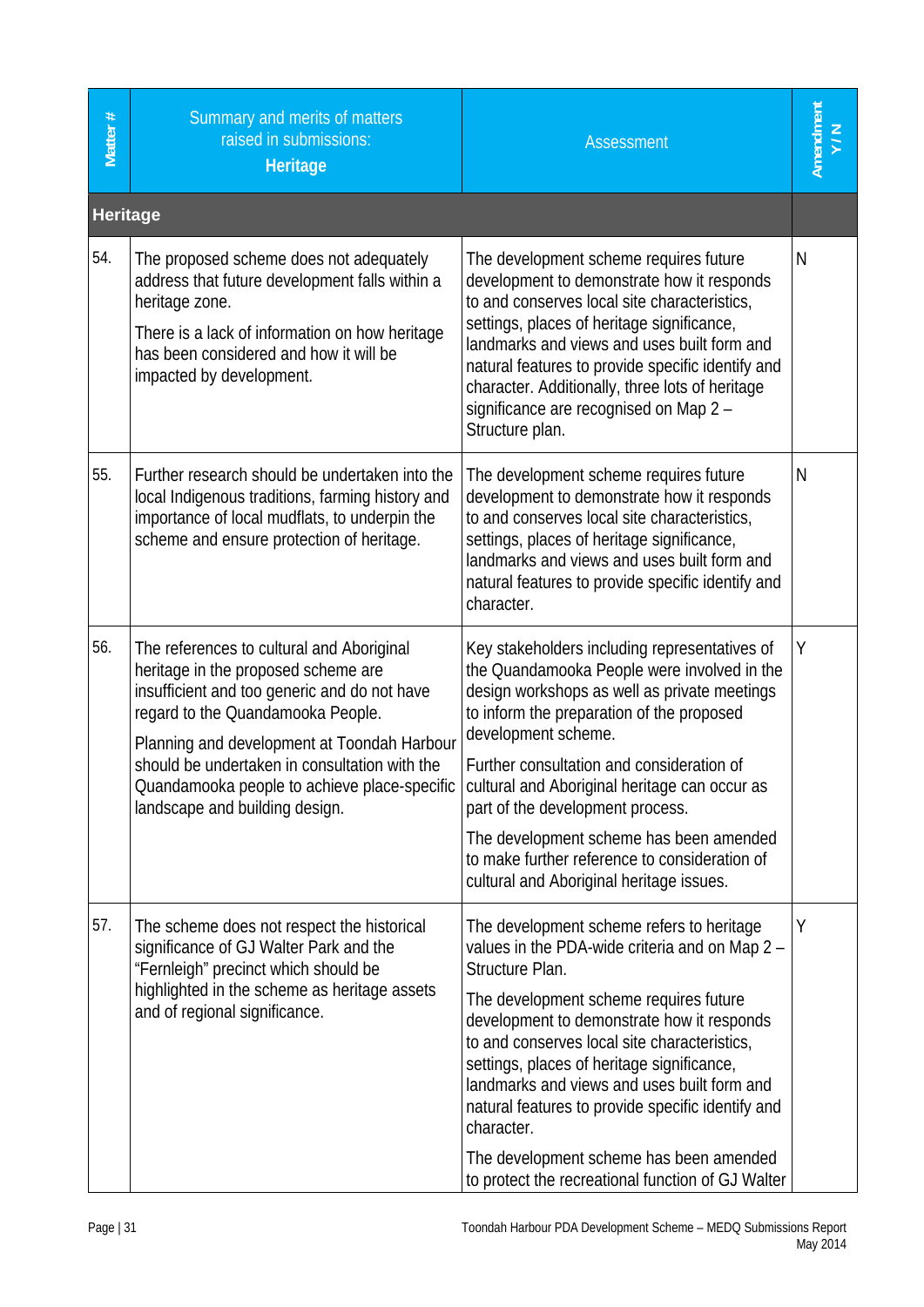| Matter # | Summary and merits of matters raised in submissions: **Heritage** | Assessment | Amendment Y / N |
|---|---|---|---|
| **Heritage** | | | |
| 54. | The proposed scheme does not adequately address that future development falls within a heritage zone.<br><br>There is a lack of information on how heritage has been considered and how it will be impacted by development. | The development scheme requires future development to demonstrate how it responds to and conserves local site characteristics, settings, places of heritage significance, landmarks and views and uses built form and natural features to provide specific identify and character. Additionally, three lots of heritage significance are recognised on Map 2 – Structure plan. | N |
| 55. | Further research should be undertaken into the local Indigenous traditions, farming history and importance of local mudflats, to underpin the scheme and ensure protection of heritage. | The development scheme requires future development to demonstrate how it responds to and conserves local site characteristics, settings, places of heritage significance, landmarks and views and uses built form and natural features to provide specific identify and character. | N |
| 56. | The references to cultural and Aboriginal heritage in the proposed scheme are insufficient and too generic and do not have regard to the Quandamooka People.<br><br>Planning and development at Toondah Harbour should be undertaken in consultation with the Quandamooka people to achieve place-specific landscape and building design. | Key stakeholders including representatives of the Quandamooka People were involved in the design workshops as well as private meetings to inform the preparation of the proposed development scheme.<br><br>Further consultation and consideration of cultural and Aboriginal heritage can occur as part of the development process.<br><br>The development scheme has been amended to make further reference to consideration of cultural and Aboriginal heritage issues. | Y |
| 57. | The scheme does not respect the historical significance of GJ Walter Park and the "Fernleigh" precinct which should be highlighted in the scheme as heritage assets and of regional significance. | The development scheme refers to heritage values in the PDA-wide criteria and on Map 2 – Structure Plan.<br><br>The development scheme requires future development to demonstrate how it responds to and conserves local site characteristics, settings, places of heritage significance, landmarks and views and uses built form and natural features to provide specific identify and character.<br><br>The development scheme has been amended to protect the recreational function of GJ Walter | Y |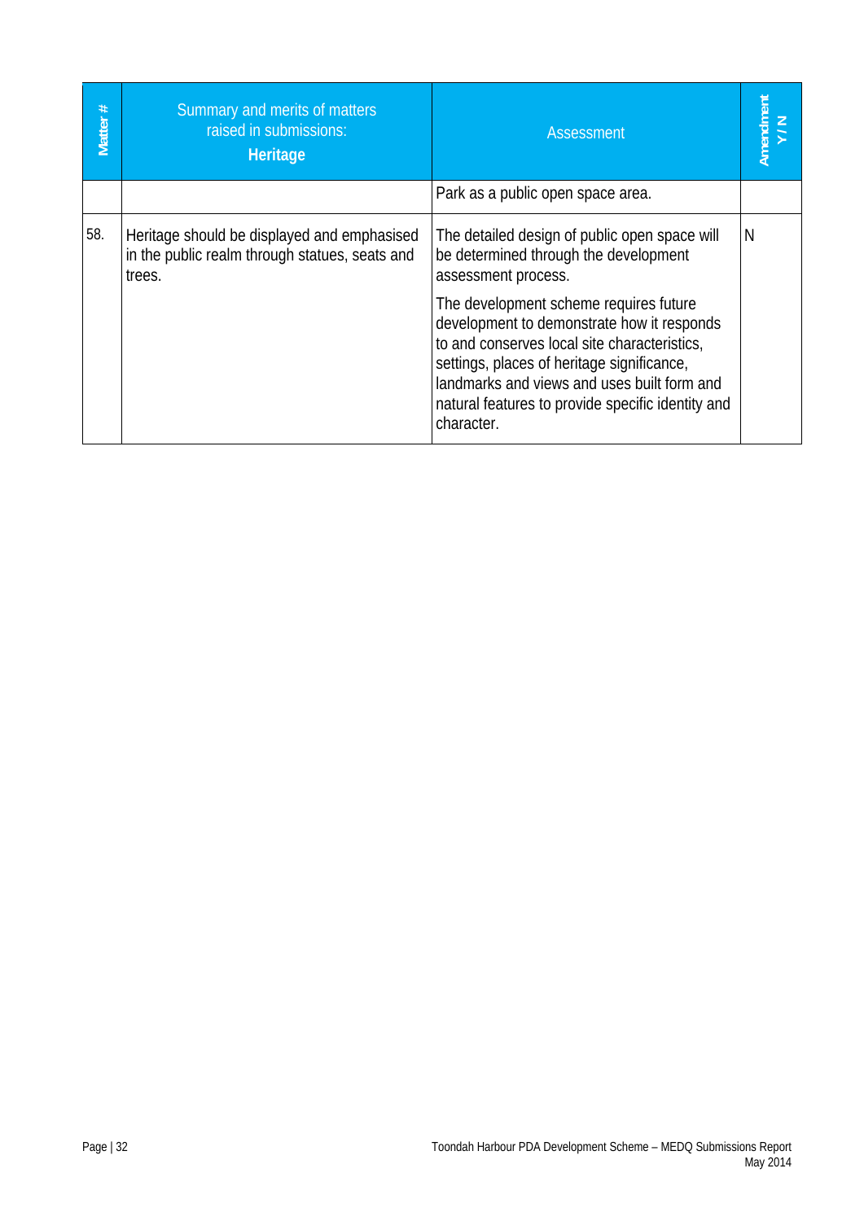| Matter # | Summary and merits of matters raised in submissions: **Heritage** | Assessment | Amendment Y / N |
|---|---|---|---|
| | | Park as a public open space area. | |
| 58. | Heritage should be displayed and emphasised in the public realm through statues, seats and trees. | The detailed design of public open space will be determined through the development assessment process.<br><br>The development scheme requires future development to demonstrate how it responds to and conserves local site characteristics, settings, places of heritage significance, landmarks and views and uses built form and natural features to provide specific identity and character. | N |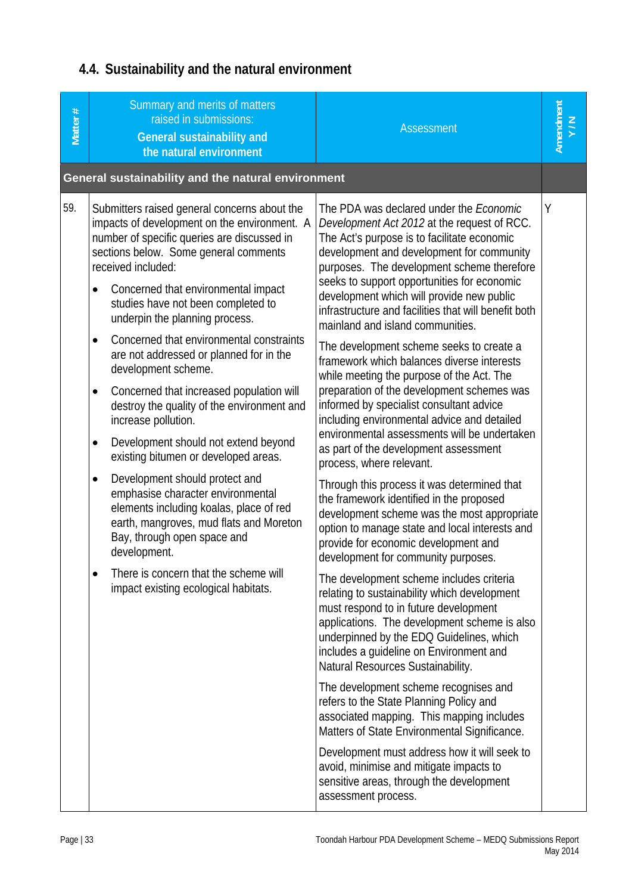## 4.4. Sustainability and the natural environment

| Matter # | Summary and merits of matters raised in submissions: **General sustainability and the natural environment** | Assessment | Amendment Y / N |
|---|---|---|---|
| **General sustainability and the natural environment** | | | |
| 59. | Submitters raised general concerns about the impacts of development on the environment. A number of specific queries are discussed in sections below. Some general comments received included:<br>• Concerned that environmental impact studies have not been completed to underpin the planning process.<br>• Concerned that environmental constraints are not addressed or planned for in the development scheme.<br>• Concerned that increased population will destroy the quality of the environment and increase pollution.<br>• Development should not extend beyond existing bitumen or developed areas.<br>• Development should protect and emphasise character environmental elements including koalas, place of red earth, mangroves, mud flats and Moreton Bay, through open space and development.<br>• There is concern that the scheme will impact existing ecological habitats. | The PDA was declared under the *Economic Development Act 2012* at the request of RCC. The Act's purpose is to facilitate economic development and development for community purposes. The development scheme therefore seeks to support opportunities for economic development which will provide new public infrastructure and facilities that will benefit both mainland and island communities.<br><br>The development scheme seeks to create a framework which balances diverse interests while meeting the purpose of the Act. The preparation of the development schemes was informed by specialist consultant advice including environmental advice and detailed environmental assessments will be undertaken as part of the development assessment process, where relevant.<br><br>Through this process it was determined that the framework identified in the proposed development scheme was the most appropriate option to manage state and local interests and provide for economic development and development for community purposes.<br><br>The development scheme includes criteria relating to sustainability which development must respond to in future development applications. The development scheme is also underpinned by the EDQ Guidelines, which includes a guideline on Environment and Natural Resources Sustainability.<br><br>The development scheme recognises and refers to the State Planning Policy and associated mapping. This mapping includes Matters of State Environmental Significance.<br><br>Development must address how it will seek to avoid, minimise and mitigate impacts to sensitive areas, through the development assessment process. | Y |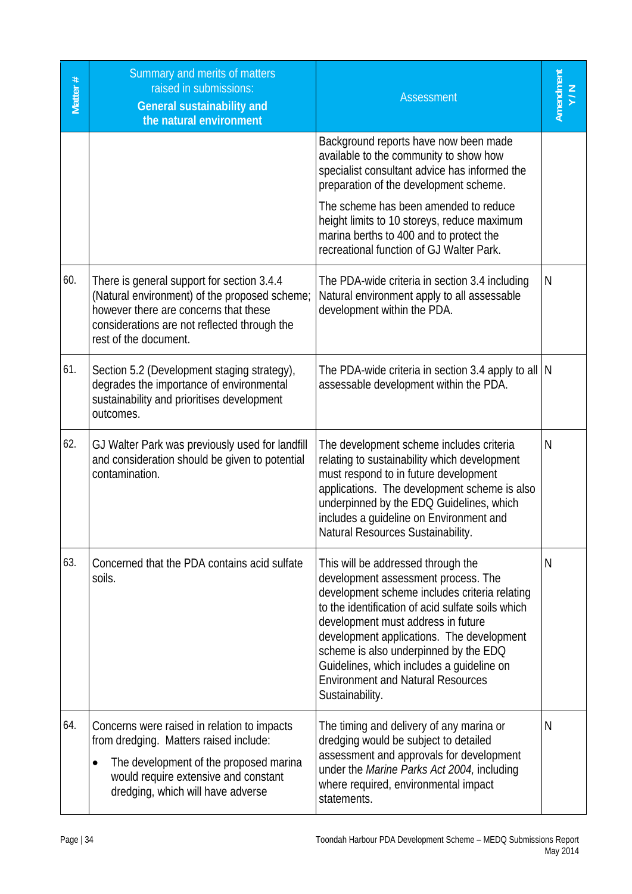| Matter # | Summary and merits of matters raised in submissions: **General sustainability and the natural environment** | Assessment | Amendment Y / N |
|---|---|---|---|
| | | Background reports have now been made available to the community to show how specialist consultant advice has informed the preparation of the development scheme.<br><br>The scheme has been amended to reduce height limits to 10 storeys, reduce maximum marina berths to 400 and to protect the recreational function of GJ Walter Park. | |
| 60. | There is general support for section 3.4.4 (Natural environment) of the proposed scheme; however there are concerns that these considerations are not reflected through the rest of the document. | The PDA-wide criteria in section 3.4 including Natural environment apply to all assessable development within the PDA. | N |
| 61. | Section 5.2 (Development staging strategy), degrades the importance of environmental sustainability and prioritises development outcomes. | The PDA-wide criteria in section 3.4 apply to all assessable development within the PDA. | N |
| 62. | GJ Walter Park was previously used for landfill and consideration should be given to potential contamination. | The development scheme includes criteria relating to sustainability which development must respond to in future development applications. The development scheme is also underpinned by the EDQ Guidelines, which includes a guideline on Environment and Natural Resources Sustainability. | N |
| 63. | Concerned that the PDA contains acid sulfate soils. | This will be addressed through the development assessment process. The development scheme includes criteria relating to the identification of acid sulfate soils which development must address in future development applications. The development scheme is also underpinned by the EDQ Guidelines, which includes a guideline on Environment and Natural Resources Sustainability. | N |
| 64. | Concerns were raised in relation to impacts from dredging. Matters raised include:<br><br>• The development of the proposed marina would require extensive and constant dredging, which will have adverse | The timing and delivery of any marina or dredging would be subject to detailed assessment and approvals for development under the *Marine Parks Act 2004,* including where required, environmental impact statements. | N |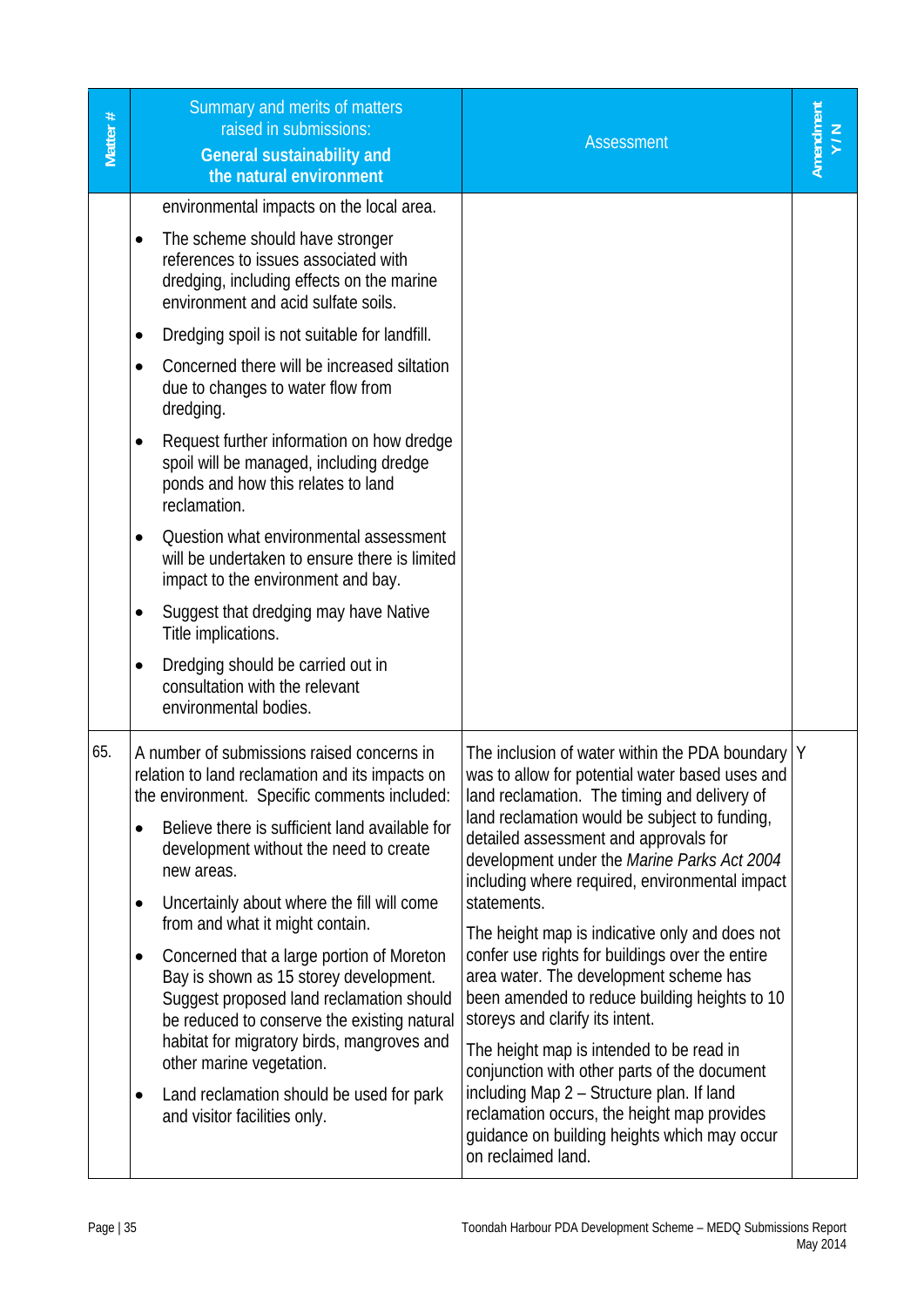| Matter # | Summary and merits of matters raised in submissions: **General sustainability and the natural environment** | Assessment | Amendment Y / N |
|---|---|---|---|
| | environmental impacts on the local area.<br>• The scheme should have stronger references to issues associated with dredging, including effects on the marine environment and acid sulfate soils.<br>• Dredging spoil is not suitable for landfill.<br>• Concerned there will be increased siltation due to changes to water flow from dredging.<br>• Request further information on how dredge spoil will be managed, including dredge ponds and how this relates to land reclamation.<br>• Question what environmental assessment will be undertaken to ensure there is limited impact to the environment and bay.<br>• Suggest that dredging may have Native Title implications.<br>• Dredging should be carried out in consultation with the relevant environmental bodies. | | |
| 65. | A number of submissions raised concerns in relation to land reclamation and its impacts on the environment. Specific comments included:<br>• Believe there is sufficient land available for development without the need to create new areas.<br>• Uncertainly about where the fill will come from and what it might contain.<br>• Concerned that a large portion of Moreton Bay is shown as 15 storey development. Suggest proposed land reclamation should be reduced to conserve the existing natural habitat for migratory birds, mangroves and other marine vegetation.<br>• Land reclamation should be used for park and visitor facilities only. | The inclusion of water within the PDA boundary was to allow for potential water based uses and land reclamation. The timing and delivery of land reclamation would be subject to funding, detailed assessment and approvals for development under the *Marine Parks Act 2004* including where required, environmental impact statements.<br><br>The height map is indicative only and does not confer use rights for buildings over the entire area water. The development scheme has been amended to reduce building heights to 10 storeys and clarify its intent.<br><br>The height map is intended to be read in conjunction with other parts of the document including Map 2 – Structure plan. If land reclamation occurs, the height map provides guidance on building heights which may occur on reclaimed land. | Y |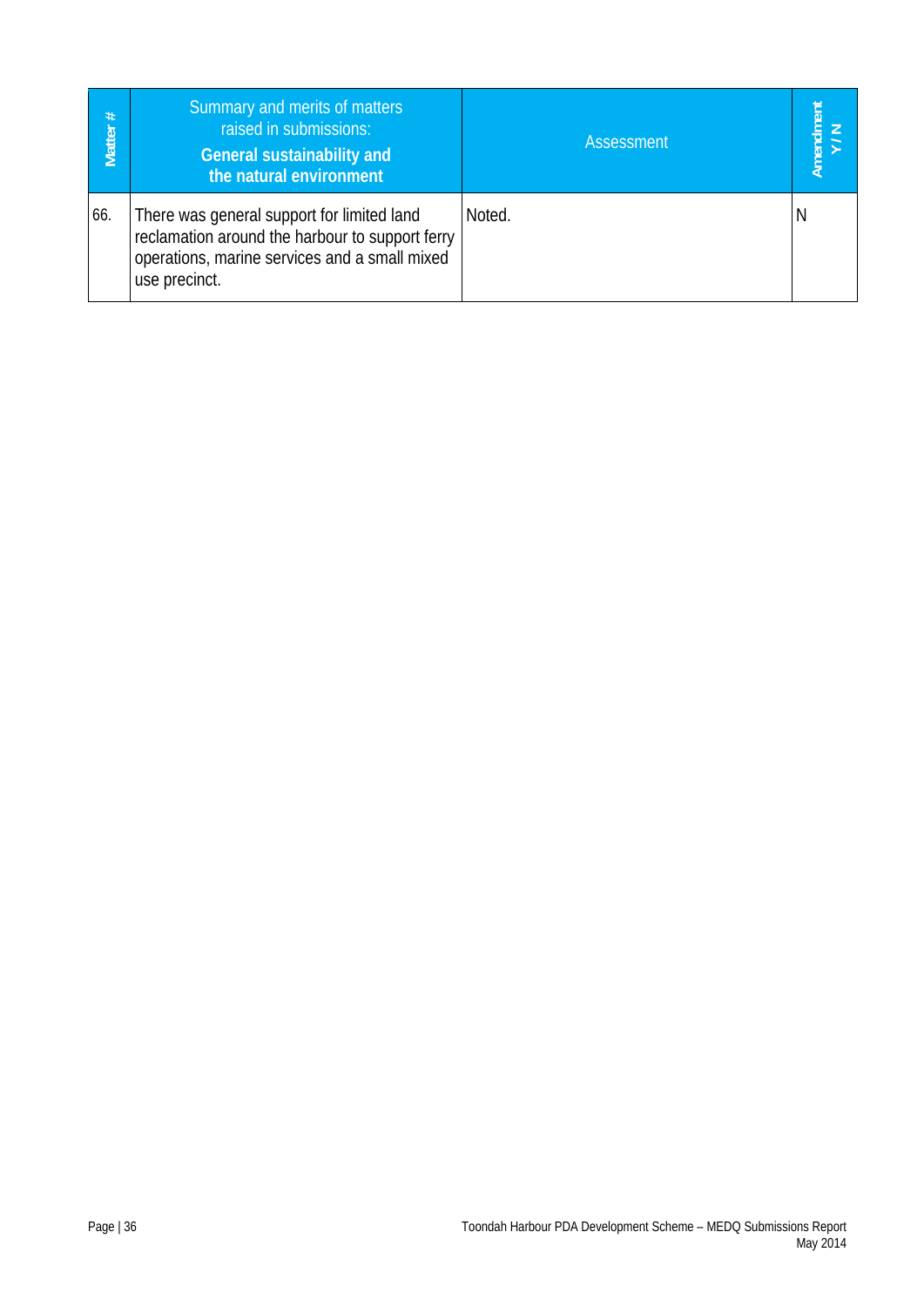| Matter # | Summary and merits of matters raised in submissions: **General sustainability and the natural environment** | Assessment | Amendment Y / N |
|---|---|---|---|
| 66. | There was general support for limited land reclamation around the harbour to support ferry operations, marine services and a small mixed use precinct. | Noted. | N |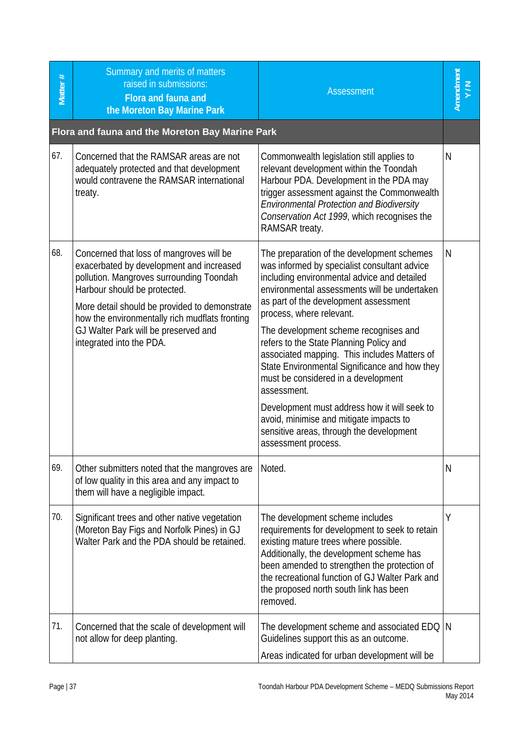| Matter # | Summary and merits of matters raised in submissions: **Flora and fauna and the Moreton Bay Marine Park** | Assessment | Amendment Y / N |
|---|---|---|---|
| **Flora and fauna and the Moreton Bay Marine Park** | | | |
| 67. | Concerned that the RAMSAR areas are not adequately protected and that development would contravene the RAMSAR international treaty. | Commonwealth legislation still applies to relevant development within the Toondah Harbour PDA. Development in the PDA may trigger assessment against the Commonwealth *Environmental Protection and Biodiversity Conservation Act 1999*, which recognises the RAMSAR treaty. | N |
| 68. | Concerned that loss of mangroves will be exacerbated by development and increased pollution. Mangroves surrounding Toondah Harbour should be protected.<br><br>More detail should be provided to demonstrate how the environmentally rich mudflats fronting GJ Walter Park will be preserved and integrated into the PDA. | The preparation of the development schemes was informed by specialist consultant advice including environmental advice and detailed environmental assessments will be undertaken as part of the development assessment process, where relevant.<br><br>The development scheme recognises and refers to the State Planning Policy and associated mapping. This includes Matters of State Environmental Significance and how they must be considered in a development assessment.<br><br>Development must address how it will seek to avoid, minimise and mitigate impacts to sensitive areas, through the development assessment process. | N |
| 69. | Other submitters noted that the mangroves are of low quality in this area and any impact to them will have a negligible impact. | Noted. | N |
| 70. | Significant trees and other native vegetation (Moreton Bay Figs and Norfolk Pines) in GJ Walter Park and the PDA should be retained. | The development scheme includes requirements for development to seek to retain existing mature trees where possible. Additionally, the development scheme has been amended to strengthen the protection of the recreational function of GJ Walter Park and the proposed north south link has been removed. | Y |
| 71. | Concerned that the scale of development will not allow for deep planting. | The development scheme and associated EDQ Guidelines support this as an outcome.<br><br>Areas indicated for urban development will be | N |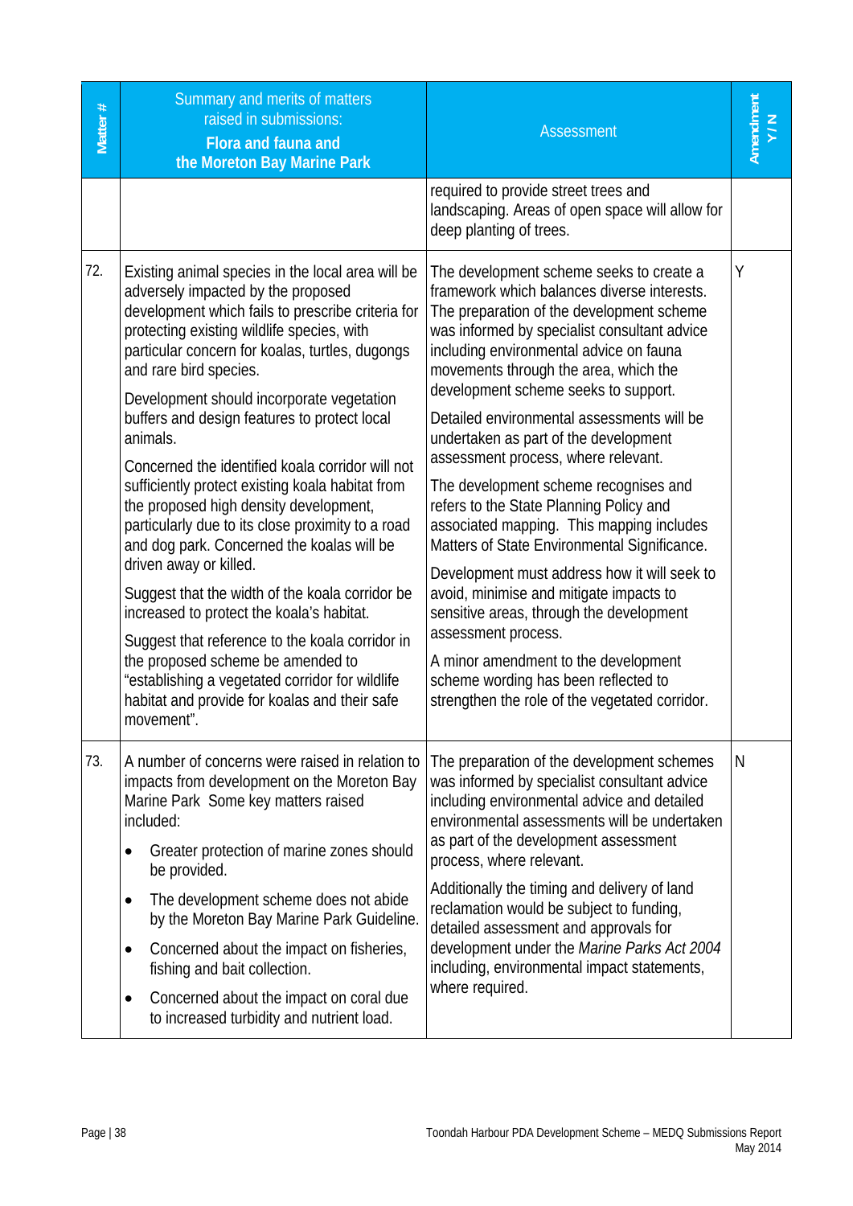| Matter # | Summary and merits of matters raised in submissions: **Flora and fauna and the Moreton Bay Marine Park** | Assessment | Amendment Y / N |
|---|---|---|---|
| | | required to provide street trees and landscaping. Areas of open space will allow for deep planting of trees. | |
| 72. | Existing animal species in the local area will be adversely impacted by the proposed development which fails to prescribe criteria for protecting existing wildlife species, with particular concern for koalas, turtles, dugongs and rare bird species.<br><br>Development should incorporate vegetation buffers and design features to protect local animals.<br><br>Concerned the identified koala corridor will not sufficiently protect existing koala habitat from the proposed high density development, particularly due to its close proximity to a road and dog park. Concerned the koalas will be driven away or killed.<br><br>Suggest that the width of the koala corridor be increased to protect the koala's habitat.<br><br>Suggest that reference to the koala corridor in the proposed scheme be amended to "establishing a vegetated corridor for wildlife habitat and provide for koalas and their safe movement". | The development scheme seeks to create a framework which balances diverse interests. The preparation of the development scheme was informed by specialist consultant advice including environmental advice on fauna movements through the area, which the development scheme seeks to support.<br><br>Detailed environmental assessments will be undertaken as part of the development assessment process, where relevant.<br><br>The development scheme recognises and refers to the State Planning Policy and associated mapping. This mapping includes Matters of State Environmental Significance.<br><br>Development must address how it will seek to avoid, minimise and mitigate impacts to sensitive areas, through the development assessment process.<br><br>A minor amendment to the development scheme wording has been reflected to strengthen the role of the vegetated corridor. | Y |
| 73. | A number of concerns were raised in relation to impacts from development on the Moreton Bay Marine Park Some key matters raised included:<br><br>• Greater protection of marine zones should be provided.<br>• The development scheme does not abide by the Moreton Bay Marine Park Guideline.<br>• Concerned about the impact on fisheries, fishing and bait collection.<br>• Concerned about the impact on coral due to increased turbidity and nutrient load. | The preparation of the development schemes was informed by specialist consultant advice including environmental advice and detailed environmental assessments will be undertaken as part of the development assessment process, where relevant.<br><br>Additionally the timing and delivery of land reclamation would be subject to funding, detailed assessment and approvals for development under the *Marine Parks Act 2004* including, environmental impact statements, where required. | N |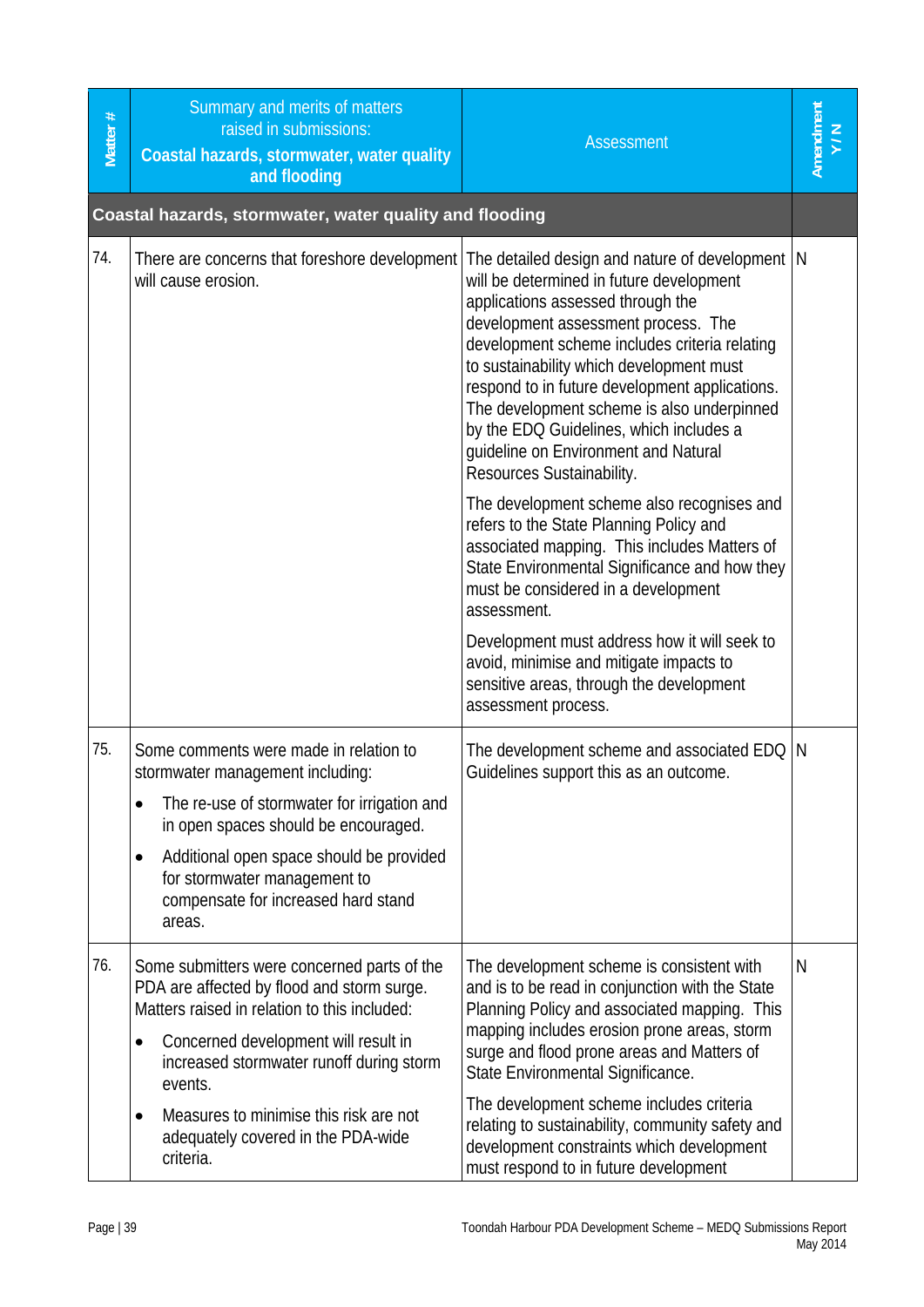| Matter # | Summary and merits of matters raised in submissions: **Coastal hazards, stormwater, water quality and flooding** | Assessment | Amendment Y / N |
|---|---|---|---|
| **Coastal hazards, stormwater, water quality and flooding** | | | |
| 74. | There are concerns that foreshore development will cause erosion. | The detailed design and nature of development will be determined in future development applications assessed through the development assessment process. The development scheme includes criteria relating to sustainability which development must respond to in future development applications. The development scheme is also underpinned by the EDQ Guidelines, which includes a guideline on Environment and Natural Resources Sustainability.<br><br>The development scheme also recognises and refers to the State Planning Policy and associated mapping. This includes Matters of State Environmental Significance and how they must be considered in a development assessment.<br><br>Development must address how it will seek to avoid, minimise and mitigate impacts to sensitive areas, through the development assessment process. | N |
| 75. | Some comments were made in relation to stormwater management including:<br>• The re-use of stormwater for irrigation and in open spaces should be encouraged.<br>• Additional open space should be provided for stormwater management to compensate for increased hard stand areas. | The development scheme and associated EDQ Guidelines support this as an outcome. | N |
| 76. | Some submitters were concerned parts of the PDA are affected by flood and storm surge. Matters raised in relation to this included:<br>• Concerned development will result in increased stormwater runoff during storm events.<br>• Measures to minimise this risk are not adequately covered in the PDA-wide criteria. | The development scheme is consistent with and is to be read in conjunction with the State Planning Policy and associated mapping. This mapping includes erosion prone areas, storm surge and flood prone areas and Matters of State Environmental Significance.<br><br>The development scheme includes criteria relating to sustainability, community safety and development constraints which development must respond to in future development | N |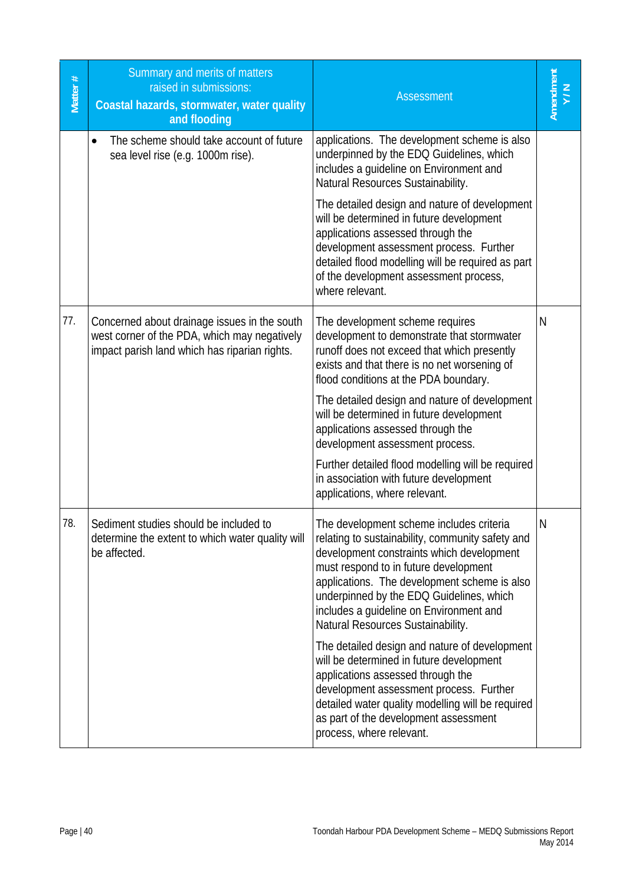| Matter # | Summary and merits of matters raised in submissions: **Coastal hazards, stormwater, water quality and flooding** | Assessment | Amendment Y / N |
|---|---|---|---|
| | • The scheme should take account of future sea level rise (e.g. 1000m rise). | applications. The development scheme is also underpinned by the EDQ Guidelines, which includes a guideline on Environment and Natural Resources Sustainability.<br><br>The detailed design and nature of development will be determined in future development applications assessed through the development assessment process. Further detailed flood modelling will be required as part of the development assessment process, where relevant. | |
| 77. | Concerned about drainage issues in the south west corner of the PDA, which may negatively impact parish land which has riparian rights. | The development scheme requires development to demonstrate that stormwater runoff does not exceed that which presently exists and that there is no net worsening of flood conditions at the PDA boundary.<br><br>The detailed design and nature of development will be determined in future development applications assessed through the development assessment process.<br><br>Further detailed flood modelling will be required in association with future development applications, where relevant. | N |
| 78. | Sediment studies should be included to determine the extent to which water quality will be affected. | The development scheme includes criteria relating to sustainability, community safety and development constraints which development must respond to in future development applications. The development scheme is also underpinned by the EDQ Guidelines, which includes a guideline on Environment and Natural Resources Sustainability.<br><br>The detailed design and nature of development will be determined in future development applications assessed through the development assessment process. Further detailed water quality modelling will be required as part of the development assessment process, where relevant. | N |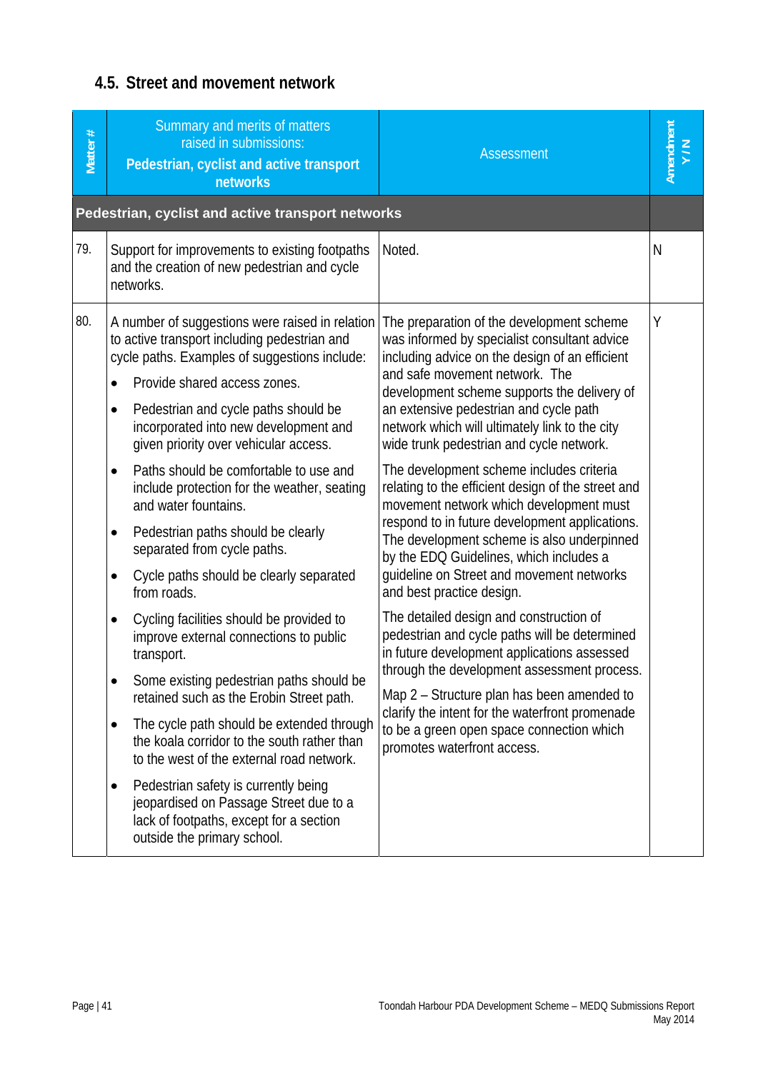## 4.5. Street and movement network

| Matter # | Summary and merits of matters raised in submissions: **Pedestrian, cyclist and active transport networks** | Assessment | Amendment Y / N |
|---|---|---|---|
| **Pedestrian, cyclist and active transport networks** | | | |
| 79. | Support for improvements to existing footpaths and the creation of new pedestrian and cycle networks. | Noted. | N |
| 80. | A number of suggestions were raised in relation to active transport including pedestrian and cycle paths. Examples of suggestions include:<br>• Provide shared access zones.<br>• Pedestrian and cycle paths should be incorporated into new development and given priority over vehicular access.<br>• Paths should be comfortable to use and include protection for the weather, seating and water fountains.<br>• Pedestrian paths should be clearly separated from cycle paths.<br>• Cycle paths should be clearly separated from roads.<br>• Cycling facilities should be provided to improve external connections to public transport.<br>• Some existing pedestrian paths should be retained such as the Erobin Street path.<br>• The cycle path should be extended through the koala corridor to the south rather than to the west of the external road network.<br>• Pedestrian safety is currently being jeopardised on Passage Street due to a lack of footpaths, except for a section outside the primary school. | The preparation of the development scheme was informed by specialist consultant advice including advice on the design of an efficient and safe movement network. The development scheme supports the delivery of an extensive pedestrian and cycle path network which will ultimately link to the city wide trunk pedestrian and cycle network.<br>The development scheme includes criteria relating to the efficient design of the street and movement network which development must respond to in future development applications. The development scheme is also underpinned by the EDQ Guidelines, which includes a guideline on Street and movement networks and best practice design.<br>The detailed design and construction of pedestrian and cycle paths will be determined in future development applications assessed through the development assessment process.<br>Map 2 – Structure plan has been amended to clarify the intent for the waterfront promenade to be a green open space connection which promotes waterfront access. | Y |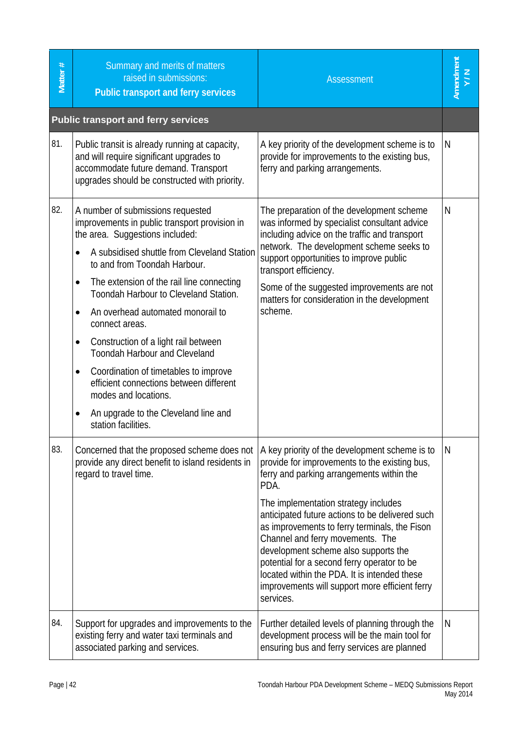| Matter # | Summary and merits of matters raised in submissions: **Public transport and ferry services** | Assessment | Amendment Y / N |
|---|---|---|---|
| **Public transport and ferry services** | | | |
| 81. | Public transit is already running at capacity, and will require significant upgrades to accommodate future demand. Transport upgrades should be constructed with priority. | A key priority of the development scheme is to provide for improvements to the existing bus, ferry and parking arrangements. | N |
| 82. | A number of submissions requested improvements in public transport provision in the area. Suggestions included:<br>• A subsidised shuttle from Cleveland Station to and from Toondah Harbour.<br>• The extension of the rail line connecting Toondah Harbour to Cleveland Station.<br>• An overhead automated monorail to connect areas.<br>• Construction of a light rail between Toondah Harbour and Cleveland<br>• Coordination of timetables to improve efficient connections between different modes and locations.<br>• An upgrade to the Cleveland line and station facilities. | The preparation of the development scheme was informed by specialist consultant advice including advice on the traffic and transport network. The development scheme seeks to support opportunities to improve public transport efficiency.<br><br>Some of the suggested improvements are not matters for consideration in the development scheme. | N |
| 83. | Concerned that the proposed scheme does not provide any direct benefit to island residents in regard to travel time. | A key priority of the development scheme is to provide for improvements to the existing bus, ferry and parking arrangements within the PDA.<br><br>The implementation strategy includes anticipated future actions to be delivered such as improvements to ferry terminals, the Fison Channel and ferry movements. The development scheme also supports the potential for a second ferry operator to be located within the PDA. It is intended these improvements will support more efficient ferry services. | N |
| 84. | Support for upgrades and improvements to the existing ferry and water taxi terminals and associated parking and services. | Further detailed levels of planning through the development process will be the main tool for ensuring bus and ferry services are planned | N |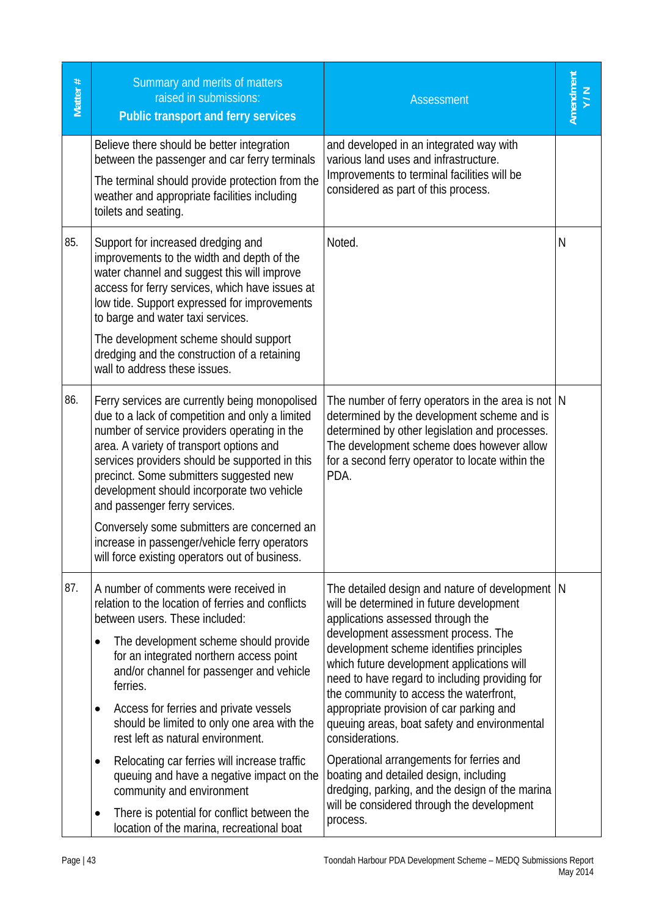| Matter # | Summary and merits of matters raised in submissions: **Public transport and ferry services** | Assessment | Amendment Y / N |
|---|---|---|---|
| | Believe there should be better integration between the passenger and car ferry terminals<br><br>The terminal should provide protection from the weather and appropriate facilities including toilets and seating. | and developed in an integrated way with various land uses and infrastructure. Improvements to terminal facilities will be considered as part of this process. | |
| 85. | Support for increased dredging and improvements to the width and depth of the water channel and suggest this will improve access for ferry services, which have issues at low tide. Support expressed for improvements to barge and water taxi services.<br><br>The development scheme should support dredging and the construction of a retaining wall to address these issues. | Noted. | N |
| 86. | Ferry services are currently being monopolised due to a lack of competition and only a limited number of service providers operating in the area. A variety of transport options and services providers should be supported in this precinct. Some submitters suggested new development should incorporate two vehicle and passenger ferry services.<br><br>Conversely some submitters are concerned an increase in passenger/vehicle ferry operators will force existing operators out of business. | The number of ferry operators in the area is not determined by the development scheme and is determined by other legislation and processes. The development scheme does however allow for a second ferry operator to locate within the PDA. | N |
| 87. | A number of comments were received in relation to the location of ferries and conflicts between users. These included:<br><br>• The development scheme should provide for an integrated northern access point and/or channel for passenger and vehicle ferries.<br>• Access for ferries and private vessels should be limited to only one area with the rest left as natural environment.<br>• Relocating car ferries will increase traffic queuing and have a negative impact on the community and environment<br>• There is potential for conflict between the location of the marina, recreational boat | The detailed design and nature of development will be determined in future development applications assessed through the development assessment process. The development scheme identifies principles which future development applications will need to have regard to including providing for the community to access the waterfront, appropriate provision of car parking and queuing areas, boat safety and environmental considerations.<br><br>Operational arrangements for ferries and boating and detailed design, including dredging, parking, and the design of the marina will be considered through the development process. | N |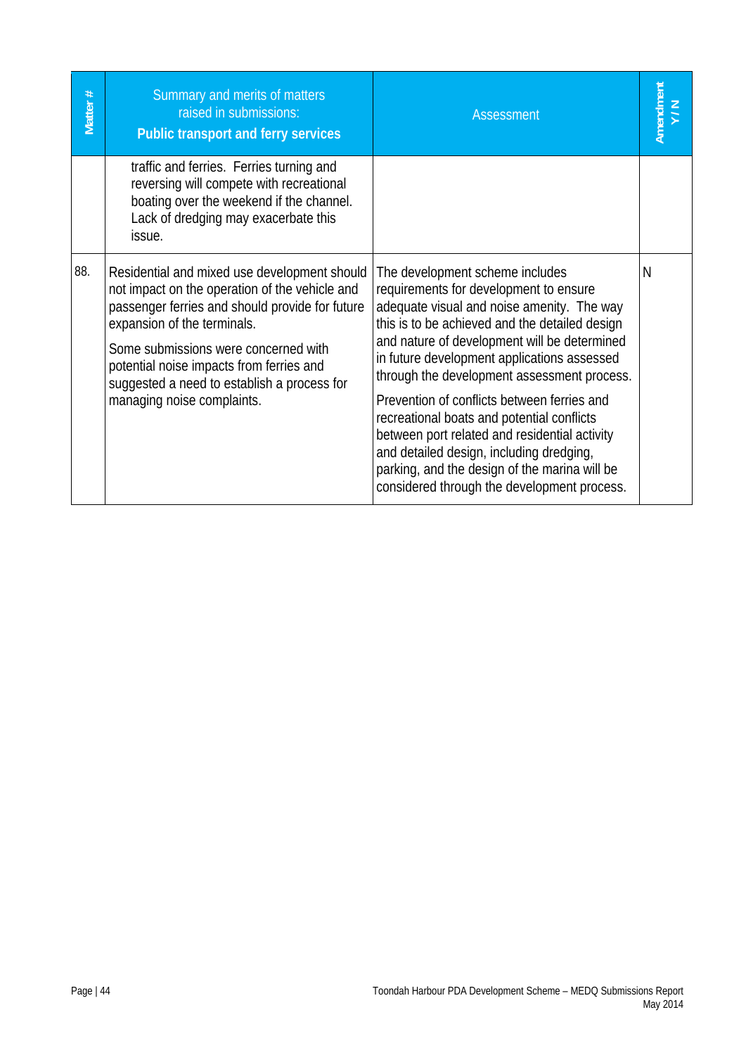| Matter # | Summary and merits of matters raised in submissions: **Public transport and ferry services** | Assessment | Amendment Y / N |
|---|---|---|---|
| | traffic and ferries. Ferries turning and reversing will compete with recreational boating over the weekend if the channel. Lack of dredging may exacerbate this issue. | | |
| 88. | Residential and mixed use development should not impact on the operation of the vehicle and passenger ferries and should provide for future expansion of the terminals.<br><br>Some submissions were concerned with potential noise impacts from ferries and suggested a need to establish a process for managing noise complaints. | The development scheme includes requirements for development to ensure adequate visual and noise amenity. The way this is to be achieved and the detailed design and nature of development will be determined in future development applications assessed through the development assessment process.<br><br>Prevention of conflicts between ferries and recreational boats and potential conflicts between port related and residential activity and detailed design, including dredging, parking, and the design of the marina will be considered through the development process. | N |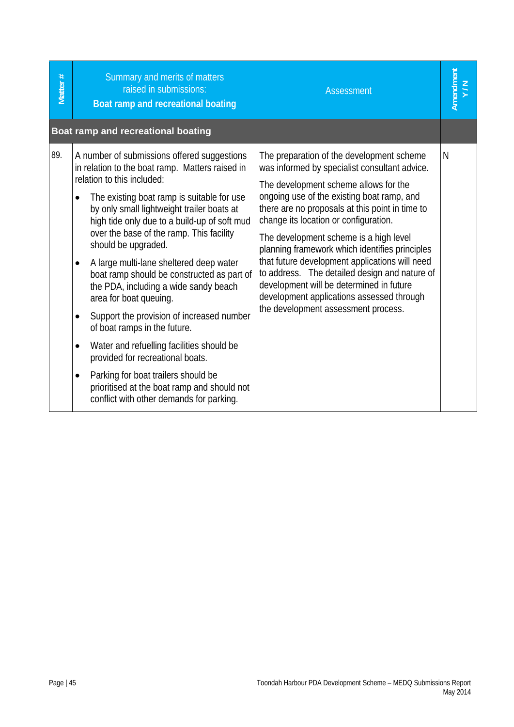| Matter # | Summary and merits of matters raised in submissions: **Boat ramp and recreational boating** | Assessment | Amendment Y / N |
|---|---|---|---|
| **Boat ramp and recreational boating** | | | |
| 89. | A number of submissions offered suggestions in relation to the boat ramp. Matters raised in relation to this included:<br>• The existing boat ramp is suitable for use by only small lightweight trailer boats at high tide only due to a build-up of soft mud over the base of the ramp. This facility should be upgraded.<br>• A large multi-lane sheltered deep water boat ramp should be constructed as part of the PDA, including a wide sandy beach area for boat queuing.<br>• Support the provision of increased number of boat ramps in the future.<br>• Water and refuelling facilities should be provided for recreational boats.<br>• Parking for boat trailers should be prioritised at the boat ramp and should not conflict with other demands for parking. | The preparation of the development scheme was informed by specialist consultant advice.<br>The development scheme allows for the ongoing use of the existing boat ramp, and there are no proposals at this point in time to change its location or configuration.<br>The development scheme is a high level planning framework which identifies principles that future development applications will need to address. The detailed design and nature of development will be determined in future development applications assessed through the development assessment process. | N |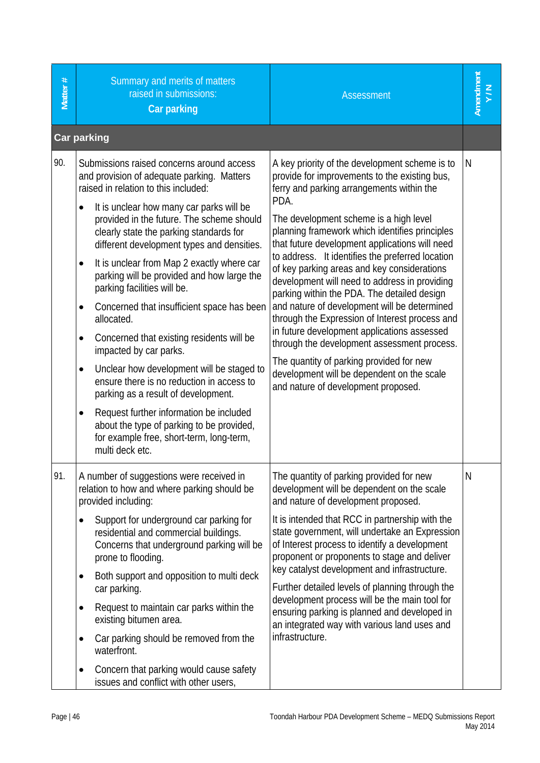| Matter # | Summary and merits of matters raised in submissions: **Car parking** | Assessment | Amendment Y / N |
|---|---|---|---|
| **Car parking** | | | |
| 90. | Submissions raised concerns around access and provision of adequate parking. Matters raised in relation to this included:<br>• It is unclear how many car parks will be provided in the future. The scheme should clearly state the parking standards for different development types and densities.<br>• It is unclear from Map 2 exactly where car parking will be provided and how large the parking facilities will be.<br>• Concerned that insufficient space has been allocated.<br>• Concerned that existing residents will be impacted by car parks.<br>• Unclear how development will be staged to ensure there is no reduction in access to parking as a result of development.<br>• Request further information be included about the type of parking to be provided, for example free, short-term, long-term, multi deck etc. | A key priority of the development scheme is to provide for improvements to the existing bus, ferry and parking arrangements within the PDA.<br>The development scheme is a high level planning framework which identifies principles that future development applications will need to address. It identifies the preferred location of key parking areas and key considerations development will need to address in providing parking within the PDA. The detailed design and nature of development will be determined through the Expression of Interest process and in future development applications assessed through the development assessment process.<br>The quantity of parking provided for new development will be dependent on the scale and nature of development proposed. | N |
| 91. | A number of suggestions were received in relation to how and where parking should be provided including:<br>• Support for underground car parking for residential and commercial buildings. Concerns that underground parking will be prone to flooding.<br>• Both support and opposition to multi deck car parking.<br>• Request to maintain car parks within the existing bitumen area.<br>• Car parking should be removed from the waterfront.<br>• Concern that parking would cause safety issues and conflict with other users, | The quantity of parking provided for new development will be dependent on the scale and nature of development proposed.<br>It is intended that RCC in partnership with the state government, will undertake an Expression of Interest process to identify a development proponent or proponents to stage and deliver key catalyst development and infrastructure.<br>Further detailed levels of planning through the development process will be the main tool for ensuring parking is planned and developed in an integrated way with various land uses and infrastructure. | N |

Toondah Harbour PDA Development Scheme – MEDQ Submissions Report
May 2014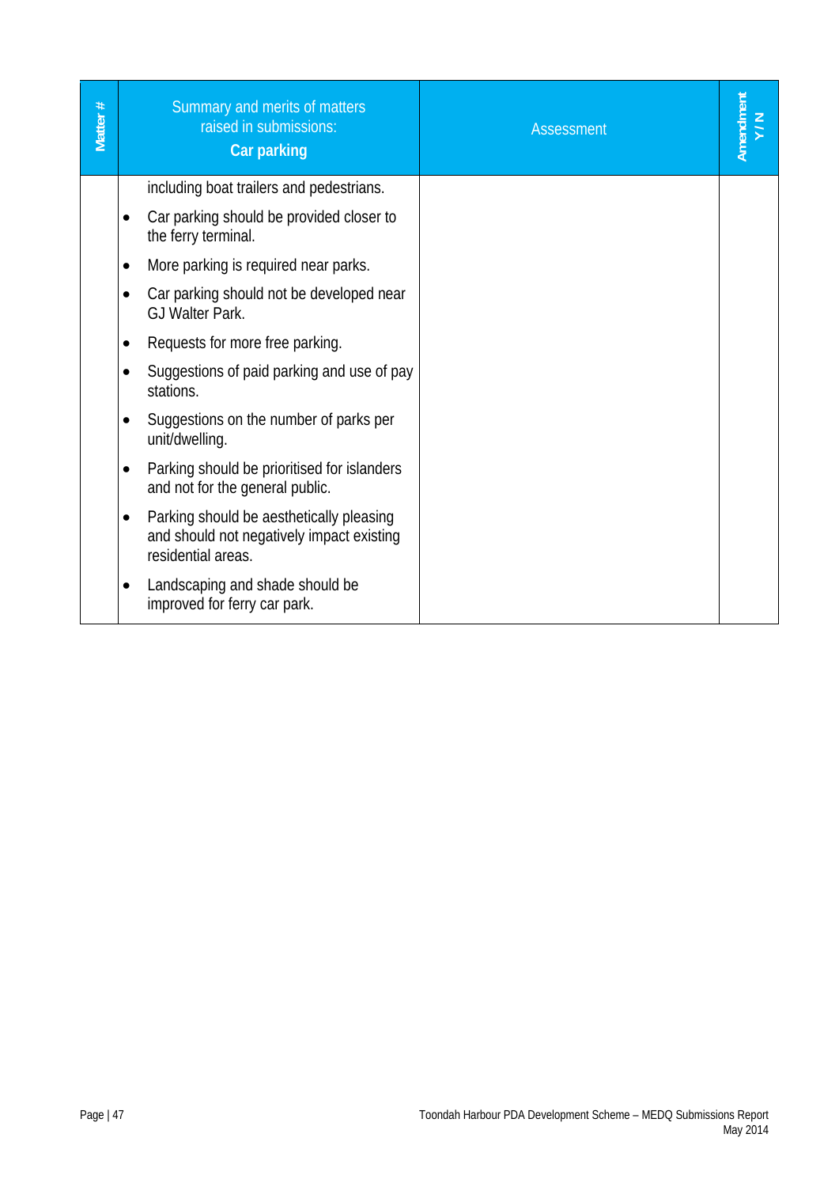| Matter # | Summary and merits of matters raised in submissions: **Car parking** | Assessment | Amendment Y / N |
|---|---|---|---|
| | including boat trailers and pedestrians.<br>• Car parking should be provided closer to the ferry terminal.<br>• More parking is required near parks.<br>• Car parking should not be developed near GJ Walter Park.<br>• Requests for more free parking.<br>• Suggestions of paid parking and use of pay stations.<br>• Suggestions on the number of parks per unit/dwelling.<br>• Parking should be prioritised for islanders and not for the general public.<br>• Parking should be aesthetically pleasing and should not negatively impact existing residential areas.<br>• Landscaping and shade should be improved for ferry car park. | | |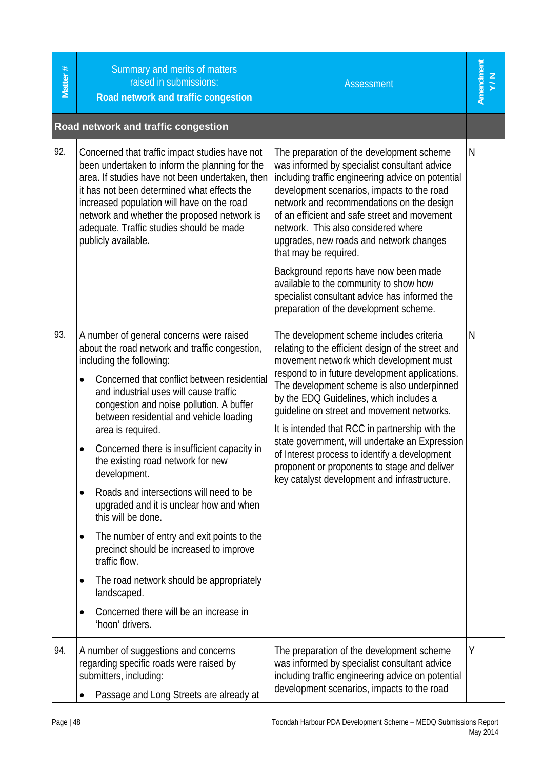| Matter # | Summary and merits of matters raised in submissions: **Road network and traffic congestion** | Assessment | Amendment Y / N |
|---|---|---|---|
| **Road network and traffic congestion** | | | |
| 92. | Concerned that traffic impact studies have not been undertaken to inform the planning for the area. If studies have not been undertaken, then it has not been determined what effects the increased population will have on the road network and whether the proposed network is adequate. Traffic studies should be made publicly available. | The preparation of the development scheme was informed by specialist consultant advice including traffic engineering advice on potential development scenarios, impacts to the road network and recommendations on the design of an efficient and safe street and movement network. This also considered where upgrades, new roads and network changes that may be required.<br><br>Background reports have now been made available to the community to show how specialist consultant advice has informed the preparation of the development scheme. | N |
| 93. | A number of general concerns were raised about the road network and traffic congestion, including the following:<br><br>• Concerned that conflict between residential and industrial uses will cause traffic congestion and noise pollution. A buffer between residential and vehicle loading area is required.<br>• Concerned there is insufficient capacity in the existing road network for new development.<br>• Roads and intersections will need to be upgraded and it is unclear how and when this will be done.<br>• The number of entry and exit points to the precinct should be increased to improve traffic flow.<br>• The road network should be appropriately landscaped.<br>• Concerned there will be an increase in 'hoon' drivers. | The development scheme includes criteria relating to the efficient design of the street and movement network which development must respond to in future development applications. The development scheme is also underpinned by the EDQ Guidelines, which includes a guideline on street and movement networks.<br><br>It is intended that RCC in partnership with the state government, will undertake an Expression of Interest process to identify a development proponent or proponents to stage and deliver key catalyst development and infrastructure. | N |
| 94. | A number of suggestions and concerns regarding specific roads were raised by submitters, including:<br><br>• Passage and Long Streets are already at | The preparation of the development scheme was informed by specialist consultant advice including traffic engineering advice on potential development scenarios, impacts to the road | Y |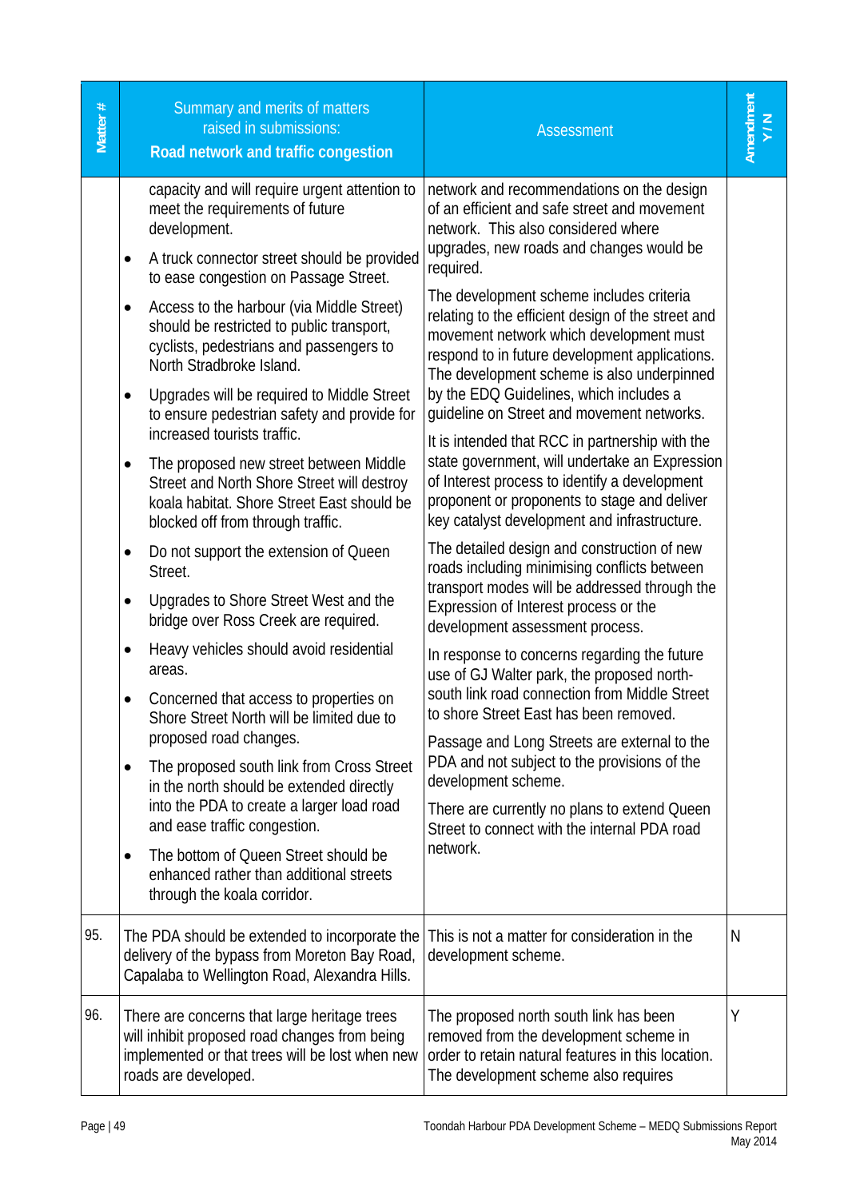| Matter # | Summary and merits of matters raised in submissions: **Road network and traffic congestion** | Assessment | Amendment Y / N |
|---|---|---|---|
| | capacity and will require urgent attention to meet the requirements of future development.<br>• A truck connector street should be provided to ease congestion on Passage Street.<br>• Access to the harbour (via Middle Street) should be restricted to public transport, cyclists, pedestrians and passengers to North Stradbroke Island.<br>• Upgrades will be required to Middle Street to ensure pedestrian safety and provide for increased tourists traffic.<br>• The proposed new street between Middle Street and North Shore Street will destroy koala habitat. Shore Street East should be blocked off from through traffic.<br>• Do not support the extension of Queen Street.<br>• Upgrades to Shore Street West and the bridge over Ross Creek are required.<br>• Heavy vehicles should avoid residential areas.<br>• Concerned that access to properties on Shore Street North will be limited due to proposed road changes.<br>• The proposed south link from Cross Street in the north should be extended directly into the PDA to create a larger load road and ease traffic congestion.<br>• The bottom of Queen Street should be enhanced rather than additional streets through the koala corridor. | network and recommendations on the design of an efficient and safe street and movement network. This also considered where upgrades, new roads and changes would be required.<br><br>The development scheme includes criteria relating to the efficient design of the street and movement network which development must respond to in future development applications. The development scheme is also underpinned by the EDQ Guidelines, which includes a guideline on Street and movement networks.<br><br>It is intended that RCC in partnership with the state government, will undertake an Expression of Interest process to identify a development proponent or proponents to stage and deliver key catalyst development and infrastructure.<br><br>The detailed design and construction of new roads including minimising conflicts between transport modes will be addressed through the Expression of Interest process or the development assessment process.<br><br>In response to concerns regarding the future use of GJ Walter park, the proposed north-south link road connection from Middle Street to shore Street East has been removed.<br><br>Passage and Long Streets are external to the PDA and not subject to the provisions of the development scheme.<br><br>There are currently no plans to extend Queen Street to connect with the internal PDA road network. | |
| 95. | The PDA should be extended to incorporate the delivery of the bypass from Moreton Bay Road, Capalaba to Wellington Road, Alexandra Hills. | This is not a matter for consideration in the development scheme. | N |
| 96. | There are concerns that large heritage trees will inhibit proposed road changes from being implemented or that trees will be lost when new roads are developed. | The proposed north south link has been removed from the development scheme in order to retain natural features in this location. The development scheme also requires | Y |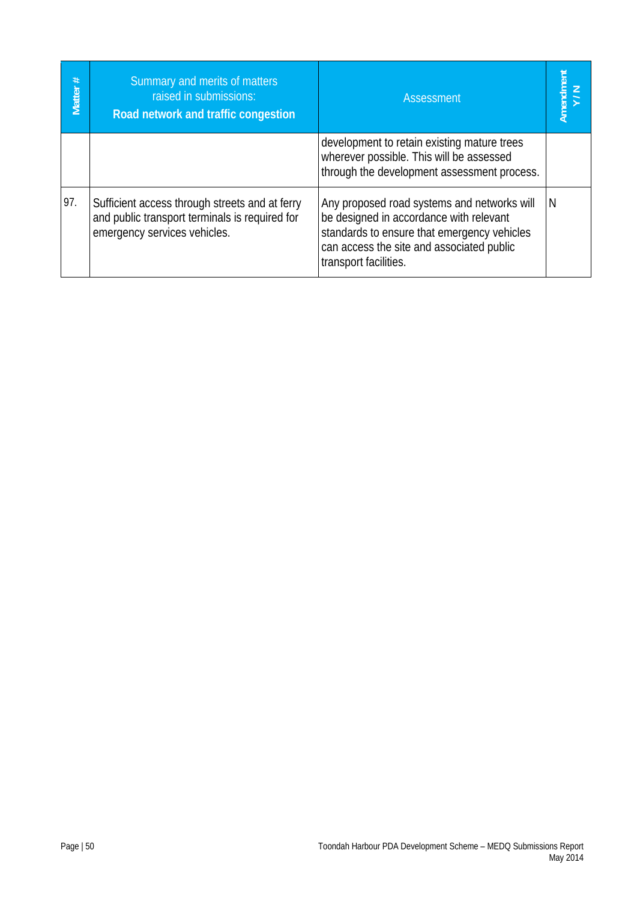| Matter # | Summary and merits of matters raised in submissions: **Road network and traffic congestion** | Assessment | Amendment Y / N |
|---|---|---|---|
| | | development to retain existing mature trees wherever possible. This will be assessed through the development assessment process. | |
| 97. | Sufficient access through streets and at ferry and public transport terminals is required for emergency services vehicles. | Any proposed road systems and networks will be designed in accordance with relevant standards to ensure that emergency vehicles can access the site and associated public transport facilities. | N |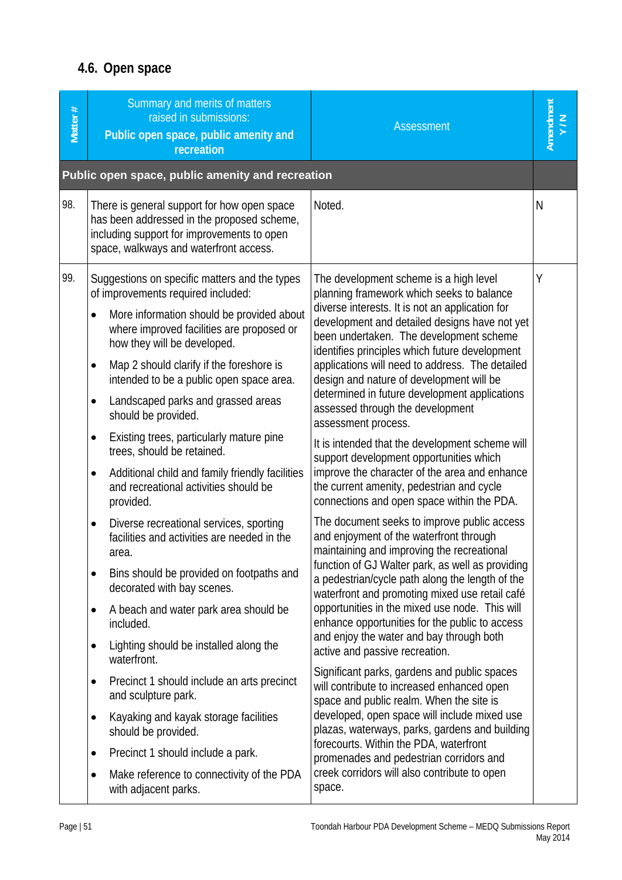## 4.6. Open space

| Matter # | Summary and merits of matters raised in submissions: **Public open space, public amenity and recreation** | Assessment | Amendment Y / N |
|---|---|---|---|
| **Public open space, public amenity and recreation** | | | |
| 98. | There is general support for how open space has been addressed in the proposed scheme, including support for improvements to open space, walkways and waterfront access. | Noted. | N |
| 99. | Suggestions on specific matters and the types of improvements required included:<br>• More information should be provided about where improved facilities are proposed or how they will be developed.<br>• Map 2 should clarify if the foreshore is intended to be a public open space area.<br>• Landscaped parks and grassed areas should be provided.<br>• Existing trees, particularly mature pine trees, should be retained.<br>• Additional child and family friendly facilities and recreational activities should be provided.<br>• Diverse recreational services, sporting facilities and activities are needed in the area.<br>• Bins should be provided on footpaths and decorated with bay scenes.<br>• A beach and water park area should be included.<br>• Lighting should be installed along the waterfront.<br>• Precinct 1 should include an arts precinct and sculpture park.<br>• Kayaking and kayak storage facilities should be provided.<br>• Precinct 1 should include a park.<br>• Make reference to connectivity of the PDA with adjacent parks. | The development scheme is a high level planning framework which seeks to balance diverse interests. It is not an application for development and detailed designs have not yet been undertaken. The development scheme identifies principles which future development applications will need to address. The detailed design and nature of development will be determined in future development applications assessed through the development assessment process.<br><br>It is intended that the development scheme will support development opportunities which improve the character of the area and enhance the current amenity, pedestrian and cycle connections and open space within the PDA.<br><br>The document seeks to improve public access and enjoyment of the waterfront through maintaining and improving the recreational function of GJ Walter park, as well as providing a pedestrian/cycle path along the length of the waterfront and promoting mixed use retail café opportunities in the mixed use node. This will enhance opportunities for the public to access and enjoy the water and bay through both active and passive recreation.<br><br>Significant parks, gardens and public spaces will contribute to increased enhanced open space and public realm. When the site is developed, open space will include mixed use plazas, waterways, parks, gardens and building forecourts. Within the PDA, waterfront promenades and pedestrian corridors and creek corridors will also contribute to open space. | Y |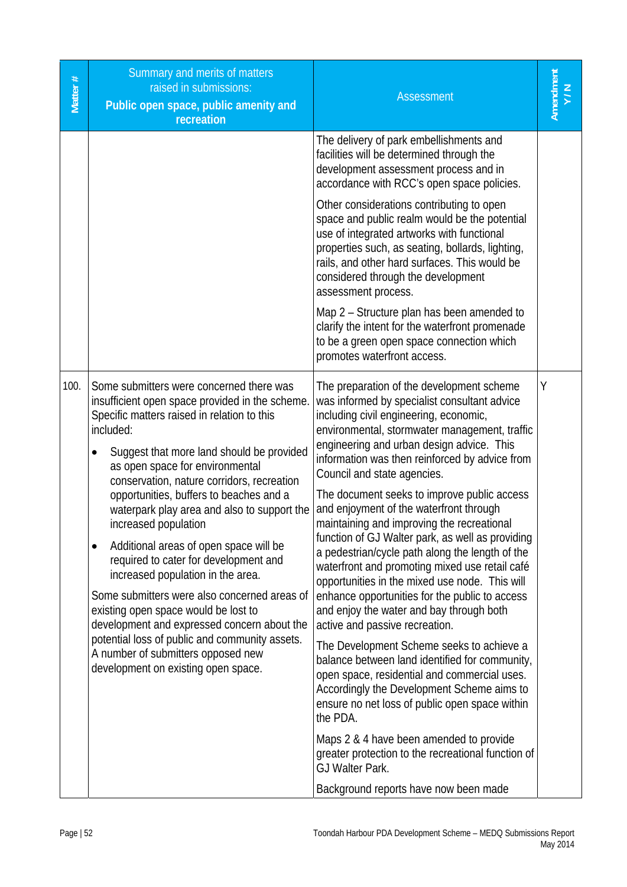| Matter # | Summary and merits of matters raised in submissions: **Public open space, public amenity and recreation** | Assessment | Amendment Y / N |
|---|---|---|---|
| | | The delivery of park embellishments and facilities will be determined through the development assessment process and in accordance with RCC's open space policies.<br><br>Other considerations contributing to open space and public realm would be the potential use of integrated artworks with functional properties such, as seating, bollards, lighting, rails, and other hard surfaces. This would be considered through the development assessment process.<br><br>Map 2 – Structure plan has been amended to clarify the intent for the waterfront promenade to be a green open space connection which promotes waterfront access. | |
| 100. | Some submitters were concerned there was insufficient open space provided in the scheme. Specific matters raised in relation to this included:<br><br>• Suggest that more land should be provided as open space for environmental conservation, nature corridors, recreation opportunities, buffers to beaches and a waterpark play area and also to support the increased population<br>• Additional areas of open space will be required to cater for development and increased population in the area.<br><br>Some submitters were also concerned areas of existing open space would be lost to development and expressed concern about the potential loss of public and community assets. A number of submitters opposed new development on existing open space. | The preparation of the development scheme was informed by specialist consultant advice including civil engineering, economic, environmental, stormwater management, traffic engineering and urban design advice. This information was then reinforced by advice from Council and state agencies.<br><br>The document seeks to improve public access and enjoyment of the waterfront through maintaining and improving the recreational function of GJ Walter park, as well as providing a pedestrian/cycle path along the length of the waterfront and promoting mixed use retail café opportunities in the mixed use node. This will enhance opportunities for the public to access and enjoy the water and bay through both active and passive recreation.<br><br>The Development Scheme seeks to achieve a balance between land identified for community, open space, residential and commercial uses. Accordingly the Development Scheme aims to ensure no net loss of public open space within the PDA.<br><br>Maps 2 & 4 have been amended to provide greater protection to the recreational function of GJ Walter Park.<br><br>Background reports have now been made | Y |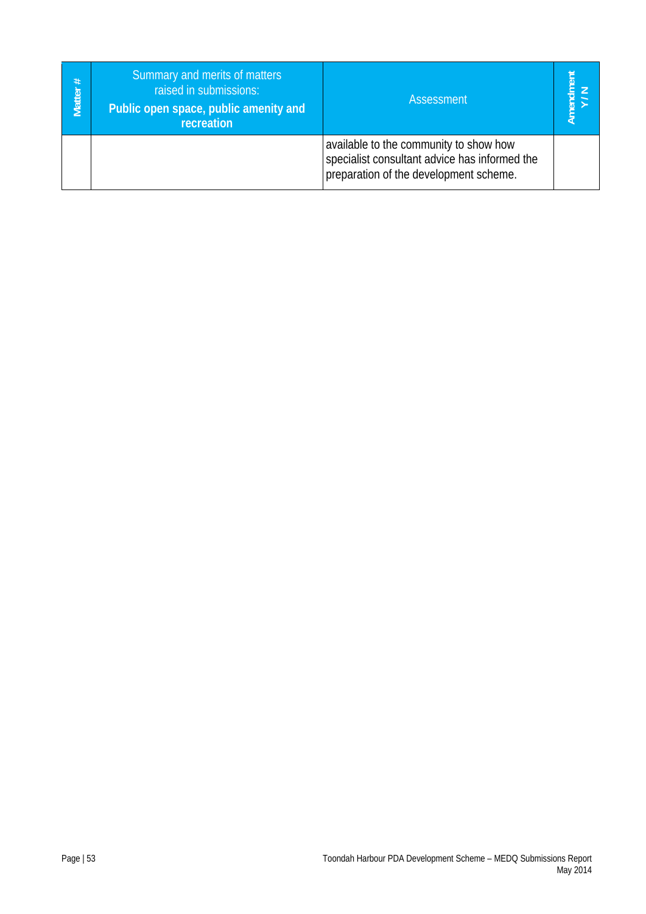| Matter # | Summary and merits of matters raised in submissions: **Public open space, public amenity and recreation** | Assessment | Amendment Y / N |
|---|---|---|---|
| | | available to the community to show how specialist consultant advice has informed the preparation of the development scheme. | |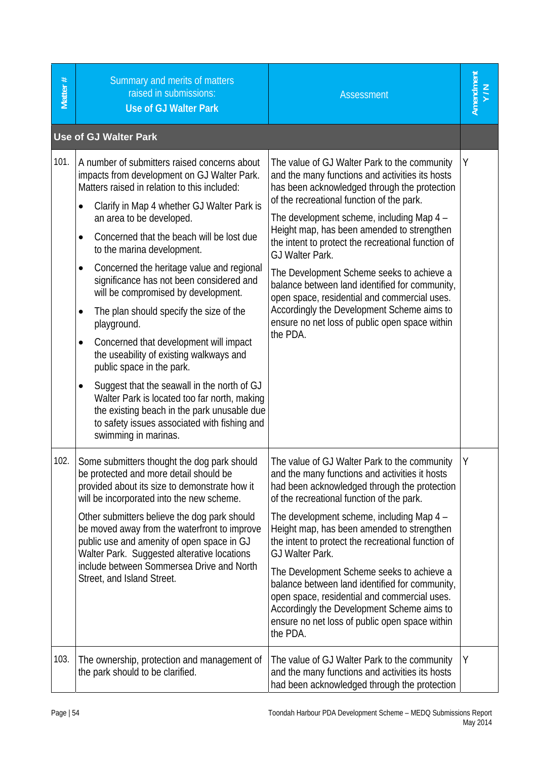| Matter # | Summary and merits of matters raised in submissions: **Use of GJ Walter Park** | Assessment | Amendment Y / N |
|---|---|---|---|
| **Use of GJ Walter Park** | | | |
| 101. | A number of submitters raised concerns about impacts from development on GJ Walter Park. Matters raised in relation to this included:<br>• Clarify in Map 4 whether GJ Walter Park is an area to be developed.<br>• Concerned that the beach will be lost due to the marina development.<br>• Concerned the heritage value and regional significance has not been considered and will be compromised by development.<br>• The plan should specify the size of the playground.<br>• Concerned that development will impact the useability of existing walkways and public space in the park.<br>• Suggest that the seawall in the north of GJ Walter Park is located too far north, making the existing beach in the park unusable due to safety issues associated with fishing and swimming in marinas. | The value of GJ Walter Park to the community and the many functions and activities its hosts has been acknowledged through the protection of the recreational function of the park.<br>The development scheme, including Map 4 – Height map, has been amended to strengthen the intent to protect the recreational function of GJ Walter Park.<br>The Development Scheme seeks to achieve a balance between land identified for community, open space, residential and commercial uses. Accordingly the Development Scheme aims to ensure no net loss of public open space within the PDA. | Y |
| 102. | Some submitters thought the dog park should be protected and more detail should be provided about its size to demonstrate how it will be incorporated into the new scheme.<br>Other submitters believe the dog park should be moved away from the waterfront to improve public use and amenity of open space in GJ Walter Park. Suggested alterative locations include between Sommersea Drive and North Street, and Island Street. | The value of GJ Walter Park to the community and the many functions and activities it hosts had been acknowledged through the protection of the recreational function of the park.<br>The development scheme, including Map 4 – Height map, has been amended to strengthen the intent to protect the recreational function of GJ Walter Park.<br>The Development Scheme seeks to achieve a balance between land identified for community, open space, residential and commercial uses. Accordingly the Development Scheme aims to ensure no net loss of public open space within the PDA. | Y |
| 103. | The ownership, protection and management of the park should to be clarified. | The value of GJ Walter Park to the community and the many functions and activities its hosts had been acknowledged through the protection | Y |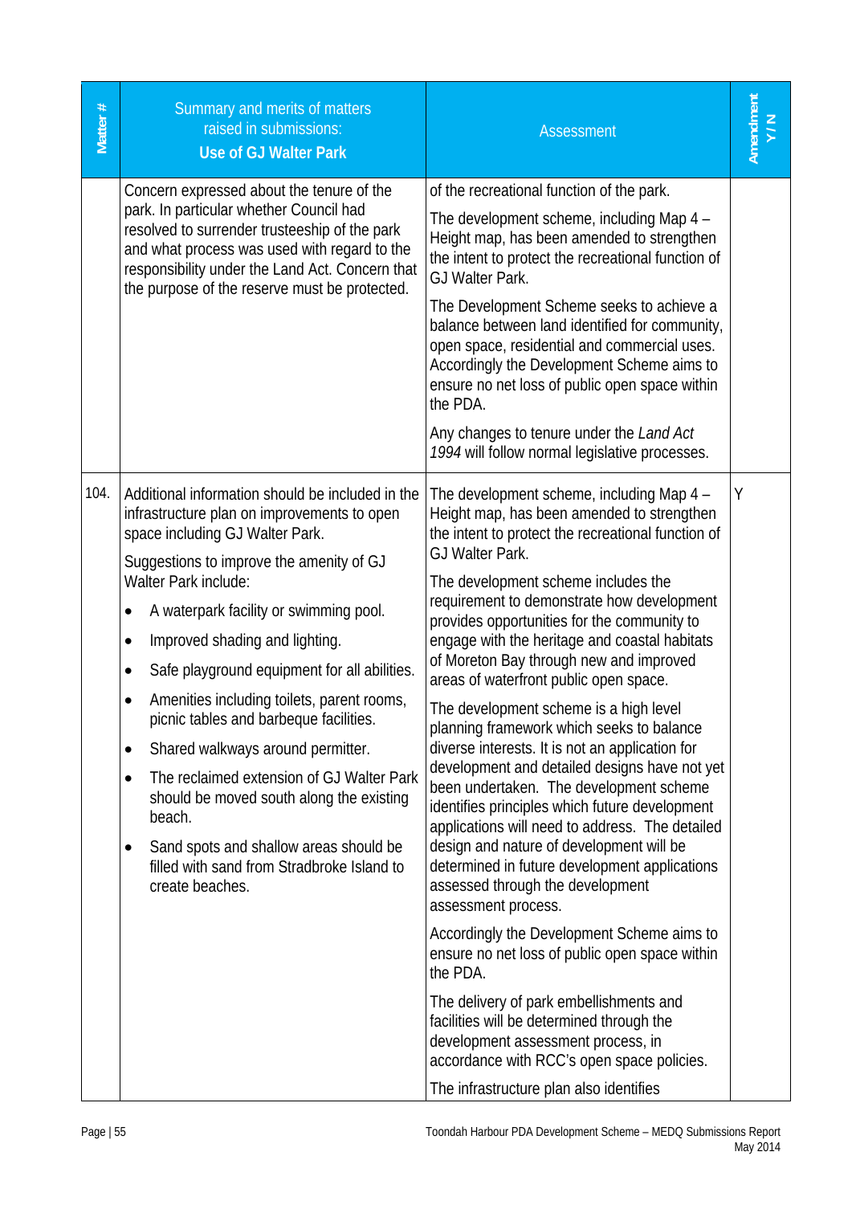| Matter # | Summary and merits of matters raised in submissions: **Use of GJ Walter Park** | Assessment | Amendment Y / N |
|---|---|---|---|
| | Concern expressed about the tenure of the park. In particular whether Council had resolved to surrender trusteeship of the park and what process was used with regard to the responsibility under the Land Act. Concern that the purpose of the reserve must be protected. | of the recreational function of the park.<br><br>The development scheme, including Map 4 – Height map, has been amended to strengthen the intent to protect the recreational function of GJ Walter Park.<br><br>The Development Scheme seeks to achieve a balance between land identified for community, open space, residential and commercial uses. Accordingly the Development Scheme aims to ensure no net loss of public open space within the PDA.<br><br>Any changes to tenure under the *Land Act 1994* will follow normal legislative processes. | |
| 104. | Additional information should be included in the infrastructure plan on improvements to open space including GJ Walter Park.<br><br>Suggestions to improve the amenity of GJ Walter Park include:<br><br>• A waterpark facility or swimming pool.<br>• Improved shading and lighting.<br>• Safe playground equipment for all abilities.<br>• Amenities including toilets, parent rooms, picnic tables and barbeque facilities.<br>• Shared walkways around permitter.<br>• The reclaimed extension of GJ Walter Park should be moved south along the existing beach.<br>• Sand spots and shallow areas should be filled with sand from Stradbroke Island to create beaches. | The development scheme, including Map 4 – Height map, has been amended to strengthen the intent to protect the recreational function of GJ Walter Park.<br><br>The development scheme includes the requirement to demonstrate how development provides opportunities for the community to engage with the heritage and coastal habitats of Moreton Bay through new and improved areas of waterfront public open space.<br><br>The development scheme is a high level planning framework which seeks to balance diverse interests. It is not an application for development and detailed designs have not yet been undertaken. The development scheme identifies principles which future development applications will need to address. The detailed design and nature of development will be determined in future development applications assessed through the development assessment process.<br><br>Accordingly the Development Scheme aims to ensure no net loss of public open space within the PDA.<br><br>The delivery of park embellishments and facilities will be determined through the development assessment process, in accordance with RCC's open space policies.<br><br>The infrastructure plan also identifies | Y |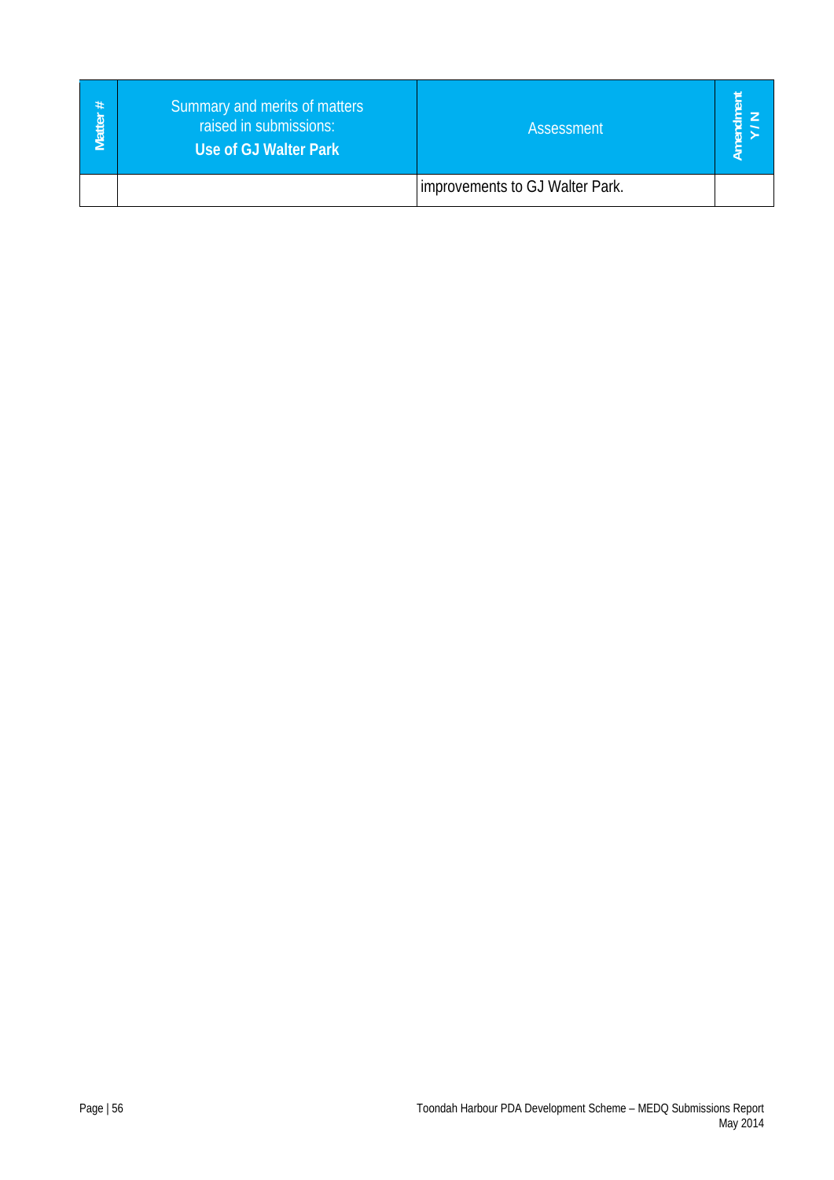| Matter # | Summary and merits of matters raised in submissions: **Use of GJ Walter Park** | Assessment | Amendment Y / N |
|---|---|---|---|
| | | improvements to GJ Walter Park. | |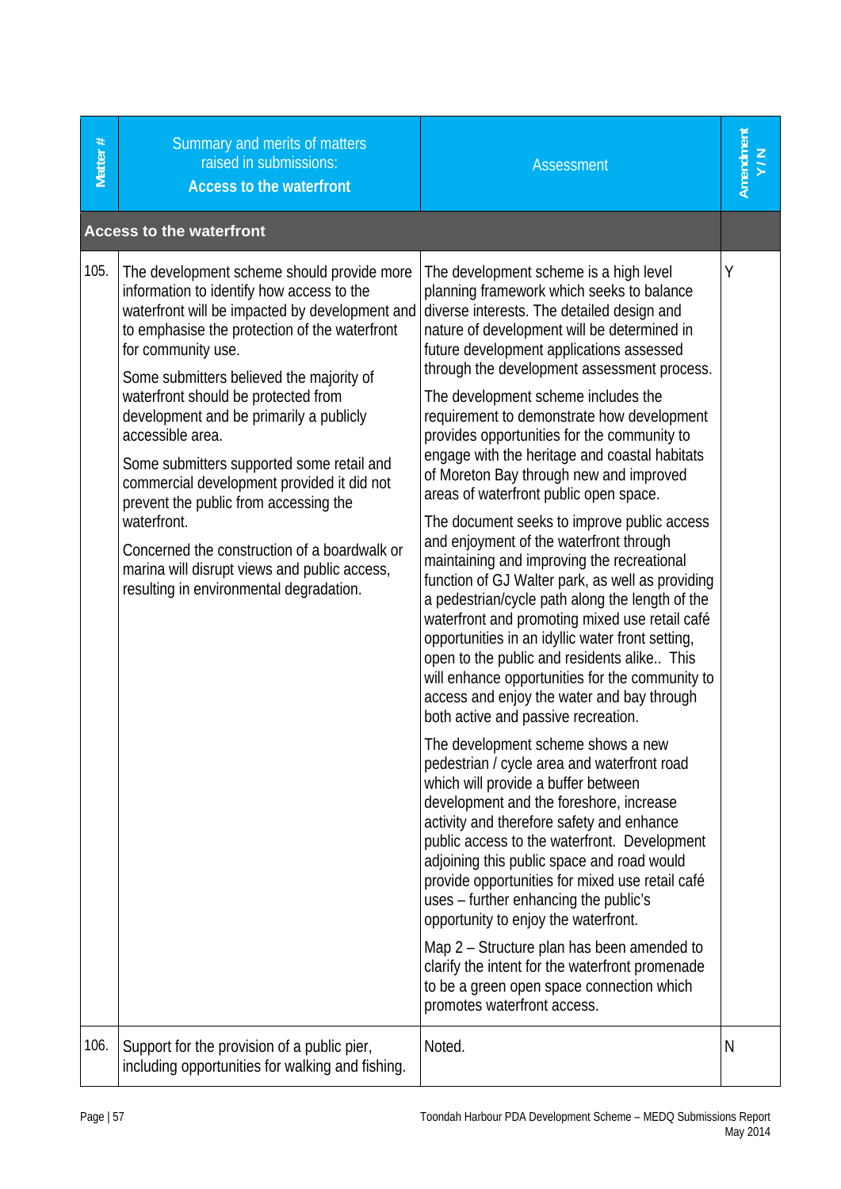| Matter # | Summary and merits of matters raised in submissions: **Access to the waterfront** | Assessment | Amendment Y / N |
|---|---|---|---|
| **Access to the waterfront** | | | |
| 105. | The development scheme should provide more information to identify how access to the waterfront will be impacted by development and to emphasise the protection of the waterfront for community use.<br><br>Some submitters believed the majority of waterfront should be protected from development and be primarily a publicly accessible area.<br><br>Some submitters supported some retail and commercial development provided it did not prevent the public from accessing the waterfront.<br><br>Concerned the construction of a boardwalk or marina will disrupt views and public access, resulting in environmental degradation. | The development scheme is a high level planning framework which seeks to balance diverse interests. The detailed design and nature of development will be determined in future development applications assessed through the development assessment process.<br><br>The development scheme includes the requirement to demonstrate how development provides opportunities for the community to engage with the heritage and coastal habitats of Moreton Bay through new and improved areas of waterfront public open space.<br><br>The document seeks to improve public access and enjoyment of the waterfront through maintaining and improving the recreational function of GJ Walter park, as well as providing a pedestrian/cycle path along the length of the waterfront and promoting mixed use retail café opportunities in an idyllic water front setting, open to the public and residents alike.. This will enhance opportunities for the community to access and enjoy the water and bay through both active and passive recreation.<br><br>The development scheme shows a new pedestrian / cycle area and waterfront road which will provide a buffer between development and the foreshore, increase activity and therefore safety and enhance public access to the waterfront. Development adjoining this public space and road would provide opportunities for mixed use retail café uses – further enhancing the public's opportunity to enjoy the waterfront.<br><br>Map 2 – Structure plan has been amended to clarify the intent for the waterfront promenade to be a green open space connection which promotes waterfront access. | Y |
| 106. | Support for the provision of a public pier, including opportunities for walking and fishing. | Noted. | N |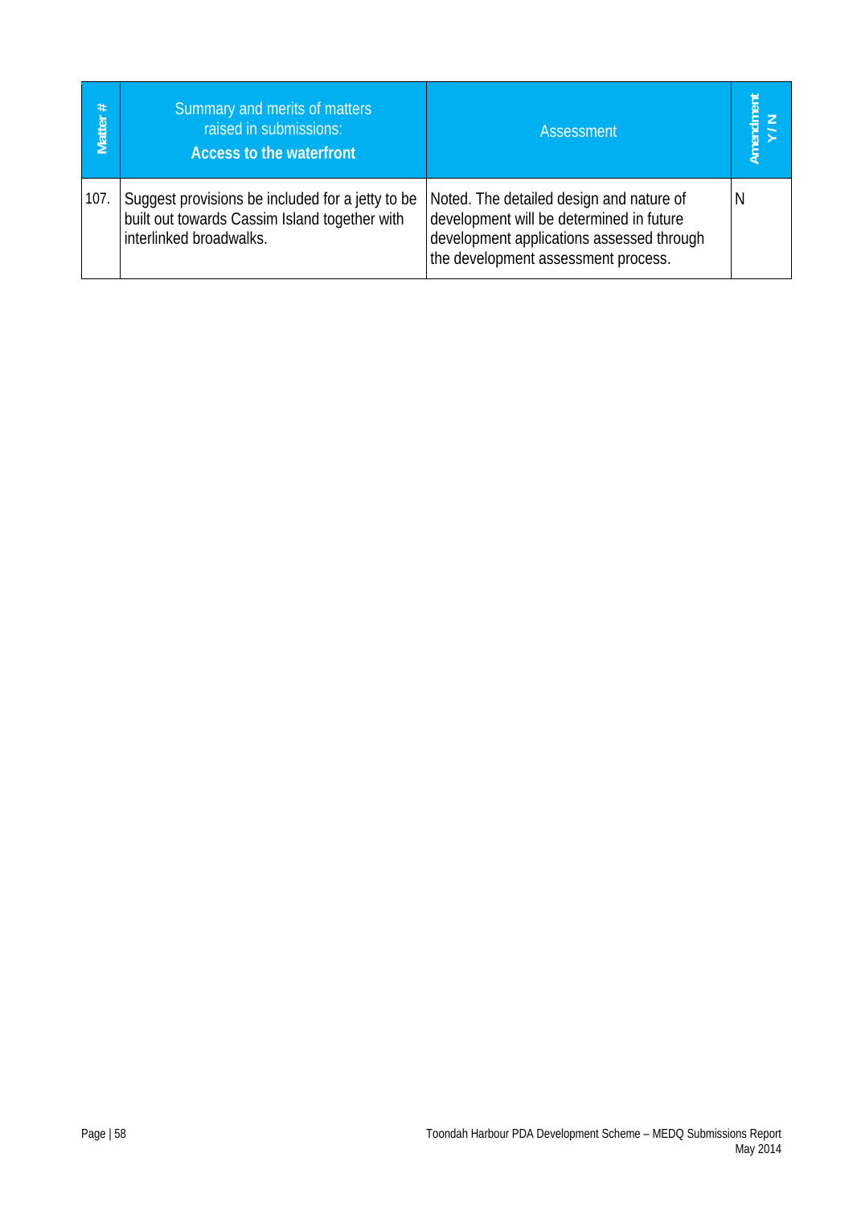| Matter # | Summary and merits of matters raised in submissions: **Access to the waterfront** | Assessment | Amendment Y / N |
|---|---|---|---|
| 107. | Suggest provisions be included for a jetty to be built out towards Cassim Island together with interlinked broadwalks. | Noted. The detailed design and nature of development will be determined in future development applications assessed through the development assessment process. | N |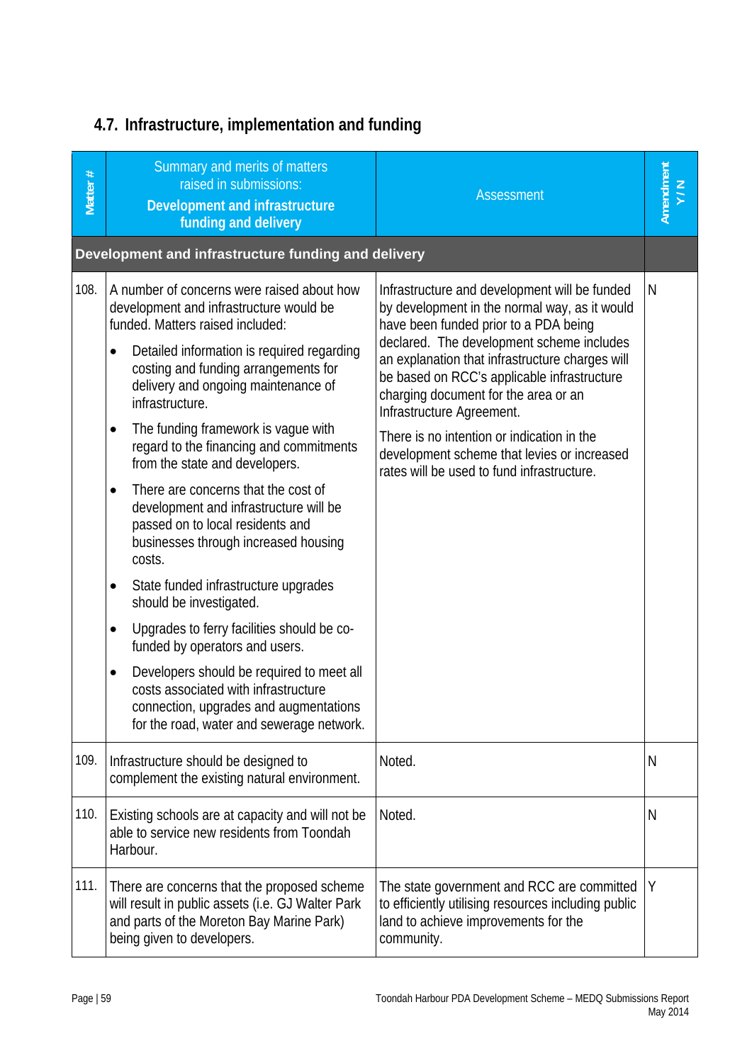## 4.7. Infrastructure, implementation and funding

| Matter # | Summary and merits of matters raised in submissions: **Development and infrastructure funding and delivery** | Assessment | Amendment Y / N |
|---|---|---|---|
| **Development and infrastructure funding and delivery** | | | |
| 108. | A number of concerns were raised about how development and infrastructure would be funded. Matters raised included: <br>• Detailed information is required regarding costing and funding arrangements for delivery and ongoing maintenance of infrastructure. <br>• The funding framework is vague with regard to the financing and commitments from the state and developers. <br>• There are concerns that the cost of development and infrastructure will be passed on to local residents and businesses through increased housing costs. <br>• State funded infrastructure upgrades should be investigated. <br>• Upgrades to ferry facilities should be co-funded by operators and users. <br>• Developers should be required to meet all costs associated with infrastructure connection, upgrades and augmentations for the road, water and sewerage network. | Infrastructure and development will be funded by development in the normal way, as it would have been funded prior to a PDA being declared. The development scheme includes an explanation that infrastructure charges will be based on RCC's applicable infrastructure charging document for the area or an Infrastructure Agreement. <br>There is no intention or indication in the development scheme that levies or increased rates will be used to fund infrastructure. | N |
| 109. | Infrastructure should be designed to complement the existing natural environment. | Noted. | N |
| 110. | Existing schools are at capacity and will not be able to service new residents from Toondah Harbour. | Noted. | N |
| 111. | There are concerns that the proposed scheme will result in public assets (i.e. GJ Walter Park and parts of the Moreton Bay Marine Park) being given to developers. | The state government and RCC are committed to efficiently utilising resources including public land to achieve improvements for the community. | Y |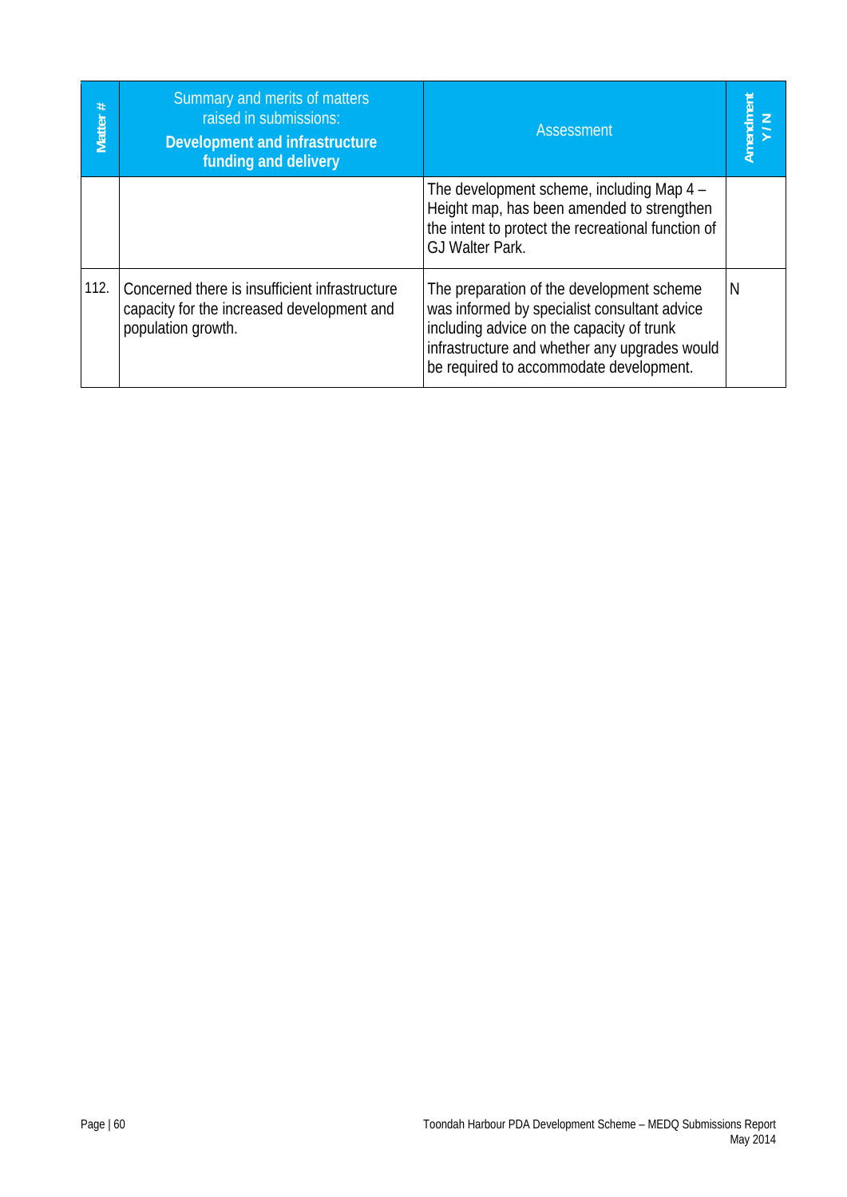| Matter # | Summary and merits of matters raised in submissions: **Development and infrastructure funding and delivery** | Assessment | Amendment Y / N |
|---|---|---|---|
| | | The development scheme, including Map 4 – Height map, has been amended to strengthen the intent to protect the recreational function of GJ Walter Park. | |
| 112. | Concerned there is insufficient infrastructure capacity for the increased development and population growth. | The preparation of the development scheme was informed by specialist consultant advice including advice on the capacity of trunk infrastructure and whether any upgrades would be required to accommodate development. | N |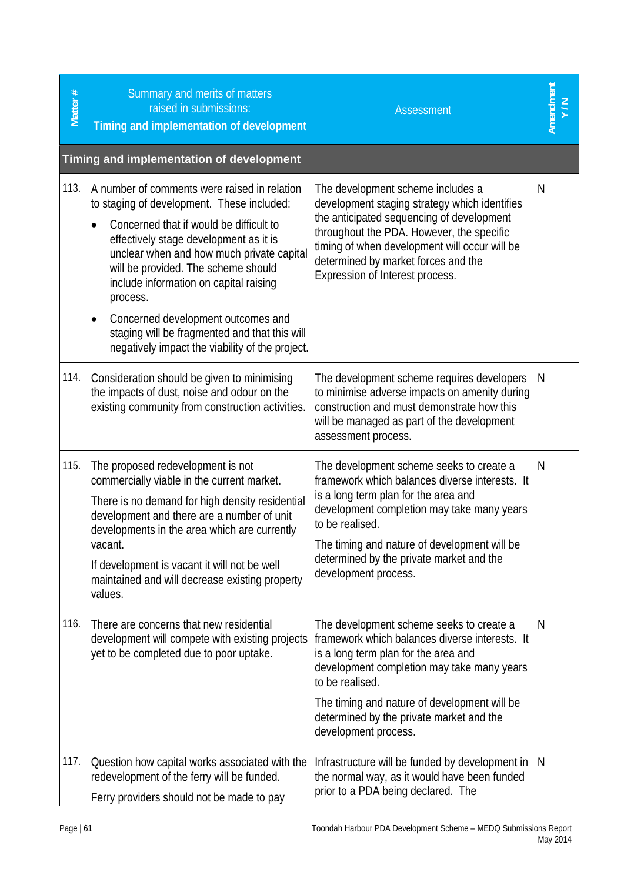| Matter # | Summary and merits of matters raised in submissions: **Timing and implementation of development** | Assessment | Amendment Y / N |
|---|---|---|---|
| **Timing and implementation of development** | | | |
| 113. | A number of comments were raised in relation to staging of development. These included:<br>• Concerned that if would be difficult to effectively stage development as it is unclear when and how much private capital will be provided. The scheme should include information on capital raising process.<br>• Concerned development outcomes and staging will be fragmented and that this will negatively impact the viability of the project. | The development scheme includes a development staging strategy which identifies the anticipated sequencing of development throughout the PDA. However, the specific timing of when development will occur will be determined by market forces and the Expression of Interest process. | N |
| 114. | Consideration should be given to minimising the impacts of dust, noise and odour on the existing community from construction activities. | The development scheme requires developers to minimise adverse impacts on amenity during construction and must demonstrate how this will be managed as part of the development assessment process. | N |
| 115. | The proposed redevelopment is not commercially viable in the current market.<br>There is no demand for high density residential development and there are a number of unit developments in the area which are currently vacant.<br>If development is vacant it will not be well maintained and will decrease existing property values. | The development scheme seeks to create a framework which balances diverse interests. It is a long term plan for the area and development completion may take many years to be realised.<br>The timing and nature of development will be determined by the private market and the development process. | N |
| 116. | There are concerns that new residential development will compete with existing projects yet to be completed due to poor uptake. | The development scheme seeks to create a framework which balances diverse interests. It is a long term plan for the area and development completion may take many years to be realised.<br>The timing and nature of development will be determined by the private market and the development process. | N |
| 117. | Question how capital works associated with the redevelopment of the ferry will be funded.<br>Ferry providers should not be made to pay | Infrastructure will be funded by development in the normal way, as it would have been funded prior to a PDA being declared. The | N |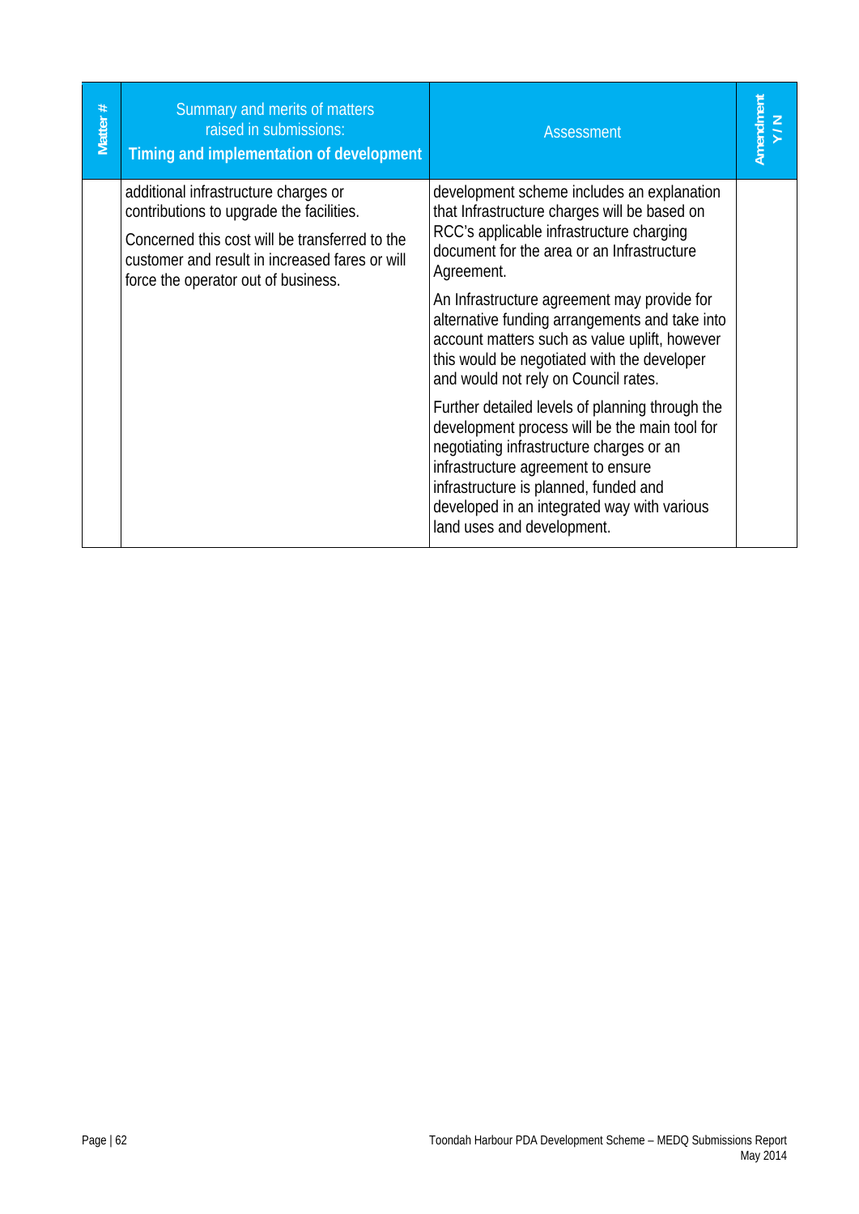| Matter # | Summary and merits of matters raised in submissions: **Timing and implementation of development** | Assessment | Amendment Y / N |
|---|---|---|---|
| | additional infrastructure charges or contributions to upgrade the facilities.<br><br>Concerned this cost will be transferred to the customer and result in increased fares or will force the operator out of business. | development scheme includes an explanation that Infrastructure charges will be based on RCC's applicable infrastructure charging document for the area or an Infrastructure Agreement.<br><br>An Infrastructure agreement may provide for alternative funding arrangements and take into account matters such as value uplift, however this would be negotiated with the developer and would not rely on Council rates.<br><br>Further detailed levels of planning through the development process will be the main tool for negotiating infrastructure charges or an infrastructure agreement to ensure infrastructure is planned, funded and developed in an integrated way with various land uses and development. | |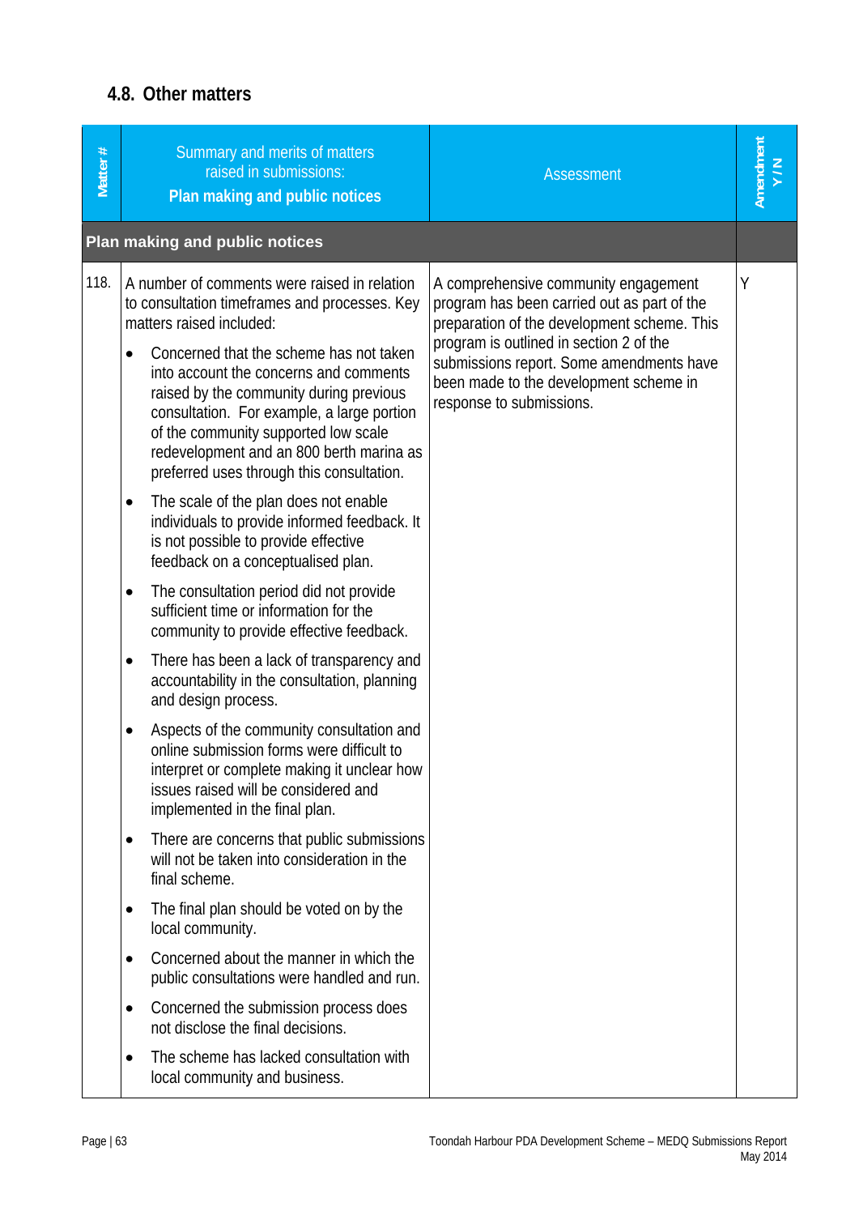## 4.8. Other matters

| Matter # | Summary and merits of matters raised in submissions: **Plan making and public notices** | Assessment | Amendment Y / N |
|---|---|---|---|
| **Plan making and public notices** | | | |
| 118. | A number of comments were raised in relation to consultation timeframes and processes. Key matters raised included:<br>• Concerned that the scheme has not taken into account the concerns and comments raised by the community during previous consultation. For example, a large portion of the community supported low scale redevelopment and an 800 berth marina as preferred uses through this consultation.<br>• The scale of the plan does not enable individuals to provide informed feedback. It is not possible to provide effective feedback on a conceptualised plan.<br>• The consultation period did not provide sufficient time or information for the community to provide effective feedback.<br>• There has been a lack of transparency and accountability in the consultation, planning and design process.<br>• Aspects of the community consultation and online submission forms were difficult to interpret or complete making it unclear how issues raised will be considered and implemented in the final plan.<br>• There are concerns that public submissions will not be taken into consideration in the final scheme.<br>• The final plan should be voted on by the local community.<br>• Concerned about the manner in which the public consultations were handled and run.<br>• Concerned the submission process does not disclose the final decisions.<br>• The scheme has lacked consultation with local community and business. | A comprehensive community engagement program has been carried out as part of the preparation of the development scheme. This program is outlined in section 2 of the submissions report. Some amendments have been made to the development scheme in response to submissions. | Y |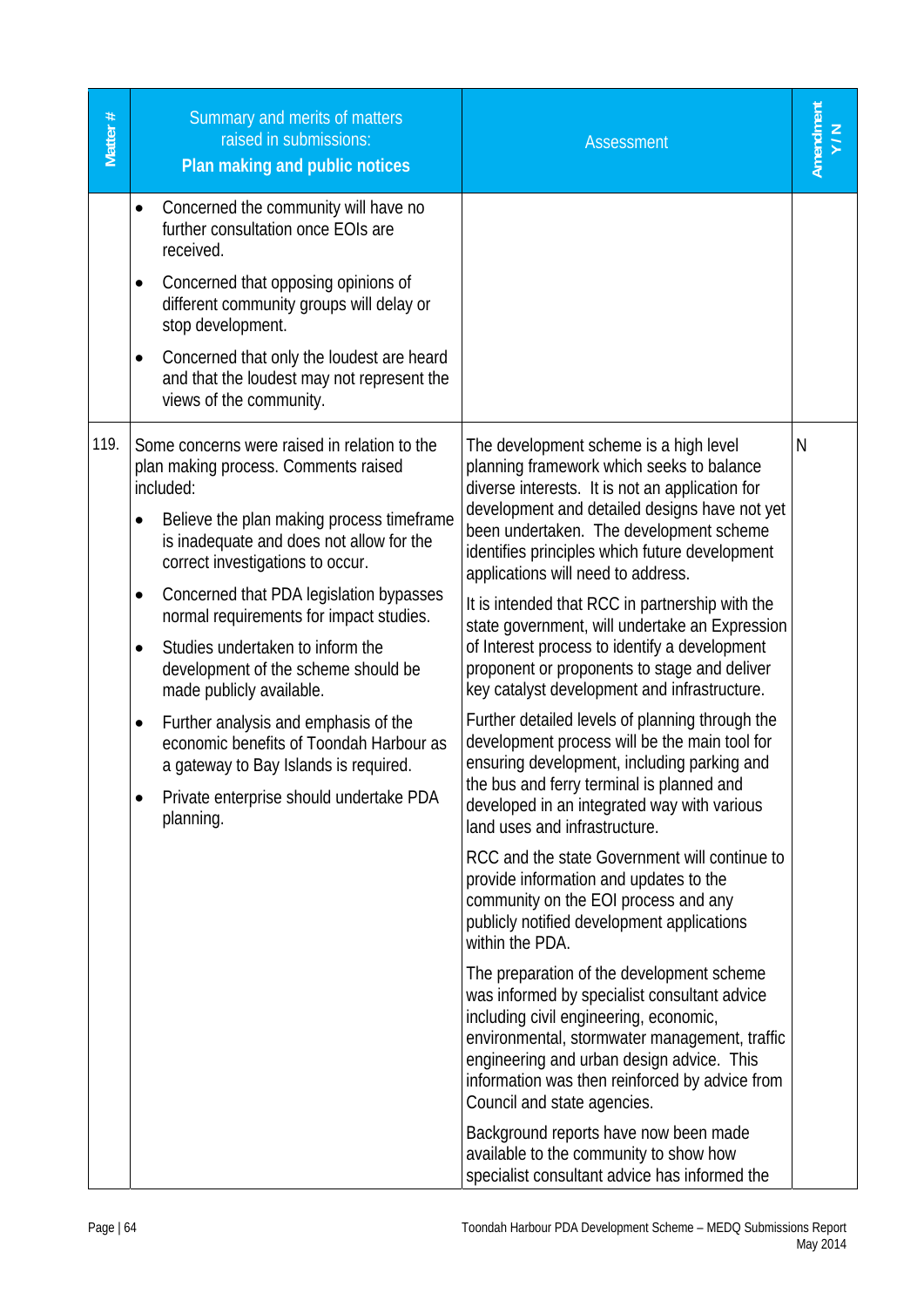| Matter # | Summary and merits of matters raised in submissions: **Plan making and public notices** | Assessment | Amendment Y / N |
|---|---|---|---|
| | • Concerned the community will have no further consultation once EOIs are received.<br>• Concerned that opposing opinions of different community groups will delay or stop development.<br>• Concerned that only the loudest are heard and that the loudest may not represent the views of the community. | | |
| 119. | Some concerns were raised in relation to the plan making process. Comments raised included:<br>• Believe the plan making process timeframe is inadequate and does not allow for the correct investigations to occur.<br>• Concerned that PDA legislation bypasses normal requirements for impact studies.<br>• Studies undertaken to inform the development of the scheme should be made publicly available.<br>• Further analysis and emphasis of the economic benefits of Toondah Harbour as a gateway to Bay Islands is required.<br>• Private enterprise should undertake PDA planning. | The development scheme is a high level planning framework which seeks to balance diverse interests. It is not an application for development and detailed designs have not yet been undertaken. The development scheme identifies principles which future development applications will need to address.<br><br>It is intended that RCC in partnership with the state government, will undertake an Expression of Interest process to identify a development proponent or proponents to stage and deliver key catalyst development and infrastructure.<br><br>Further detailed levels of planning through the development process will be the main tool for ensuring development, including parking and the bus and ferry terminal is planned and developed in an integrated way with various land uses and infrastructure.<br><br>RCC and the state Government will continue to provide information and updates to the community on the EOI process and any publicly notified development applications within the PDA.<br><br>The preparation of the development scheme was informed by specialist consultant advice including civil engineering, economic, environmental, stormwater management, traffic engineering and urban design advice. This information was then reinforced by advice from Council and state agencies.<br><br>Background reports have now been made available to the community to show how specialist consultant advice has informed the | N |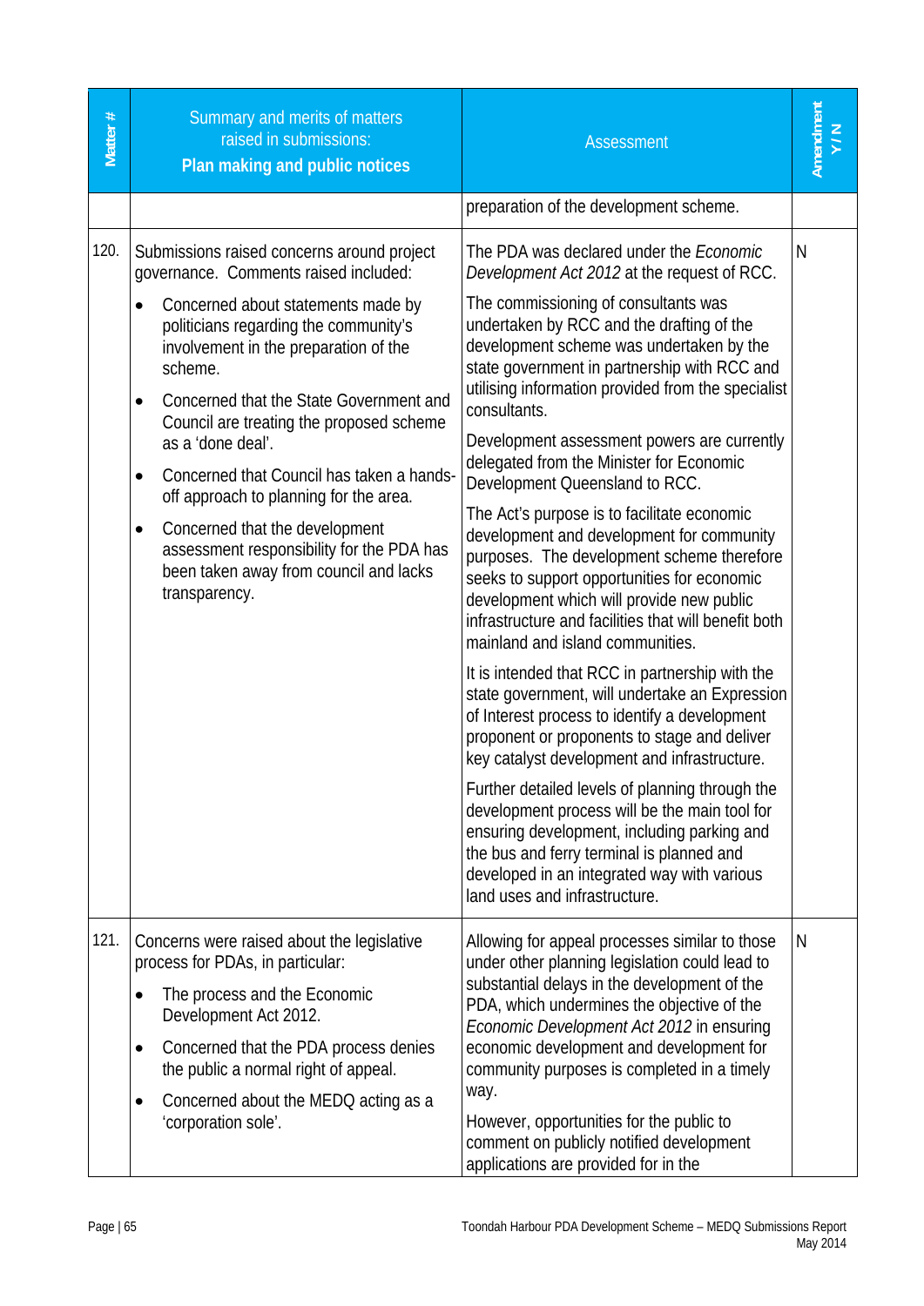| Matter # | Summary and merits of matters raised in submissions: **Plan making and public notices** | Assessment | Amendment Y / N |
|---|---|---|---|
| | | preparation of the development scheme. | |
| 120. | Submissions raised concerns around project governance. Comments raised included:<br>• Concerned about statements made by politicians regarding the community's involvement in the preparation of the scheme.<br>• Concerned that the State Government and Council are treating the proposed scheme as a 'done deal'.<br>• Concerned that Council has taken a hands-off approach to planning for the area.<br>• Concerned that the development assessment responsibility for the PDA has been taken away from council and lacks transparency. | The PDA was declared under the *Economic Development Act 2012* at the request of RCC.<br><br>The commissioning of consultants was undertaken by RCC and the drafting of the development scheme was undertaken by the state government in partnership with RCC and utilising information provided from the specialist consultants.<br><br>Development assessment powers are currently delegated from the Minister for Economic Development Queensland to RCC.<br><br>The Act's purpose is to facilitate economic development and development for community purposes. The development scheme therefore seeks to support opportunities for economic development which will provide new public infrastructure and facilities that will benefit both mainland and island communities.<br><br>It is intended that RCC in partnership with the state government, will undertake an Expression of Interest process to identify a development proponent or proponents to stage and deliver key catalyst development and infrastructure.<br><br>Further detailed levels of planning through the development process will be the main tool for ensuring development, including parking and the bus and ferry terminal is planned and developed in an integrated way with various land uses and infrastructure. | N |
| 121. | Concerns were raised about the legislative process for PDAs, in particular:<br>• The process and the Economic Development Act 2012.<br>• Concerned that the PDA process denies the public a normal right of appeal.<br>• Concerned about the MEDQ acting as a 'corporation sole'. | Allowing for appeal processes similar to those under other planning legislation could lead to substantial delays in the development of the PDA, which undermines the objective of the *Economic Development Act 2012* in ensuring economic development and development for community purposes is completed in a timely way.<br><br>However, opportunities for the public to comment on publicly notified development applications are provided for in the | N |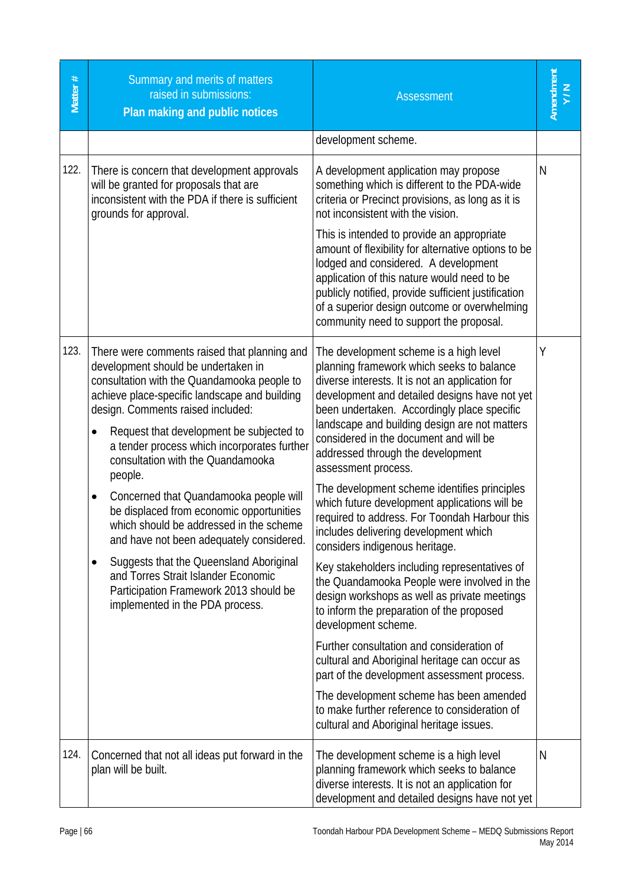| Matter # | Summary and merits of matters raised in submissions: **Plan making and public notices** | Assessment | Amendment Y / N |
|---|---|---|---|
| | | development scheme. | |
| 122. | There is concern that development approvals will be granted for proposals that are inconsistent with the PDA if there is sufficient grounds for approval. | A development application may propose something which is different to the PDA-wide criteria or Precinct provisions, as long as it is not inconsistent with the vision.<br><br>This is intended to provide an appropriate amount of flexibility for alternative options to be lodged and considered. A development application of this nature would need to be publicly notified, provide sufficient justification of a superior design outcome or overwhelming community need to support the proposal. | N |
| 123. | There were comments raised that planning and development should be undertaken in consultation with the Quandamooka people to achieve place-specific landscape and building design. Comments raised included:<br><br>• Request that development be subjected to a tender process which incorporates further consultation with the Quandamooka people.<br><br>• Concerned that Quandamooka people will be displaced from economic opportunities which should be addressed in the scheme and have not been adequately considered.<br><br>• Suggests that the Queensland Aboriginal and Torres Strait Islander Economic Participation Framework 2013 should be implemented in the PDA process. | The development scheme is a high level planning framework which seeks to balance diverse interests. It is not an application for development and detailed designs have not yet been undertaken. Accordingly place specific landscape and building design are not matters considered in the document and will be addressed through the development assessment process.<br><br>The development scheme identifies principles which future development applications will be required to address. For Toondah Harbour this includes delivering development which considers indigenous heritage.<br><br>Key stakeholders including representatives of the Quandamooka People were involved in the design workshops as well as private meetings to inform the preparation of the proposed development scheme.<br><br>Further consultation and consideration of cultural and Aboriginal heritage can occur as part of the development assessment process.<br><br>The development scheme has been amended to make further reference to consideration of cultural and Aboriginal heritage issues. | Y |
| 124. | Concerned that not all ideas put forward in the plan will be built. | The development scheme is a high level planning framework which seeks to balance diverse interests. It is not an application for development and detailed designs have not yet | N |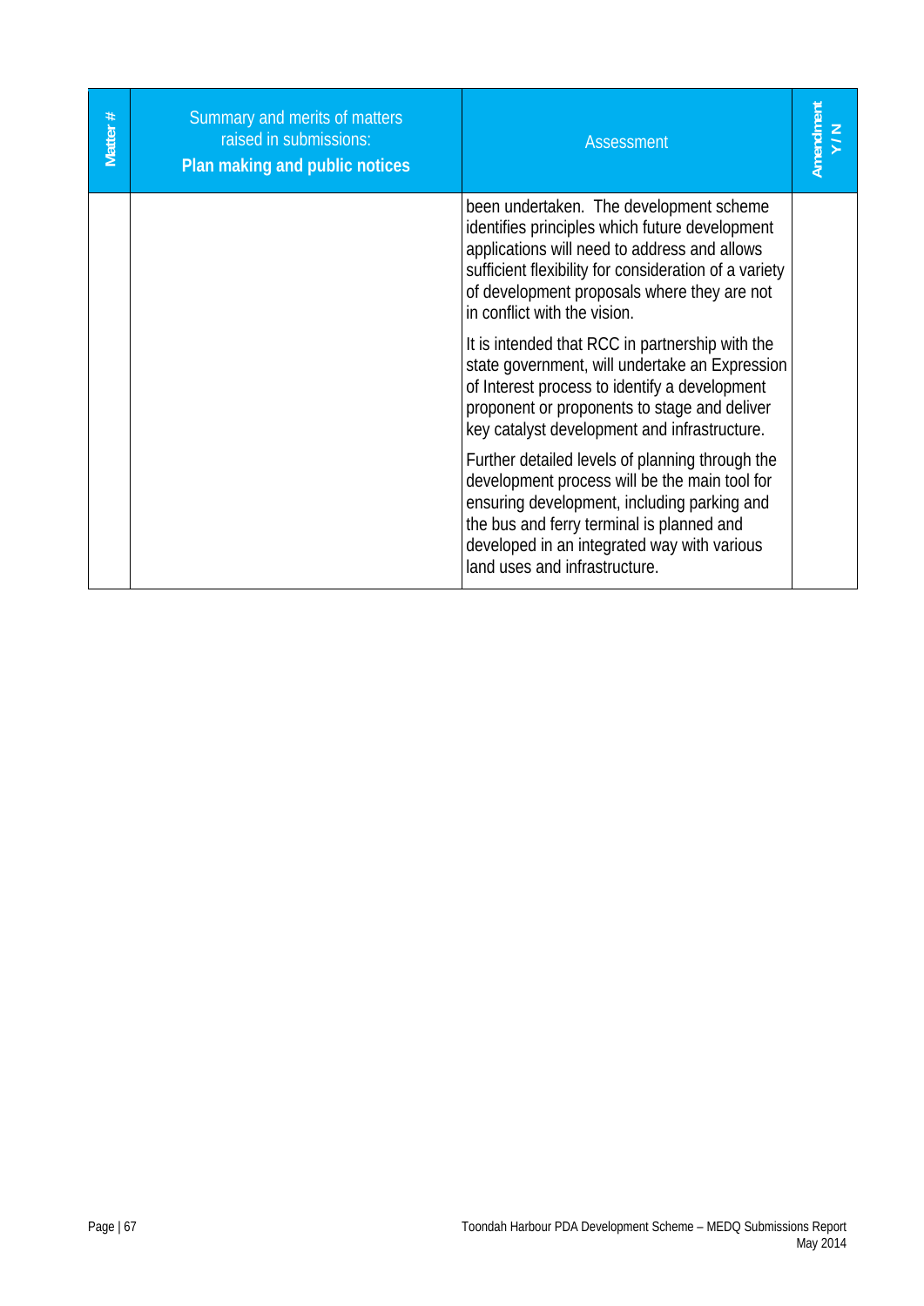| Matter # | Summary and merits of matters raised in submissions: **Plan making and public notices** | Assessment | Amendment Y / N |
|---|---|---|---|
| | | been undertaken. The development scheme identifies principles which future development applications will need to address and allows sufficient flexibility for consideration of a variety of development proposals where they are not in conflict with the vision.<br><br>It is intended that RCC in partnership with the state government, will undertake an Expression of Interest process to identify a development proponent or proponents to stage and deliver key catalyst development and infrastructure.<br><br>Further detailed levels of planning through the development process will be the main tool for ensuring development, including parking and the bus and ferry terminal is planned and developed in an integrated way with various land uses and infrastructure. | |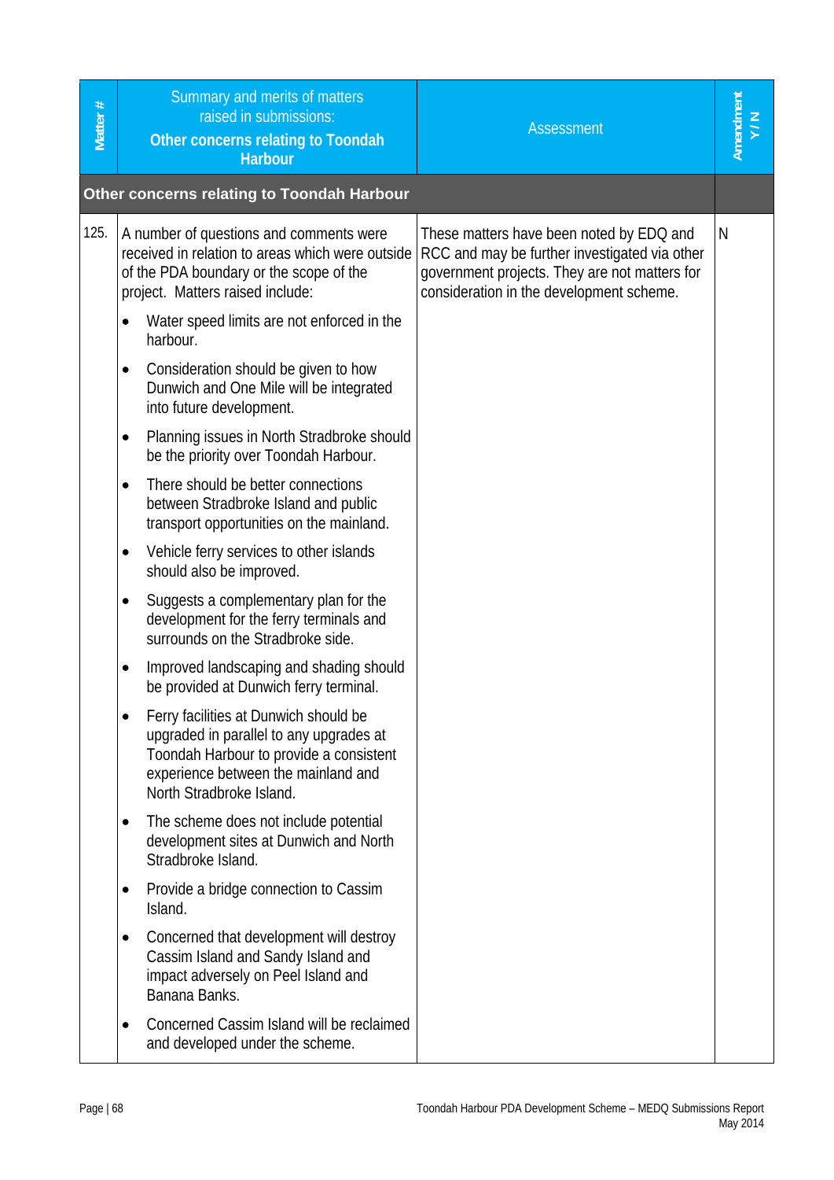| Matter # | Summary and merits of matters raised in submissions: **Other concerns relating to Toondah Harbour** | Assessment | Amendment Y / N |
|---|---|---|---|
| **Other concerns relating to Toondah Harbour** | | | |
| 125. | A number of questions and comments were received in relation to areas which were outside of the PDA boundary or the scope of the project. Matters raised include:<br>• Water speed limits are not enforced in the harbour.<br>• Consideration should be given to how Dunwich and One Mile will be integrated into future development.<br>• Planning issues in North Stradbroke should be the priority over Toondah Harbour.<br>• There should be better connections between Stradbroke Island and public transport opportunities on the mainland.<br>• Vehicle ferry services to other islands should also be improved.<br>• Suggests a complementary plan for the development for the ferry terminals and surrounds on the Stradbroke side.<br>• Improved landscaping and shading should be provided at Dunwich ferry terminal.<br>• Ferry facilities at Dunwich should be upgraded in parallel to any upgrades at Toondah Harbour to provide a consistent experience between the mainland and North Stradbroke Island.<br>• The scheme does not include potential development sites at Dunwich and North Stradbroke Island.<br>• Provide a bridge connection to Cassim Island.<br>• Concerned that development will destroy Cassim Island and Sandy Island and impact adversely on Peel Island and Banana Banks.<br>• Concerned Cassim Island will be reclaimed and developed under the scheme. | These matters have been noted by EDQ and RCC and may be further investigated via other government projects. They are not matters for consideration in the development scheme. | N |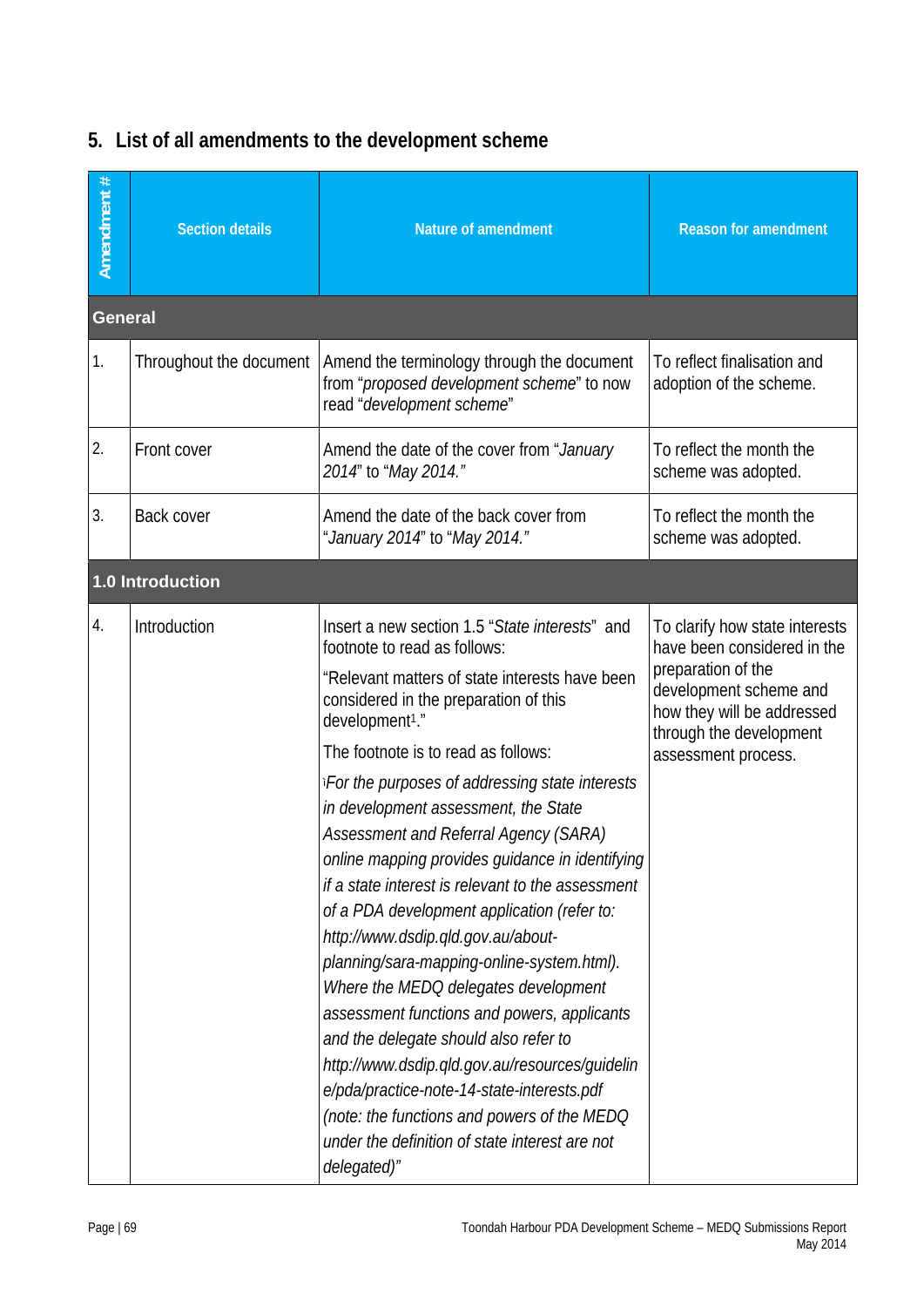## 5. List of all amendments to the development scheme

| Amendment # | Section details | Nature of amendment | Reason for amendment |
|---|---|---|---|
| **General** | | | |
| 1. | Throughout the document | Amend the terminology through the document from "*proposed development scheme*" to now read "*development scheme*" | To reflect finalisation and adoption of the scheme. |
| 2. | Front cover | Amend the date of the cover from "*January 2014*" to "*May 2014.*" | To reflect the month the scheme was adopted. |
| 3. | Back cover | Amend the date of the back cover from "*January 2014*" to "*May 2014.*" | To reflect the month the scheme was adopted. |
| **1.0 Introduction** | | | |
| 4. | Introduction | Insert a new section 1.5 "*State interests*" and footnote to read as follows:<br>"Relevant matters of state interests have been considered in the preparation of this development[1]."<br>The footnote is to read as follows:<br>[1]*For the purposes of addressing state interests in development assessment, the State Assessment and Referral Agency (SARA) online mapping provides guidance in identifying if a state interest is relevant to the assessment of a PDA development application (refer to: http://www.dsdip.qld.gov.au/about-planning/sara-mapping-online-system.html). Where the MEDQ delegates development assessment functions and powers, applicants and the delegate should also refer to http://www.dsdip.qld.gov.au/resources/guideline/pda/practice-note-14-state-interests.pdf (note: the functions and powers of the MEDQ under the definition of state interest are not delegated)"* | To clarify how state interests have been considered in the preparation of the development scheme and how they will be addressed through the development assessment process. |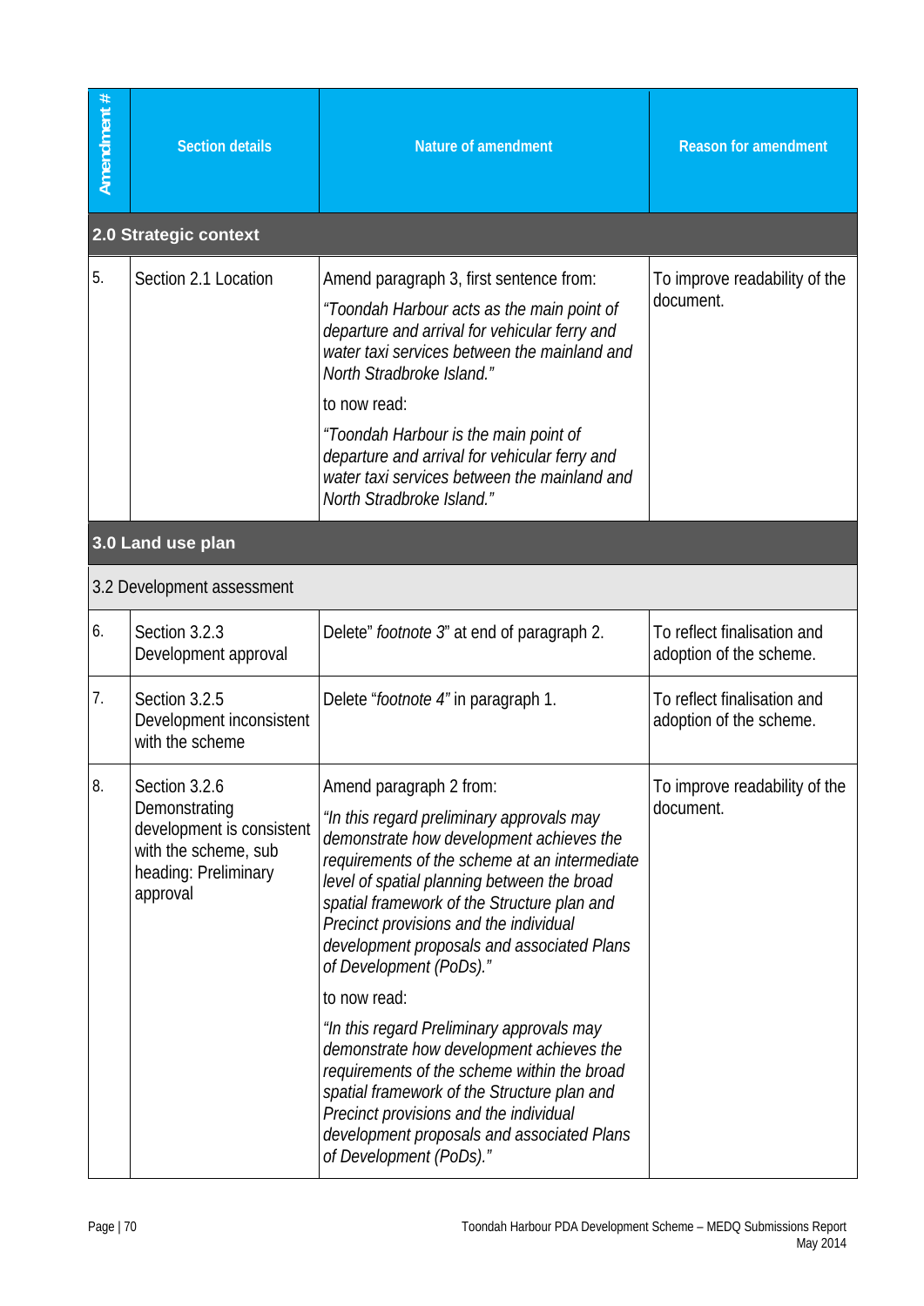| Amendment # | Section details | Nature of amendment | Reason for amendment |
|---|---|---|---|
| **2.0 Strategic context** | | | |
| 5. | Section 2.1 Location | Amend paragraph 3, first sentence from: *"Toondah Harbour acts as the main point of departure and arrival for vehicular ferry and water taxi services between the mainland and North Stradbroke Island."* to now read: *"Toondah Harbour is the main point of departure and arrival for vehicular ferry and water taxi services between the mainland and North Stradbroke Island."* | To improve readability of the document. |
| **3.0 Land use plan** | | | |
| 3.2 Development assessment | | | |
| 6. | Section 3.2.3 Development approval | Delete" *footnote 3*" at end of paragraph 2. | To reflect finalisation and adoption of the scheme. |
| 7. | Section 3.2.5 Development inconsistent with the scheme | Delete "*footnote 4"* in paragraph 1. | To reflect finalisation and adoption of the scheme. |
| 8. | Section 3.2.6 Demonstrating development is consistent with the scheme, sub heading: Preliminary approval | Amend paragraph 2 from: *"In this regard preliminary approvals may demonstrate how development achieves the requirements of the scheme at an intermediate level of spatial planning between the broad spatial framework of the Structure plan and Precinct provisions and the individual development proposals and associated Plans of Development (PoDs)."* to now read: *"In this regard Preliminary approvals may demonstrate how development achieves the requirements of the scheme within the broad spatial framework of the Structure plan and Precinct provisions and the individual development proposals and associated Plans of Development (PoDs)."* | To improve readability of the document. |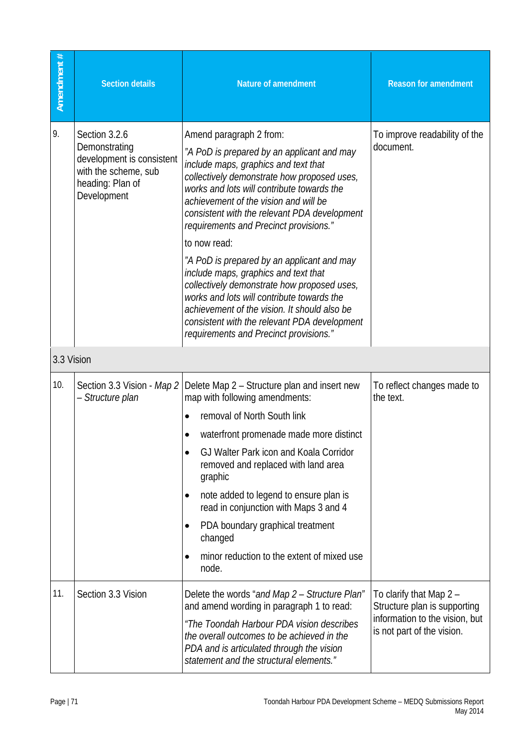| Amendment # | Section details | Nature of amendment | Reason for amendment |
|---|---|---|---|
| 9. | Section 3.2.6 Demonstrating development is consistent with the scheme, sub heading: Plan of Development | Amend paragraph 2 from: *"A PoD is prepared by an applicant and may include maps, graphics and text that collectively demonstrate how proposed uses, works and lots will contribute towards the achievement of the vision and will be consistent with the relevant PDA development requirements and Precinct provisions."* to now read: *"A PoD is prepared by an applicant and may include maps, graphics and text that collectively demonstrate how proposed uses, works and lots will contribute towards the achievement of the vision. It should also be consistent with the relevant PDA development requirements and Precinct provisions."* | To improve readability of the document. |
| 3.3 Vision | | | |
| 10. | Section 3.3 Vision - *Map 2 – Structure plan* | Delete Map 2 – Structure plan and insert new map with following amendments: <br>• removal of North South link <br>• waterfront promenade made more distinct <br>• GJ Walter Park icon and Koala Corridor removed and replaced with land area graphic <br>• note added to legend to ensure plan is read in conjunction with Maps 3 and 4 <br>• PDA boundary graphical treatment changed <br>• minor reduction to the extent of mixed use node. | To reflect changes made to the text. |
| 11. | Section 3.3 Vision | Delete the words "*and Map 2 – Structure Plan*" and amend wording in paragraph 1 to read: *"The Toondah Harbour PDA vision describes the overall outcomes to be achieved in the PDA and is articulated through the vision statement and the structural elements."* | To clarify that Map 2 – Structure plan is supporting information to the vision, but is not part of the vision. |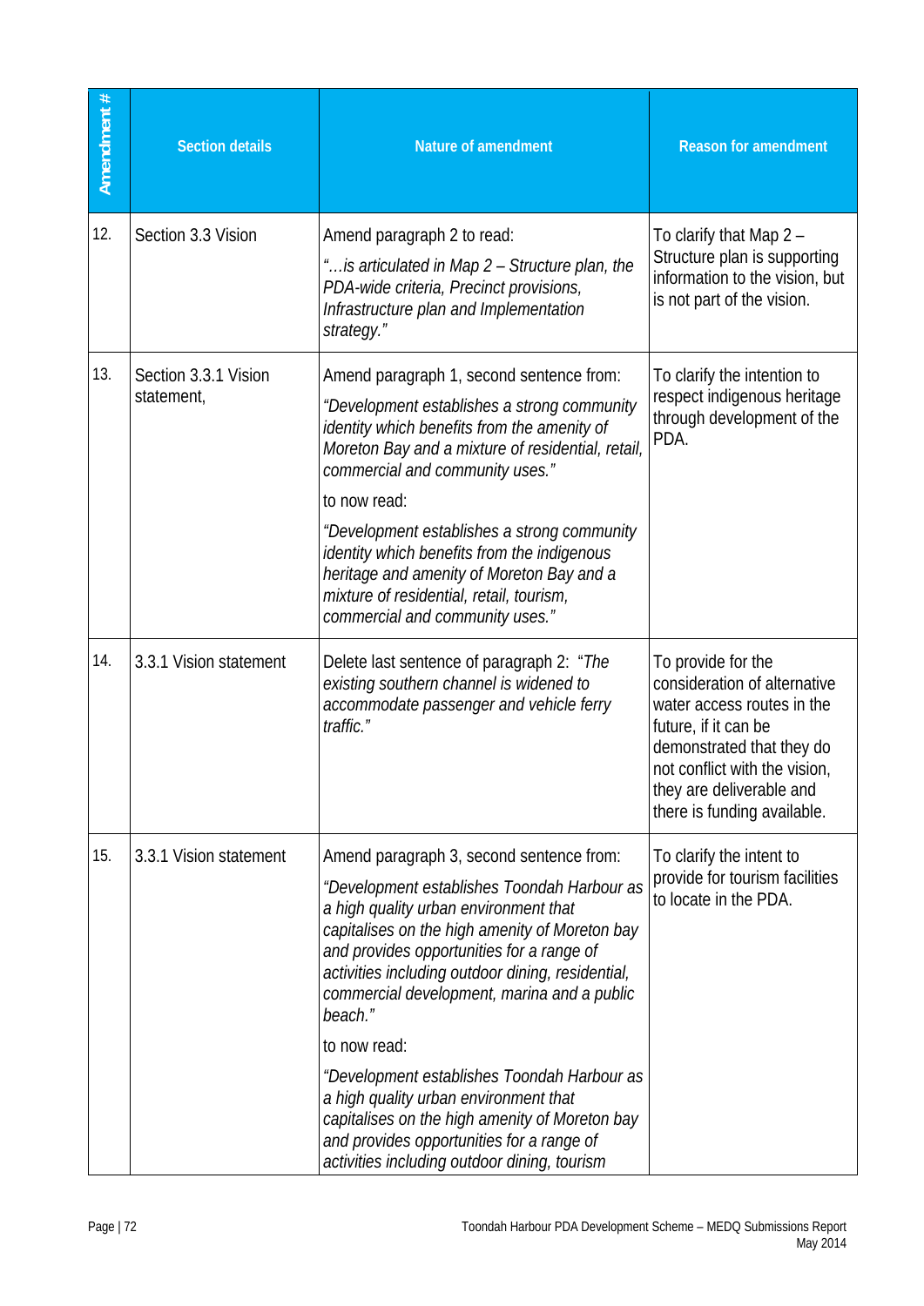| Amendment # | Section details | Nature of amendment | Reason for amendment |
|---|---|---|---|
| 12. | Section 3.3 Vision | Amend paragraph 2 to read:<br>*"…is articulated in Map 2 – Structure plan, the PDA-wide criteria, Precinct provisions, Infrastructure plan and Implementation strategy."* | To clarify that Map 2 – Structure plan is supporting information to the vision, but is not part of the vision. |
| 13. | Section 3.3.1 Vision statement, | Amend paragraph 1, second sentence from:<br>*"Development establishes a strong community identity which benefits from the amenity of Moreton Bay and a mixture of residential, retail, commercial and community uses."*<br>to now read:<br>*"Development establishes a strong community identity which benefits from the indigenous heritage and amenity of Moreton Bay and a mixture of residential, retail, tourism, commercial and community uses."* | To clarify the intention to respect indigenous heritage through development of the PDA. |
| 14. | 3.3.1 Vision statement | Delete last sentence of paragraph 2: *"The existing southern channel is widened to accommodate passenger and vehicle ferry traffic."* | To provide for the consideration of alternative water access routes in the future, if it can be demonstrated that they do not conflict with the vision, they are deliverable and there is funding available. |
| 15. | 3.3.1 Vision statement | Amend paragraph 3, second sentence from:<br>*"Development establishes Toondah Harbour as a high quality urban environment that capitalises on the high amenity of Moreton bay and provides opportunities for a range of activities including outdoor dining, residential, commercial development, marina and a public beach."*<br>to now read:<br>*"Development establishes Toondah Harbour as a high quality urban environment that capitalises on the high amenity of Moreton bay and provides opportunities for a range of activities including outdoor dining, tourism* | To clarify the intent to provide for tourism facilities to locate in the PDA. |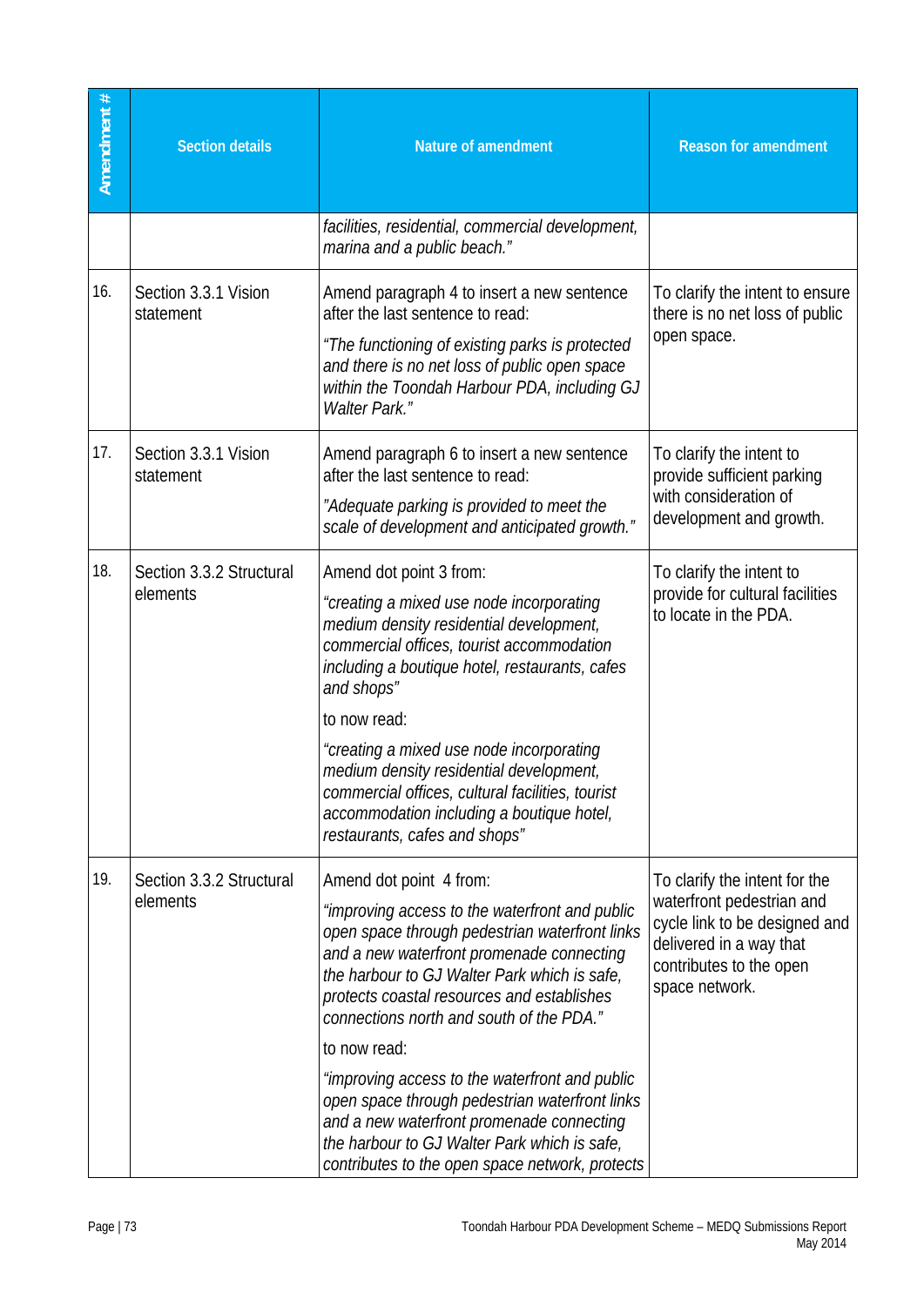| Amendment # | Section details | Nature of amendment | Reason for amendment |
|---|---|---|---|
| | | *facilities, residential, commercial development, marina and a public beach."* | |
| 16. | Section 3.3.1 Vision statement | Amend paragraph 4 to insert a new sentence after the last sentence to read:<br><br>*"The functioning of existing parks is protected and there is no net loss of public open space within the Toondah Harbour PDA, including GJ Walter Park."* | To clarify the intent to ensure there is no net loss of public open space. |
| 17. | Section 3.3.1 Vision statement | Amend paragraph 6 to insert a new sentence after the last sentence to read:<br><br>*"Adequate parking is provided to meet the scale of development and anticipated growth."* | To clarify the intent to provide sufficient parking with consideration of development and growth. |
| 18. | Section 3.3.2 Structural elements | Amend dot point 3 from:<br><br>*"creating a mixed use node incorporating medium density residential development, commercial offices, tourist accommodation including a boutique hotel, restaurants, cafes and shops"*<br><br>to now read:<br><br>*"creating a mixed use node incorporating medium density residential development, commercial offices, cultural facilities, tourist accommodation including a boutique hotel, restaurants, cafes and shops"* | To clarify the intent to provide for cultural facilities to locate in the PDA. |
| 19. | Section 3.3.2 Structural elements | Amend dot point 4 from:<br><br>*"improving access to the waterfront and public open space through pedestrian waterfront links and a new waterfront promenade connecting the harbour to GJ Walter Park which is safe, protects coastal resources and establishes connections north and south of the PDA."*<br><br>to now read:<br><br>*"improving access to the waterfront and public open space through pedestrian waterfront links and a new waterfront promenade connecting the harbour to GJ Walter Park which is safe, contributes to the open space network, protects* | To clarify the intent for the waterfront pedestrian and cycle link to be designed and delivered in a way that contributes to the open space network. |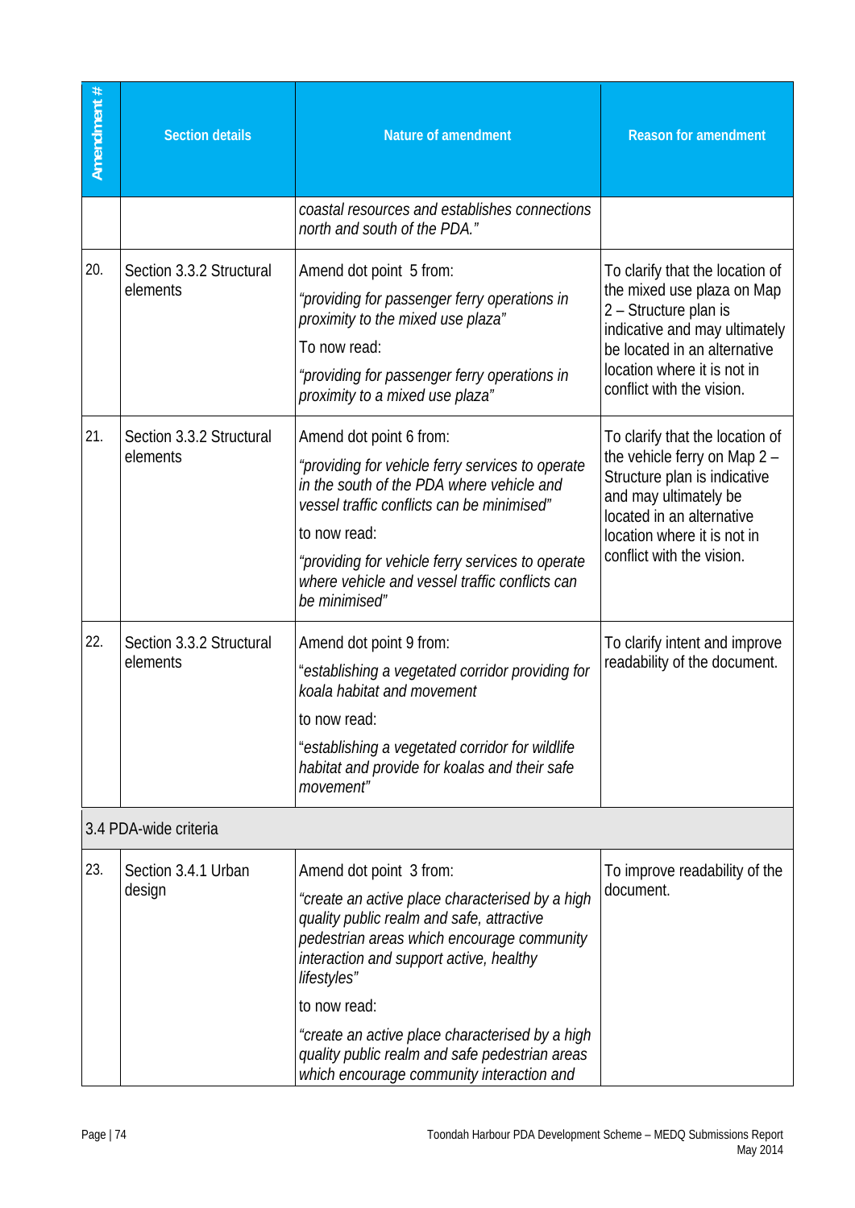| Amendment # | Section details | Nature of amendment | Reason for amendment |
|---|---|---|---|
| | | *coastal resources and establishes connections north and south of the PDA."* | |
| 20. | Section 3.3.2 Structural elements | Amend dot point 5 from:<br>*"providing for passenger ferry operations in proximity to the mixed use plaza"*<br>To now read:<br>*"providing for passenger ferry operations in proximity to a mixed use plaza"* | To clarify that the location of the mixed use plaza on Map 2 – Structure plan is indicative and may ultimately be located in an alternative location where it is not in conflict with the vision. |
| 21. | Section 3.3.2 Structural elements | Amend dot point 6 from:<br>*"providing for vehicle ferry services to operate in the south of the PDA where vehicle and vessel traffic conflicts can be minimised"*<br>to now read:<br>*"providing for vehicle ferry services to operate where vehicle and vessel traffic conflicts can be minimised"* | To clarify that the location of the vehicle ferry on Map 2 – Structure plan is indicative and may ultimately be located in an alternative location where it is not in conflict with the vision. |
| 22. | Section 3.3.2 Structural elements | Amend dot point 9 from:<br>"*establishing a vegetated corridor providing for koala habitat and movement*<br>to now read:<br>"*establishing a vegetated corridor for wildlife habitat and provide for koalas and their safe movement"* | To clarify intent and improve readability of the document. |
| 3.4 PDA-wide criteria | | | |
| 23. | Section 3.4.1 Urban design | Amend dot point 3 from:<br>*"create an active place characterised by a high quality public realm and safe, attractive pedestrian areas which encourage community interaction and support active, healthy lifestyles"*<br>to now read:<br>*"create an active place characterised by a high quality public realm and safe pedestrian areas which encourage community interaction and* | To improve readability of the document. |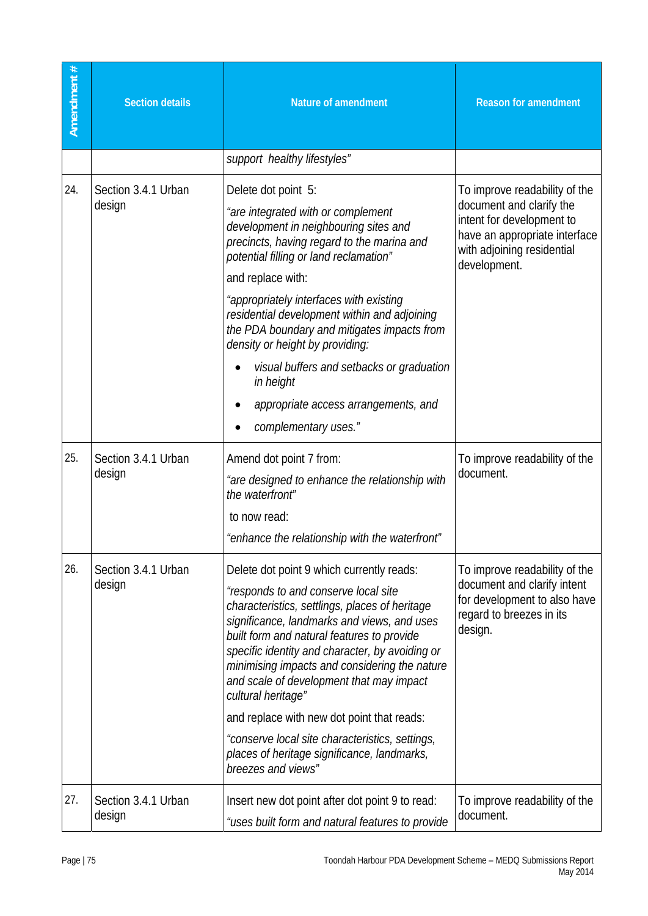| Amendment # | Section details | Nature of amendment | Reason for amendment |
|---|---|---|---|
| | | *support healthy lifestyles"* | |
| 24. | Section 3.4.1 Urban design | Delete dot point 5:<br>*"are integrated with or complement development in neighbouring sites and precincts, having regard to the marina and potential filling or land reclamation"*<br>and replace with:<br>*"appropriately interfaces with existing residential development within and adjoining the PDA boundary and mitigates impacts from density or height by providing:*<br>• *visual buffers and setbacks or graduation in height*<br>• *appropriate access arrangements, and*<br>• *complementary uses."* | To improve readability of the document and clarify the intent for development to have an appropriate interface with adjoining residential development. |
| 25. | Section 3.4.1 Urban design | Amend dot point 7 from:<br>*"are designed to enhance the relationship with the waterfront"*<br>to now read:<br>*"enhance the relationship with the waterfront"* | To improve readability of the document. |
| 26. | Section 3.4.1 Urban design | Delete dot point 9 which currently reads:<br>*"responds to and conserve local site characteristics, settlings, places of heritage significance, landmarks and views, and uses built form and natural features to provide specific identity and character, by avoiding or minimising impacts and considering the nature and scale of development that may impact cultural heritage"*<br>and replace with new dot point that reads:<br>*"conserve local site characteristics, settings, places of heritage significance, landmarks, breezes and views"* | To improve readability of the document and clarify intent for development to also have regard to breezes in its design. |
| 27. | Section 3.4.1 Urban design | Insert new dot point after dot point 9 to read:<br>*"uses built form and natural features to provide* | To improve readability of the document. |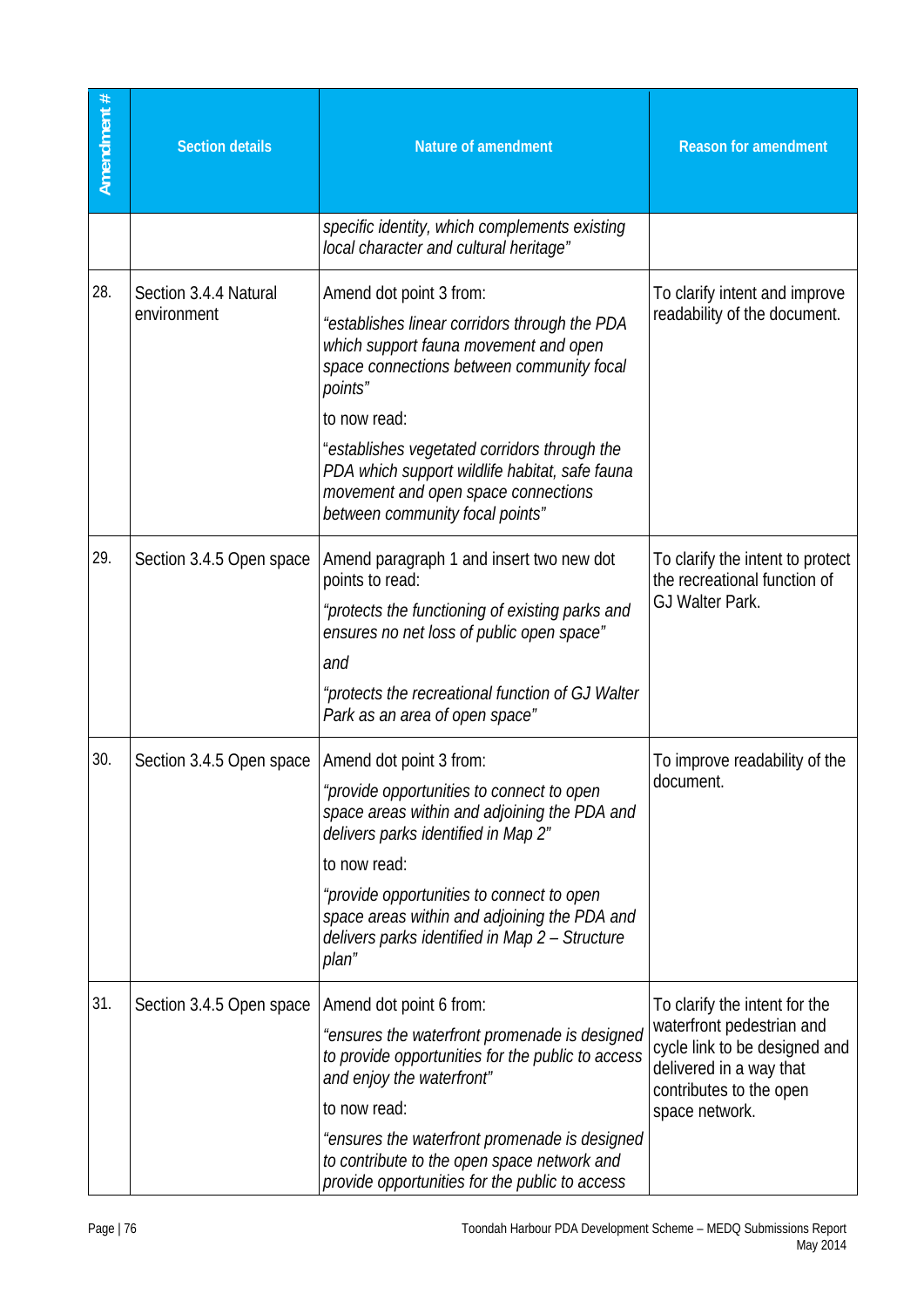| Amendment # | Section details | Nature of amendment | Reason for amendment |
|---|---|---|---|
| | | *specific identity, which complements existing local character and cultural heritage"* | |
| 28. | Section 3.4.4 Natural environment | Amend dot point 3 from:<br>*"establishes linear corridors through the PDA which support fauna movement and open space connections between community focal points"*<br>to now read:<br>*"establishes vegetated corridors through the PDA which support wildlife habitat, safe fauna movement and open space connections between community focal points"* | To clarify intent and improve readability of the document. |
| 29. | Section 3.4.5 Open space | Amend paragraph 1 and insert two new dot points to read:<br>*"protects the functioning of existing parks and ensures no net loss of public open space"*<br>*and*<br>*"protects the recreational function of GJ Walter Park as an area of open space"* | To clarify the intent to protect the recreational function of GJ Walter Park. |
| 30. | Section 3.4.5 Open space | Amend dot point 3 from:<br>*"provide opportunities to connect to open space areas within and adjoining the PDA and delivers parks identified in Map 2"*<br>to now read:<br>*"provide opportunities to connect to open space areas within and adjoining the PDA and delivers parks identified in Map 2 – Structure plan"* | To improve readability of the document. |
| 31. | Section 3.4.5 Open space | Amend dot point 6 from:<br>*"ensures the waterfront promenade is designed to provide opportunities for the public to access and enjoy the waterfront"*<br>to now read:<br>*"ensures the waterfront promenade is designed to contribute to the open space network and provide opportunities for the public to access* | To clarify the intent for the waterfront pedestrian and cycle link to be designed and delivered in a way that contributes to the open space network. |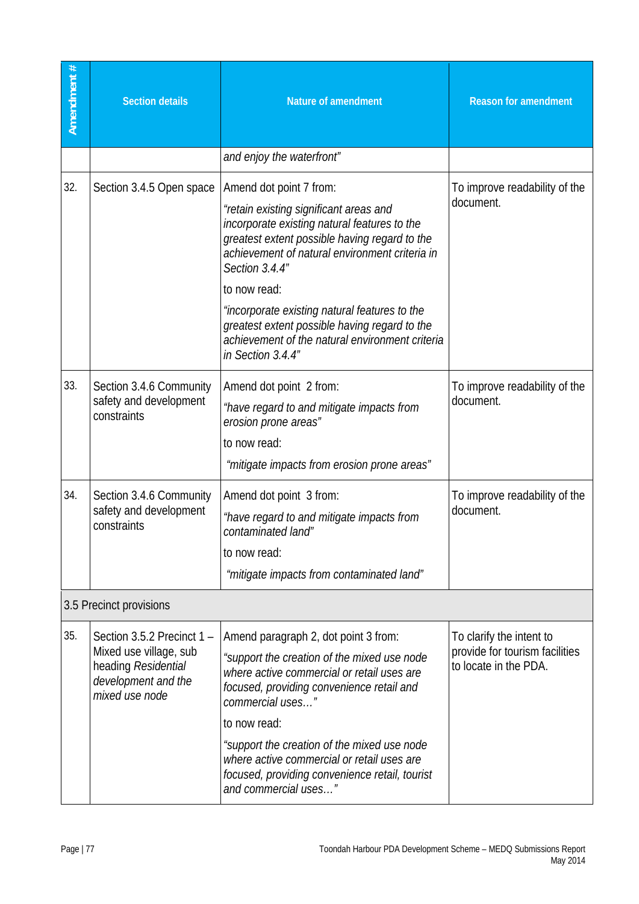| Amendment # | Section details | Nature of amendment | Reason for amendment |
|---|---|---|---|
| | | *and enjoy the waterfront"* | |
| 32. | Section 3.4.5 Open space | Amend dot point 7 from:<br>*"retain existing significant areas and incorporate existing natural features to the greatest extent possible having regard to the achievement of natural environment criteria in Section 3.4.4"*<br>to now read:<br>*"incorporate existing natural features to the greatest extent possible having regard to the achievement of the natural environment criteria in Section 3.4.4"* | To improve readability of the document. |
| 33. | Section 3.4.6 Community safety and development constraints | Amend dot point 2 from:<br>*"have regard to and mitigate impacts from erosion prone areas"*<br>to now read:<br>*"mitigate impacts from erosion prone areas"* | To improve readability of the document. |
| 34. | Section 3.4.6 Community safety and development constraints | Amend dot point 3 from:<br>*"have regard to and mitigate impacts from contaminated land"*<br>to now read:<br>*"mitigate impacts from contaminated land"* | To improve readability of the document. |
| 3.5 Precinct provisions | | | |
| 35. | Section 3.5.2 Precinct 1 – Mixed use village, sub heading *Residential development and the mixed use node* | Amend paragraph 2, dot point 3 from:<br>*"support the creation of the mixed use node where active commercial or retail uses are focused, providing convenience retail and commercial uses…"*<br>to now read:<br>*"support the creation of the mixed use node where active commercial or retail uses are focused, providing convenience retail, tourist and commercial uses…"* | To clarify the intent to provide for tourism facilities to locate in the PDA. |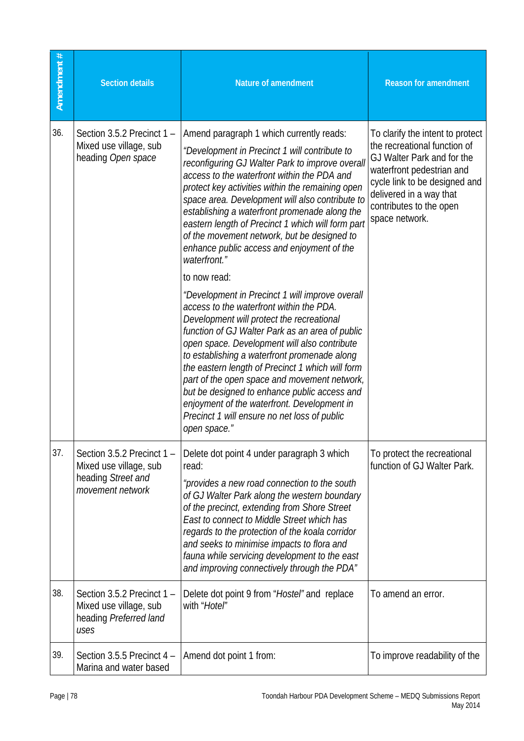| Amendment # | Section details | Nature of amendment | Reason for amendment |
|---|---|---|---|
| 36. | Section 3.5.2 Precinct 1 – Mixed use village, sub heading *Open space* | Amend paragraph 1 which currently reads: *"Development in Precinct 1 will contribute to reconfiguring GJ Walter Park to improve overall access to the waterfront within the PDA and protect key activities within the remaining open space area. Development will also contribute to establishing a waterfront promenade along the eastern length of Precinct 1 which will form part of the movement network, but be designed to enhance public access and enjoyment of the waterfront."* to now read: *"Development in Precinct 1 will improve overall access to the waterfront within the PDA. Development will protect the recreational function of GJ Walter Park as an area of public open space. Development will also contribute to establishing a waterfront promenade along the eastern length of Precinct 1 which will form part of the open space and movement network, but be designed to enhance public access and enjoyment of the waterfront. Development in Precinct 1 will ensure no net loss of public open space."* | To clarify the intent to protect the recreational function of GJ Walter Park and for the waterfront pedestrian and cycle link to be designed and delivered in a way that contributes to the open space network. |
| 37. | Section 3.5.2 Precinct 1 – Mixed use village, sub heading *Street and movement network* | Delete dot point 4 under paragraph 3 which read: *"provides a new road connection to the south of GJ Walter Park along the western boundary of the precinct, extending from Shore Street East to connect to Middle Street which has regards to the protection of the koala corridor and seeks to minimise impacts to flora and fauna while servicing development to the east and improving connectively through the PDA"* | To protect the recreational function of GJ Walter Park. |
| 38. | Section 3.5.2 Precinct 1 – Mixed use village, sub heading *Preferred land uses* | Delete dot point 9 from "*Hostel*" and replace with "*Hotel*" | To amend an error. |
| 39. | Section 3.5.5 Precinct 4 – Marina and water based | Amend dot point 1 from: | To improve readability of the |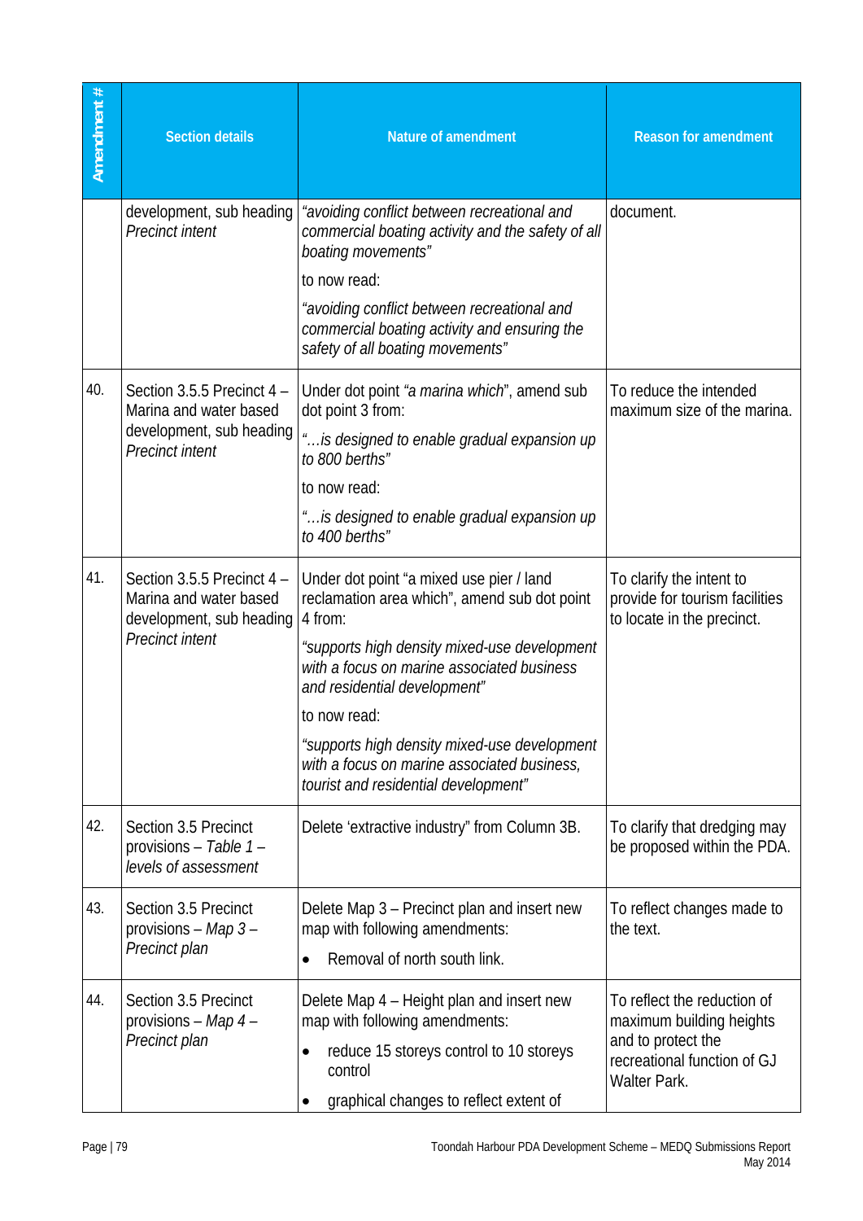| Amendment # | Section details | Nature of amendment | Reason for amendment |
|---|---|---|---|
| | development, sub heading *Precinct intent* | *"avoiding conflict between recreational and commercial boating activity and the safety of all boating movements"*<br><br>to now read:<br><br>*"avoiding conflict between recreational and commercial boating activity and ensuring the safety of all boating movements"* | document. |
| 40. | Section 3.5.5 Precinct 4 – Marina and water based development, sub heading *Precinct intent* | Under dot point *"a marina which"*, amend sub dot point 3 from:<br><br>*"…is designed to enable gradual expansion up to 800 berths"*<br><br>to now read:<br><br>*"…is designed to enable gradual expansion up to 400 berths"* | To reduce the intended maximum size of the marina. |
| 41. | Section 3.5.5 Precinct 4 – Marina and water based development, sub heading *Precinct intent* | Under dot point "a mixed use pier / land reclamation area which", amend sub dot point 4 from:<br><br>*"supports high density mixed-use development with a focus on marine associated business and residential development"*<br><br>to now read:<br><br>*"supports high density mixed-use development with a focus on marine associated business, tourist and residential development"* | To clarify the intent to provide for tourism facilities to locate in the precinct. |
| 42. | Section 3.5 Precinct provisions – *Table 1 – levels of assessment* | Delete 'extractive industry" from Column 3B. | To clarify that dredging may be proposed within the PDA. |
| 43. | Section 3.5 Precinct provisions – *Map 3 – Precinct plan* | Delete Map 3 – Precinct plan and insert new map with following amendments.<br><br>• Removal of north south link. | To reflect changes made to the text. |
| 44. | Section 3.5 Precinct provisions – *Map 4 – Precinct plan* | Delete Map 4 – Height plan and insert new map with following amendments:<br><br>• reduce 15 storeys control to 10 storeys control<br>• graphical changes to reflect extent of | To reflect the reduction of maximum building heights and to protect the recreational function of GJ Walter Park. |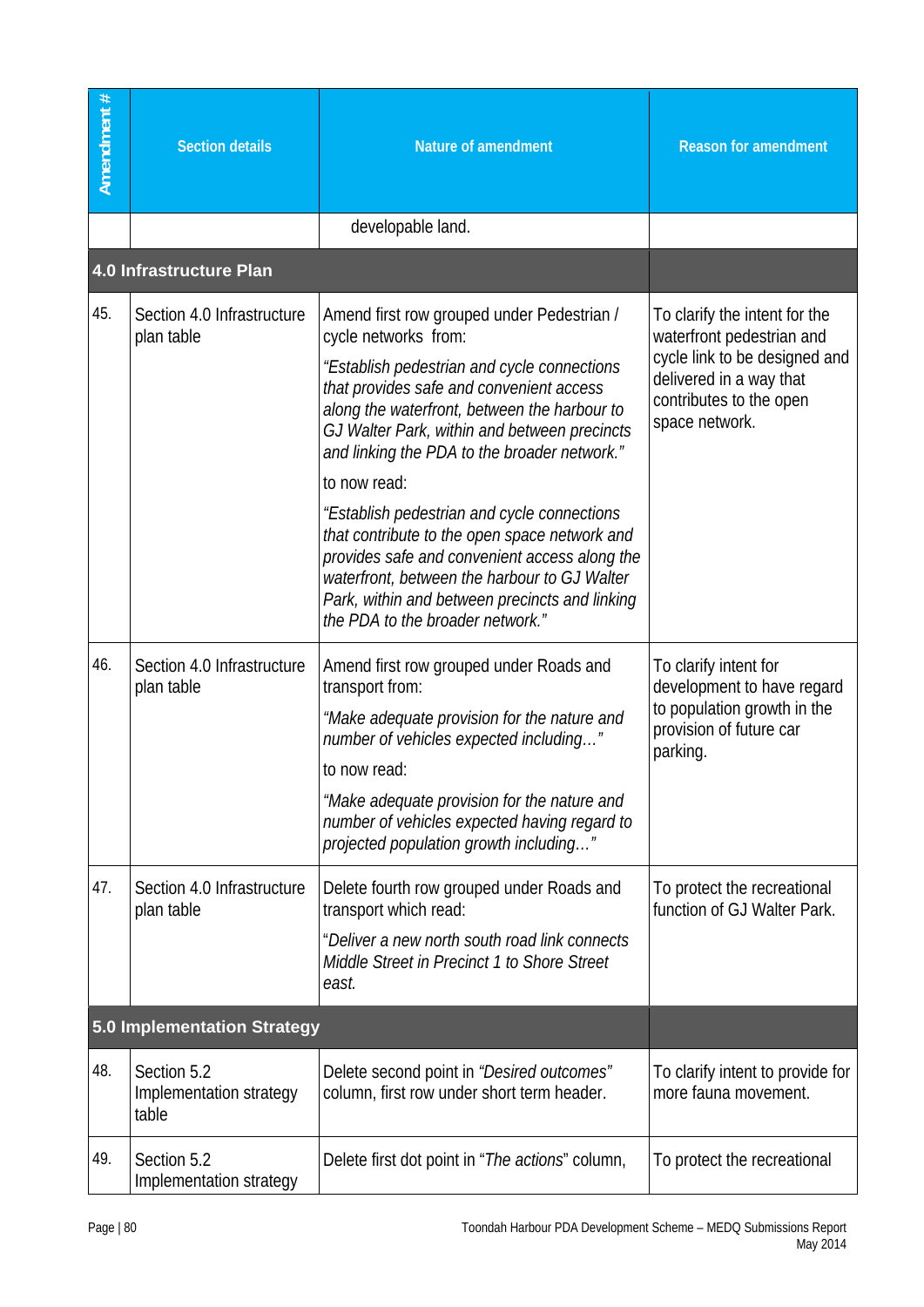| Amendment # | Section details | Nature of amendment | Reason for amendment |
|---|---|---|---|
| | | developable land. | |
| **4.0 Infrastructure Plan** | | | |
| 45. | Section 4.0 Infrastructure plan table | Amend first row grouped under Pedestrian / cycle networks from: *"Establish pedestrian and cycle connections that provides safe and convenient access along the waterfront, between the harbour to GJ Walter Park, within and between precincts and linking the PDA to the broader network."* to now read: *"Establish pedestrian and cycle connections that contribute to the open space network and provides safe and convenient access along the waterfront, between the harbour to GJ Walter Park, within and between precincts and linking the PDA to the broader network."* | To clarify the intent for the waterfront pedestrian and cycle link to be designed and delivered in a way that contributes to the open space network. |
| 46. | Section 4.0 Infrastructure plan table | Amend first row grouped under Roads and transport from: *"Make adequate provision for the nature and number of vehicles expected including…"* to now read: *"Make adequate provision for the nature and number of vehicles expected having regard to projected population growth including…"* | To clarify intent for development to have regard to population growth in the provision of future car parking. |
| 47. | Section 4.0 Infrastructure plan table | Delete fourth row grouped under Roads and transport which read: "*Deliver a new north south road link connects Middle Street in Precinct 1 to Shore Street east.* | To protect the recreational function of GJ Walter Park. |
| **5.0 Implementation Strategy** | | | |
| 48. | Section 5.2 Implementation strategy table | Delete second point in *"Desired outcomes"* column, first row under short term header. | To clarify intent to provide for more fauna movement. |
| 49. | Section 5.2 Implementation strategy | Delete first dot point in "*The actions*" column, | To protect the recreational |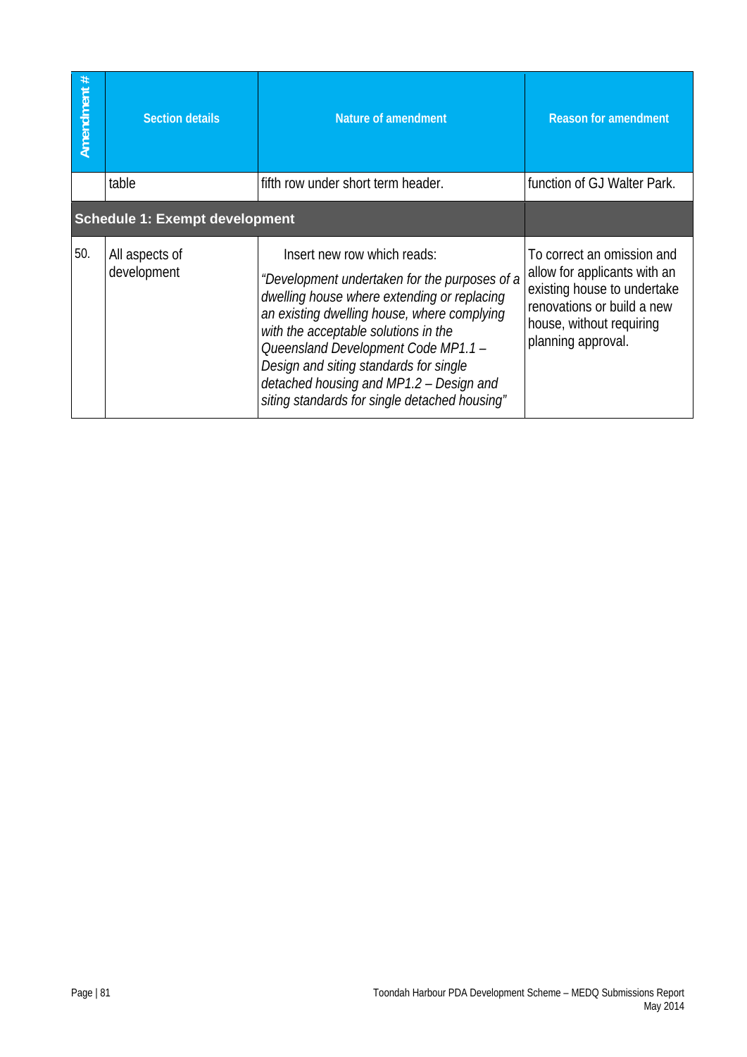| Amendment # | Section details | Nature of amendment | Reason for amendment |
|---|---|---|---|
| | table | fifth row under short term header. | function of GJ Walter Park. |
| **Schedule 1: Exempt development** | | | |
| 50. | All aspects of development | Insert new row which reads: *"Development undertaken for the purposes of a dwelling house where extending or replacing an existing dwelling house, where complying with the acceptable solutions in the Queensland Development Code MP1.1 – Design and siting standards for single detached housing and MP1.2 – Design and siting standards for single detached housing"* | To correct an omission and allow for applicants with an existing house to undertake renovations or build a new house, without requiring planning approval. |